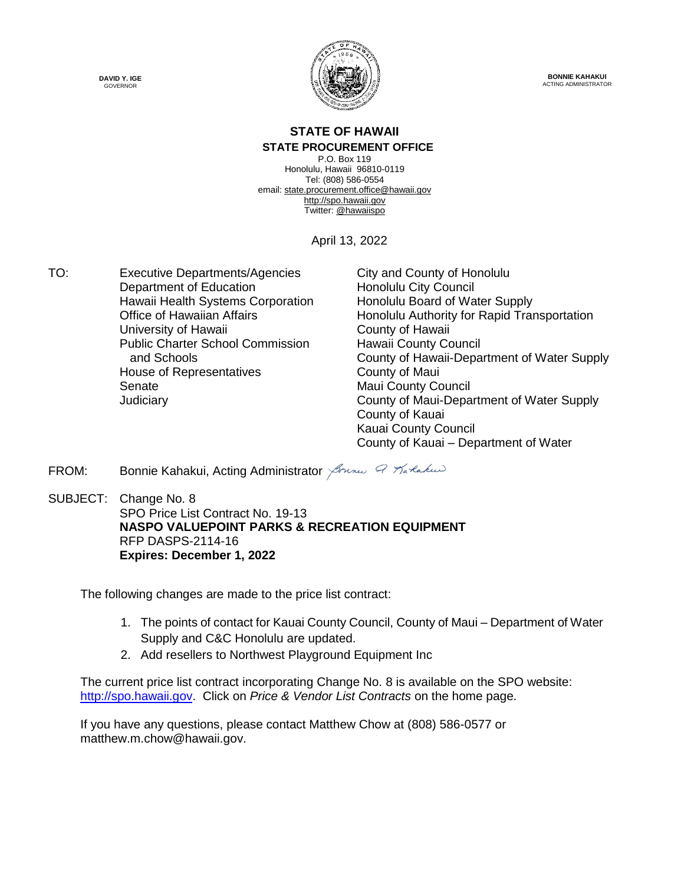**DAVID Y. IGE**
GOVERNOR

**BONNIE KAHAKUI**
ACTING ADMINISTRATOR

## STATE OF HAWAII
### STATE PROCUREMENT OFFICE

P.O. Box 119
Honolulu, Hawaii 96810-0119
Tel: (808) 586-0554
email: state.procurement.office@hawaii.gov
http://spo.hawaii.gov
Twitter: @hawaiispo

April 13, 2022

TO:

Executive Departments/Agencies
Department of Education
Hawaii Health Systems Corporation
Office of Hawaiian Affairs
University of Hawaii
Public Charter School Commission and Schools
House of Representatives
Senate
Judiciary

City and County of Honolulu
Honolulu City Council
Honolulu Board of Water Supply
Honolulu Authority for Rapid Transportation
County of Hawaii
Hawaii County Council
County of Hawaii-Department of Water Supply
County of Maui
Maui County Council
County of Maui-Department of Water Supply
County of Kauai
Kauai County Council
County of Kauai – Department of Water

FROM: Bonnie Kahakui, Acting Administrator

SUBJECT: Change No. 8
SPO Price List Contract No. 19-13
**NASPO VALUEPOINT PARKS & RECREATION EQUIPMENT**
RFP DASPS-2114-16
**Expires: December 1, 2022**

The following changes are made to the price list contract:

1. The points of contact for Kauai County Council, County of Maui – Department of Water Supply and C&C Honolulu are updated.
2. Add resellers to Northwest Playground Equipment Inc

The current price list contract incorporating Change No. 8 is available on the SPO website: http://spo.hawaii.gov. Click on *Price & Vendor List Contracts* on the home page.

If you have any questions, please contact Matthew Chow at (808) 586-0577 or matthew.m.chow@hawaii.gov.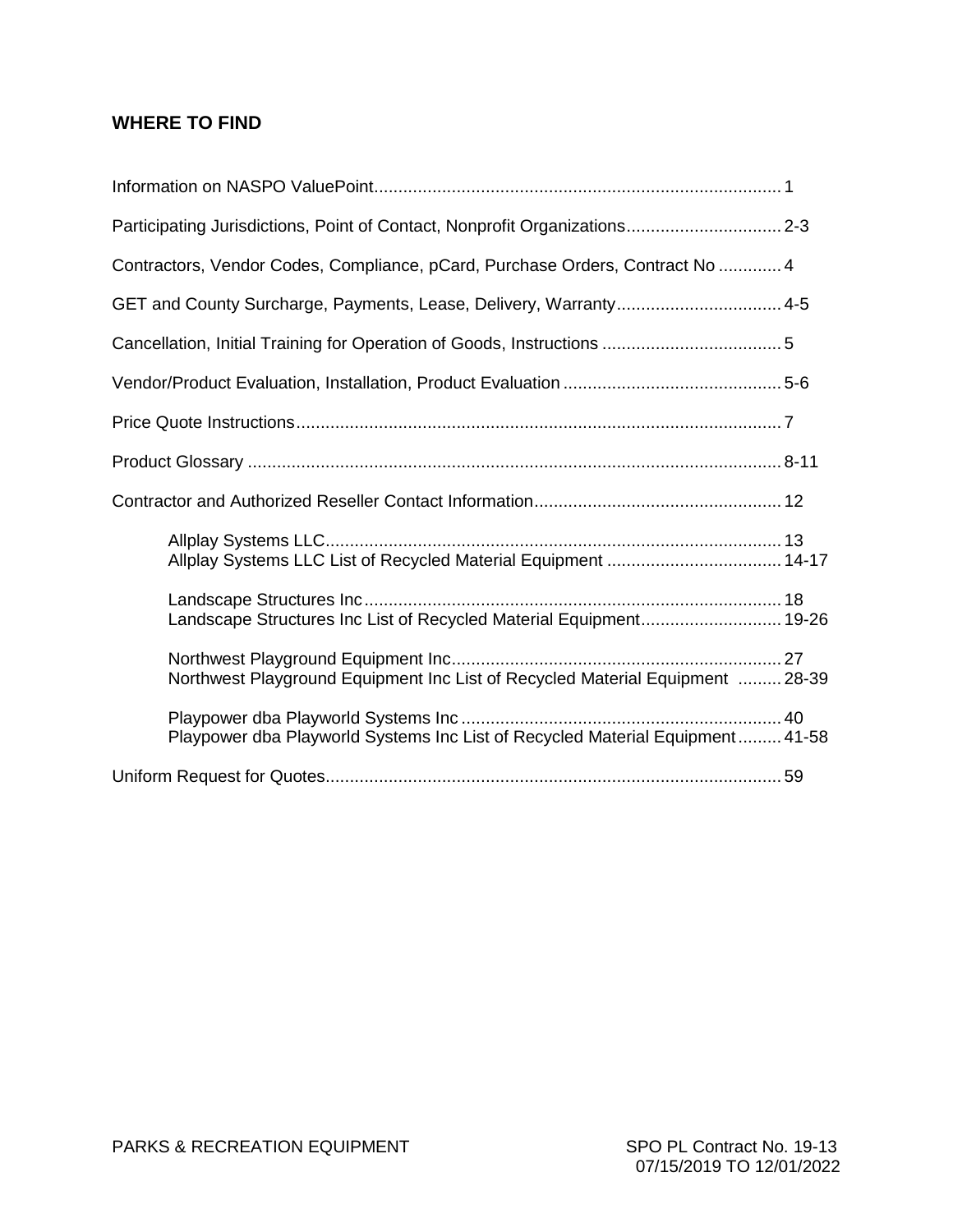## WHERE TO FIND

| | |
|---|---|
| Information on NASPO ValuePoint | 1 |
| Participating Jurisdictions, Point of Contact, Nonprofit Organizations | 2-3 |
| Contractors, Vendor Codes, Compliance, pCard, Purchase Orders, Contract No | 4 |
| GET and County Surcharge, Payments, Lease, Delivery, Warranty | 4-5 |
| Cancellation, Initial Training for Operation of Goods, Instructions | 5 |
| Vendor/Product Evaluation, Installation, Product Evaluation | 5-6 |
| Price Quote Instructions | 7 |
| Product Glossary | 8-11 |
| Contractor and Authorized Reseller Contact Information | 12 |
| Allplay Systems LLC | 13 |
| Allplay Systems LLC List of Recycled Material Equipment | 14-17 |
| Landscape Structures Inc | 18 |
| Landscape Structures Inc List of Recycled Material Equipment | 19-26 |
| Northwest Playground Equipment Inc | 27 |
| Northwest Playground Equipment Inc List of Recycled Material Equipment | 28-39 |
| Playpower dba Playworld Systems Inc | 40 |
| Playpower dba Playworld Systems Inc List of Recycled Material Equipment | 41-58 |
| Uniform Request for Quotes | 59 |

PARKS & RECREATION EQUIPMENT SPO PL Contract No. 19-13 07/15/2019 TO 12/01/2022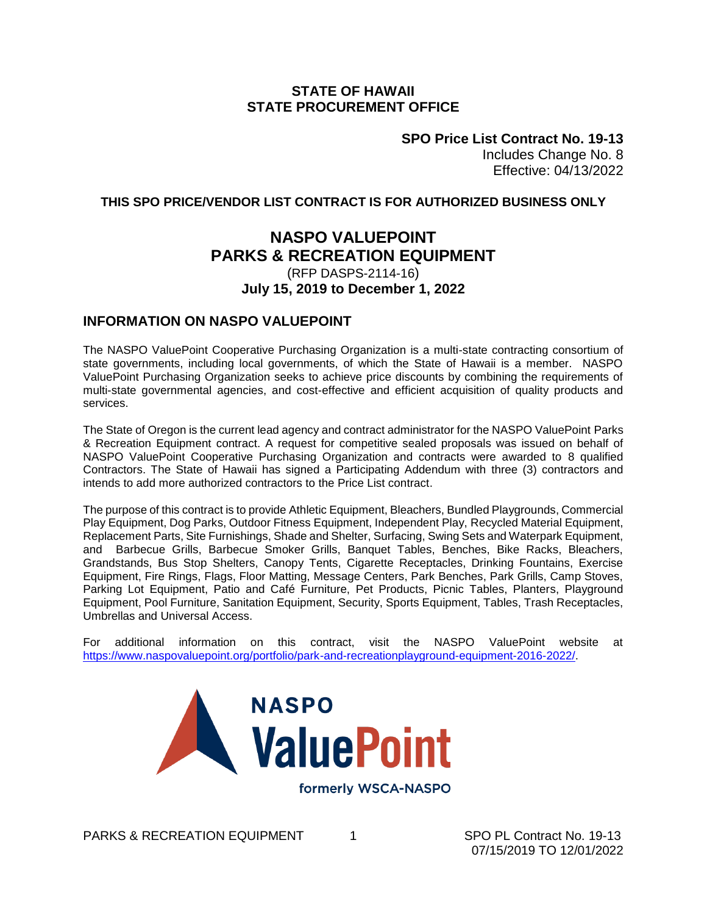**STATE OF HAWAII**
**STATE PROCUREMENT OFFICE**

**SPO Price List Contract No. 19-13**
Includes Change No. 8
Effective: 04/13/2022

**THIS SPO PRICE/VENDOR LIST CONTRACT IS FOR AUTHORIZED BUSINESS ONLY**

# NASPO VALUEPOINT PARKS & RECREATION EQUIPMENT

(RFP DASPS-2114-16)

**July 15, 2019 to December 1, 2022**

## INFORMATION ON NASPO VALUEPOINT

The NASPO ValuePoint Cooperative Purchasing Organization is a multi-state contracting consortium of state governments, including local governments, of which the State of Hawaii is a member. NASPO ValuePoint Purchasing Organization seeks to achieve price discounts by combining the requirements of multi-state governmental agencies, and cost-effective and efficient acquisition of quality products and services.

The State of Oregon is the current lead agency and contract administrator for the NASPO ValuePoint Parks & Recreation Equipment contract. A request for competitive sealed proposals was issued on behalf of NASPO ValuePoint Cooperative Purchasing Organization and contracts were awarded to 8 qualified Contractors. The State of Hawaii has signed a Participating Addendum with three (3) contractors and intends to add more authorized contractors to the Price List contract.

The purpose of this contract is to provide Athletic Equipment, Bleachers, Bundled Playgrounds, Commercial Play Equipment, Dog Parks, Outdoor Fitness Equipment, Independent Play, Recycled Material Equipment, Replacement Parts, Site Furnishings, Shade and Shelter, Surfacing, Swing Sets and Waterpark Equipment, and Barbecue Grills, Barbecue Smoker Grills, Banquet Tables, Benches, Bike Racks, Bleachers, Grandstands, Bus Stop Shelters, Canopy Tents, Cigarette Receptacles, Drinking Fountains, Exercise Equipment, Fire Rings, Flags, Floor Matting, Message Centers, Park Benches, Park Grills, Camp Stoves, Parking Lot Equipment, Patio and Café Furniture, Pet Products, Picnic Tables, Planters, Playground Equipment, Pool Furniture, Sanitation Equipment, Security, Sports Equipment, Tables, Trash Receptacles, Umbrellas and Universal Access.

For additional information on this contract, visit the NASPO ValuePoint website at https://www.naspovaluepoint.org/portfolio/park-and-recreationplayground-equipment-2016-2022/.

NASPO ValuePoint

formerly WSCA-NASPO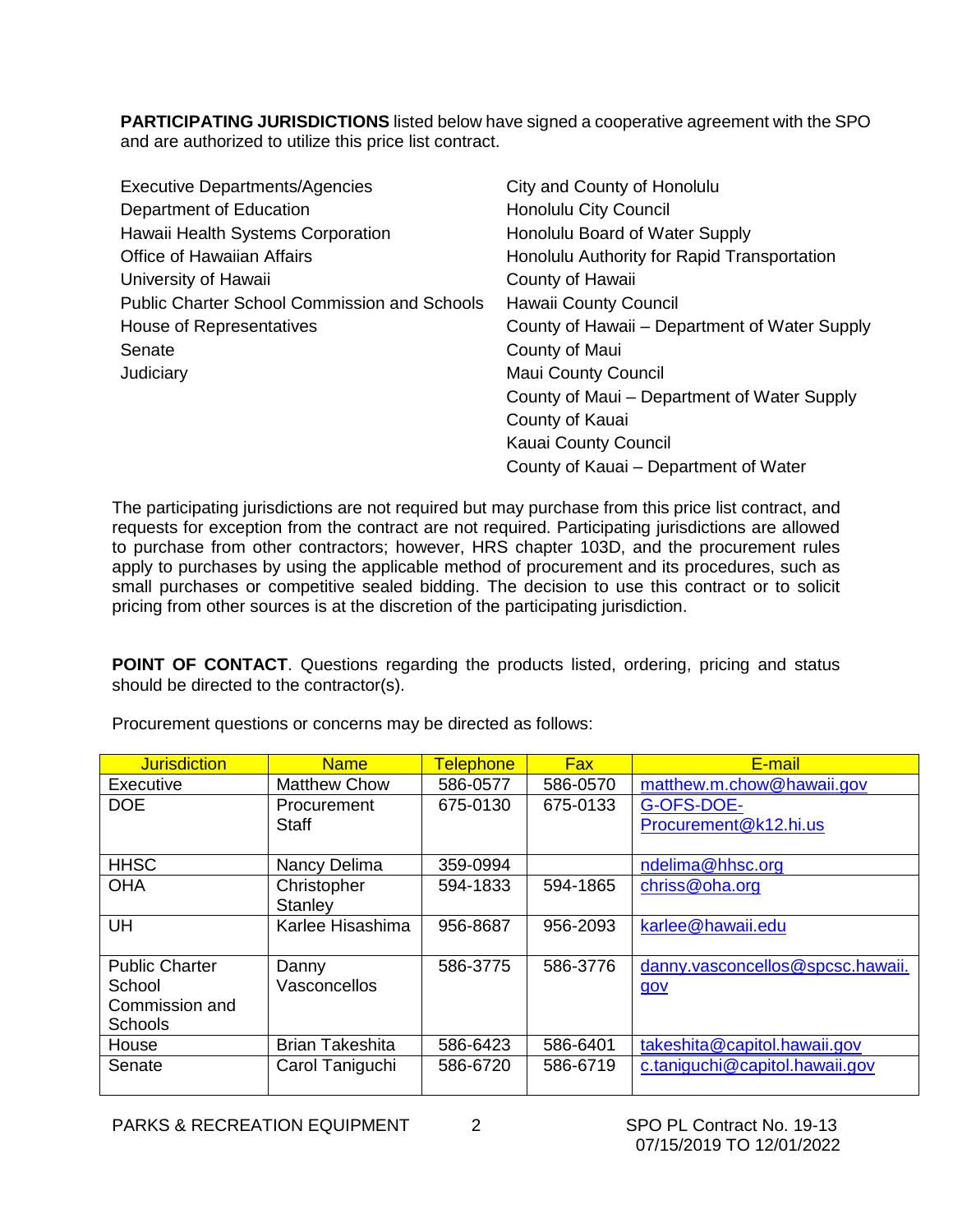**PARTICIPATING JURISDICTIONS** listed below have signed a cooperative agreement with the SPO and are authorized to utilize this price list contract.

Executive Departments/Agencies
Department of Education
Hawaii Health Systems Corporation
Office of Hawaiian Affairs
University of Hawaii
Public Charter School Commission and Schools
House of Representatives
Senate
Judiciary

City and County of Honolulu
Honolulu City Council
Honolulu Board of Water Supply
Honolulu Authority for Rapid Transportation
County of Hawaii
Hawaii County Council
County of Hawaii – Department of Water Supply
County of Maui
Maui County Council
County of Maui – Department of Water Supply
County of Kauai
Kauai County Council
County of Kauai – Department of Water

The participating jurisdictions are not required but may purchase from this price list contract, and requests for exception from the contract are not required. Participating jurisdictions are allowed to purchase from other contractors; however, HRS chapter 103D, and the procurement rules apply to purchases by using the applicable method of procurement and its procedures, such as small purchases or competitive sealed bidding. The decision to use this contract or to solicit pricing from other sources is at the discretion of the participating jurisdiction.

**POINT OF CONTACT**. Questions regarding the products listed, ordering, pricing and status should be directed to the contractor(s).

Procurement questions or concerns may be directed as follows:

| Jurisdiction | Name | Telephone | Fax | E-mail |
|---|---|---|---|---|
| Executive | Matthew Chow | 586-0577 | 586-0570 | matthew.m.chow@hawaii.gov |
| DOE | Procurement Staff | 675-0130 | 675-0133 | G-OFS-DOE-Procurement@k12.hi.us |
| HHSC | Nancy Delima | 359-0994 | | ndelima@hhsc.org |
| OHA | Christopher Stanley | 594-1833 | 594-1865 | chriss@oha.org |
| UH | Karlee Hisashima | 956-8687 | 956-2093 | karlee@hawaii.edu |
| Public Charter School Commission and Schools | Danny Vasconcellos | 586-3775 | 586-3776 | danny.vasconcellos@spcsc.hawaii.gov |
| House | Brian Takeshita | 586-6423 | 586-6401 | takeshita@capitol.hawaii.gov |
| Senate | Carol Taniguchi | 586-6720 | 586-6719 | c.taniguchi@capitol.hawaii.gov |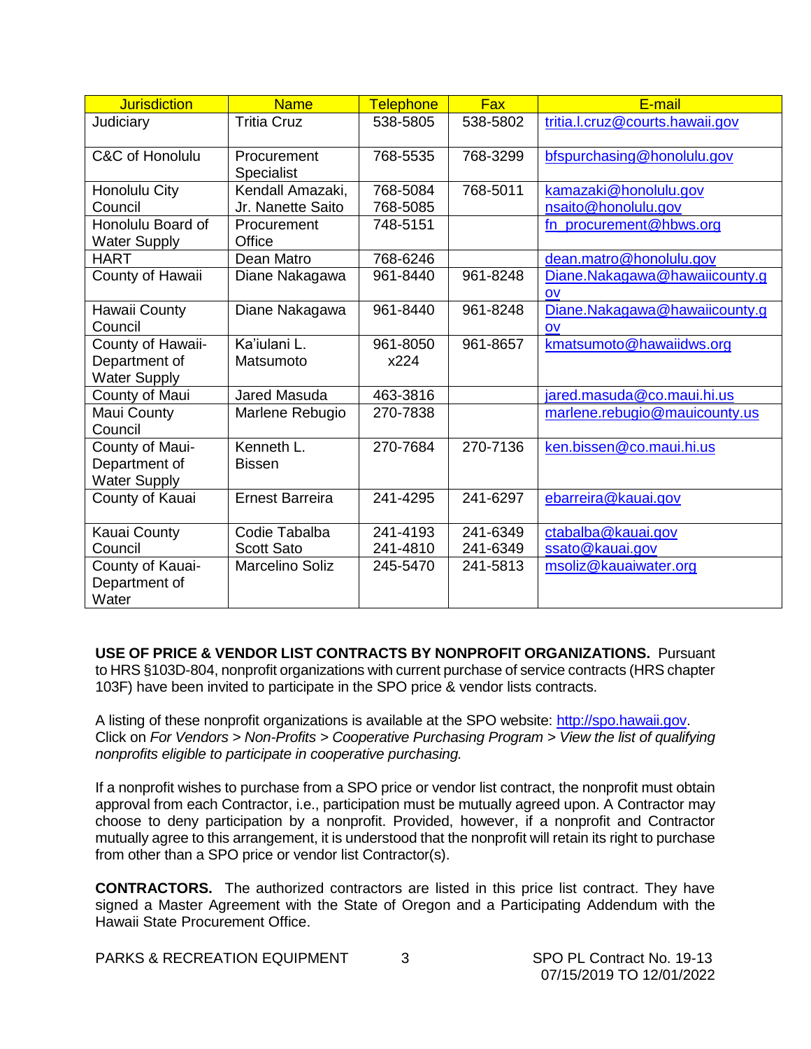| Jurisdiction | Name | Telephone | Fax | E-mail |
|---|---|---|---|---|
| Judiciary | Tritia Cruz | 538-5805 | 538-5802 | tritia.l.cruz@courts.hawaii.gov |
| C&C of Honolulu | Procurement Specialist | 768-5535 | 768-3299 | bfspurchasing@honolulu.gov |
| Honolulu City Council | Kendall Amazaki, Jr. Nanette Saito | 768-5084 768-5085 | 768-5011 | kamazaki@honolulu.gov nsaito@honolulu.gov |
| Honolulu Board of Water Supply | Procurement Office | 748-5151 | | fn_procurement@hbws.org |
| HART | Dean Matro | 768-6246 | | dean.matro@honolulu.gov |
| County of Hawaii | Diane Nakagawa | 961-8440 | 961-8248 | Diane.Nakagawa@hawaiicounty.gov |
| Hawaii County Council | Diane Nakagawa | 961-8440 | 961-8248 | Diane.Nakagawa@hawaiicounty.gov |
| County of Hawaii-Department of Water Supply | Ka'iulani L. Matsumoto | 961-8050 x224 | 961-8657 | kmatsumoto@hawaiidws.org |
| County of Maui | Jared Masuda | 463-3816 | | jared.masuda@co.maui.hi.us |
| Maui County Council | Marlene Rebugio | 270-7838 | | marlene.rebugio@mauicounty.us |
| County of Maui-Department of Water Supply | Kenneth L. Bissen | 270-7684 | 270-7136 | ken.bissen@co.maui.hi.us |
| County of Kauai | Ernest Barreira | 241-4295 | 241-6297 | ebarreira@kauai.gov |
| Kauai County Council | Codie Tabalba Scott Sato | 241-4193 241-4810 | 241-6349 241-6349 | ctabalba@kauai.gov ssato@kauai.gov |
| County of Kauai-Department of Water | Marcelino Soliz | 245-5470 | 241-5813 | msoliz@kauaiwater.org |

**USE OF PRICE & VENDOR LIST CONTRACTS BY NONPROFIT ORGANIZATIONS.** Pursuant to HRS §103D-804, nonprofit organizations with current purchase of service contracts (HRS chapter 103F) have been invited to participate in the SPO price & vendor lists contracts.

A listing of these nonprofit organizations is available at the SPO website: http://spo.hawaii.gov. Click on *For Vendors > Non-Profits > Cooperative Purchasing Program > View the list of qualifying nonprofits eligible to participate in cooperative purchasing.*

If a nonprofit wishes to purchase from a SPO price or vendor list contract, the nonprofit must obtain approval from each Contractor, i.e., participation must be mutually agreed upon. A Contractor may choose to deny participation by a nonprofit. Provided, however, if a nonprofit and Contractor mutually agree to this arrangement, it is understood that the nonprofit will retain its right to purchase from other than a SPO price or vendor list Contractor(s).

**CONTRACTORS.** The authorized contractors are listed in this price list contract. They have signed a Master Agreement with the State of Oregon and a Participating Addendum with the Hawaii State Procurement Office.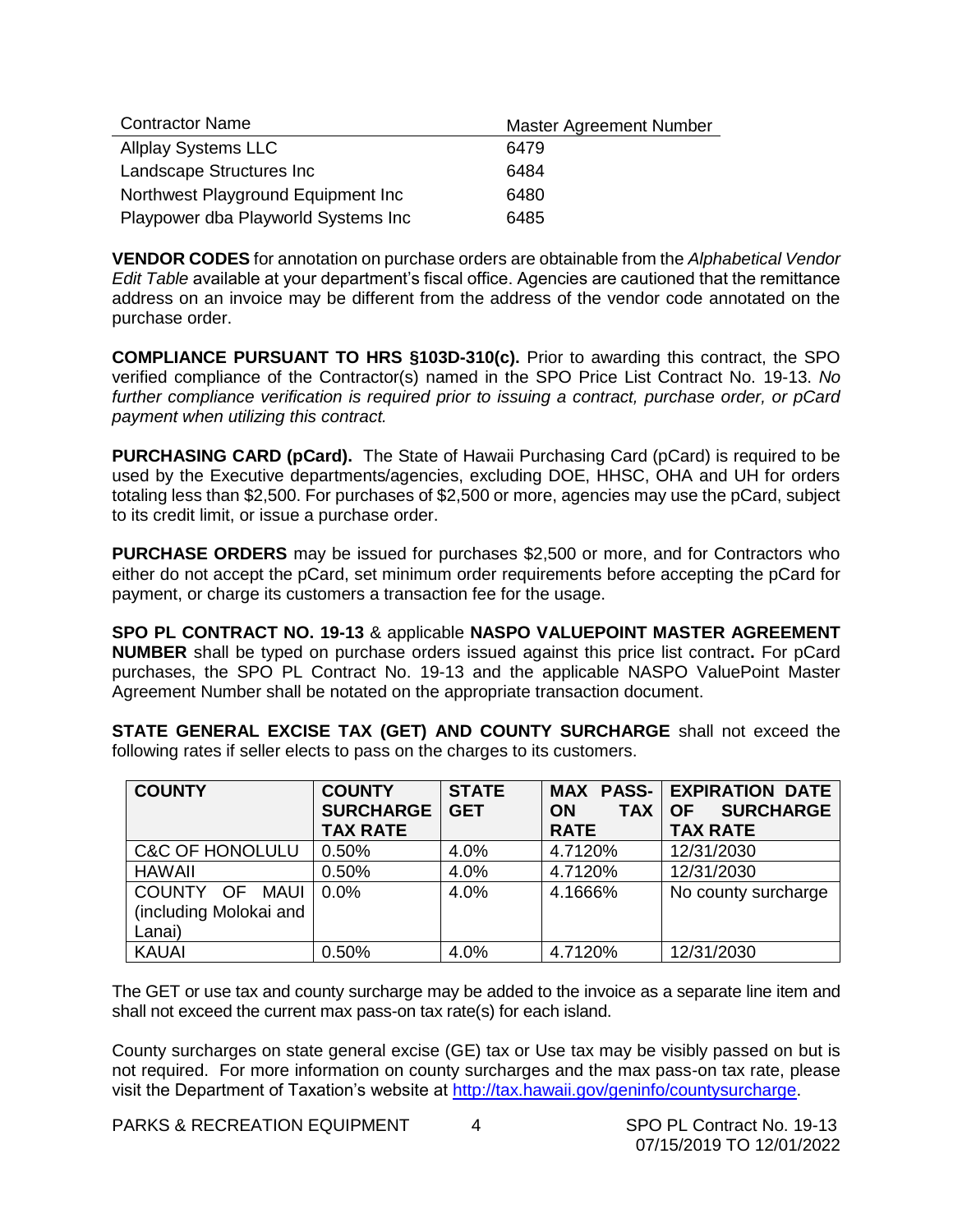| Contractor Name | Master Agreement Number |
| --- | --- |
| Allplay Systems LLC | 6479 |
| Landscape Structures Inc | 6484 |
| Northwest Playground Equipment Inc | 6480 |
| Playpower dba Playworld Systems Inc | 6485 |

**VENDOR CODES** for annotation on purchase orders are obtainable from the *Alphabetical Vendor Edit Table* available at your department's fiscal office. Agencies are cautioned that the remittance address on an invoice may be different from the address of the vendor code annotated on the purchase order.

**COMPLIANCE PURSUANT TO HRS §103D-310(c).** Prior to awarding this contract, the SPO verified compliance of the Contractor(s) named in the SPO Price List Contract No. 19-13. *No further compliance verification is required prior to issuing a contract, purchase order, or pCard payment when utilizing this contract.*

**PURCHASING CARD (pCard).** The State of Hawaii Purchasing Card (pCard) is required to be used by the Executive departments/agencies, excluding DOE, HHSC, OHA and UH for orders totaling less than $2,500. For purchases of $2,500 or more, agencies may use the pCard, subject to its credit limit, or issue a purchase order.

**PURCHASE ORDERS** may be issued for purchases $2,500 or more, and for Contractors who either do not accept the pCard, set minimum order requirements before accepting the pCard for payment, or charge its customers a transaction fee for the usage.

**SPO PL CONTRACT NO. 19-13** & applicable **NASPO VALUEPOINT MASTER AGREEMENT NUMBER** shall be typed on purchase orders issued against this price list contract**.** For pCard purchases, the SPO PL Contract No. 19-13 and the applicable NASPO ValuePoint Master Agreement Number shall be notated on the appropriate transaction document.

**STATE GENERAL EXCISE TAX (GET) AND COUNTY SURCHARGE** shall not exceed the following rates if seller elects to pass on the charges to its customers.

| COUNTY | COUNTY SURCHARGE TAX RATE | STATE GET | MAX PASS-ON TAX RATE | EXPIRATION DATE OF SURCHARGE TAX RATE |
| --- | --- | --- | --- | --- |
| C&C OF HONOLULU | 0.50% | 4.0% | 4.7120% | 12/31/2030 |
| HAWAII | 0.50% | 4.0% | 4.7120% | 12/31/2030 |
| COUNTY OF MAUI (including Molokai and Lanai) | 0.0% | 4.0% | 4.1666% | No county surcharge |
| KAUAI | 0.50% | 4.0% | 4.7120% | 12/31/2030 |

The GET or use tax and county surcharge may be added to the invoice as a separate line item and shall not exceed the current max pass-on tax rate(s) for each island.

County surcharges on state general excise (GE) tax or Use tax may be visibly passed on but is not required. For more information on county surcharges and the max pass-on tax rate, please visit the Department of Taxation's website at http://tax.hawaii.gov/geninfo/countysurcharge.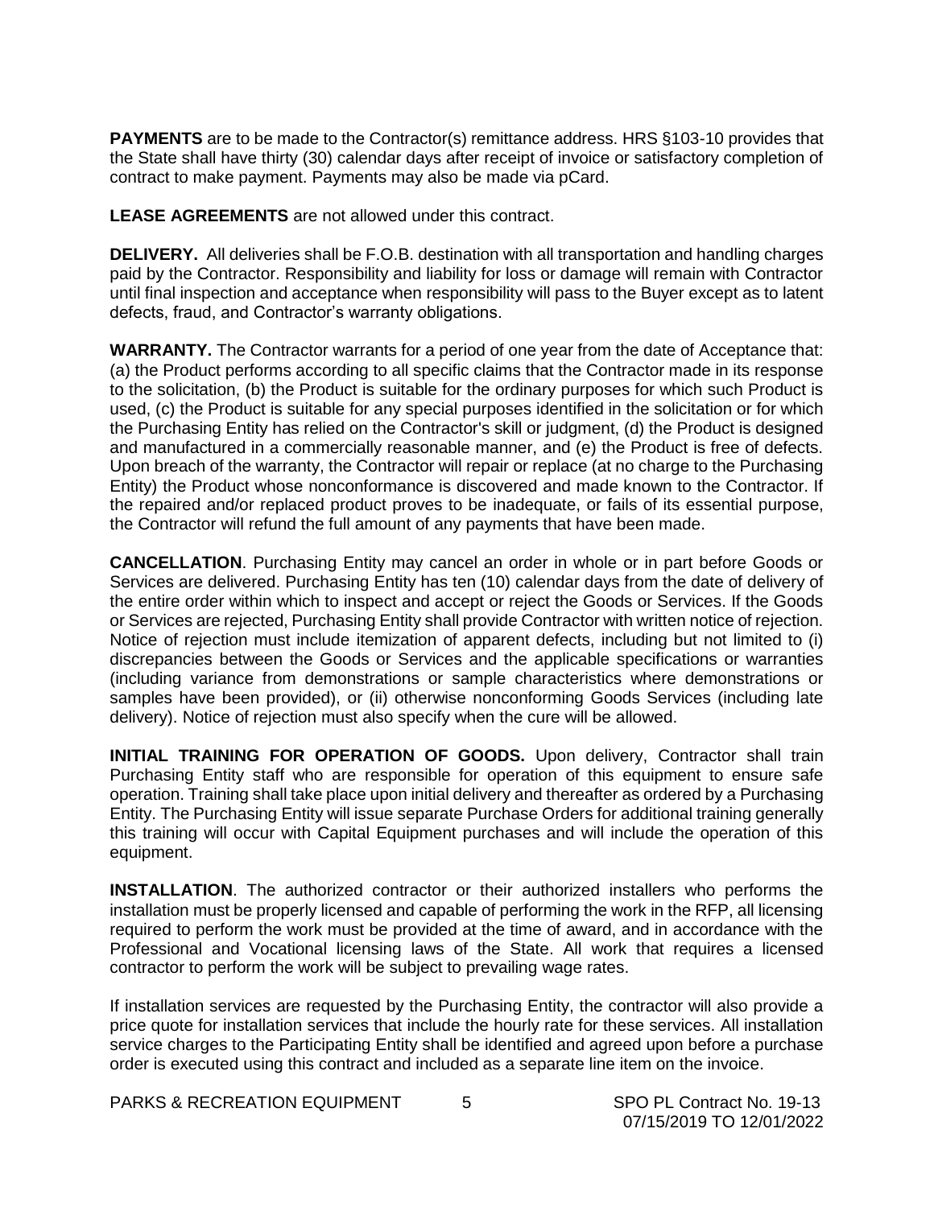**PAYMENTS** are to be made to the Contractor(s) remittance address. HRS §103-10 provides that the State shall have thirty (30) calendar days after receipt of invoice or satisfactory completion of contract to make payment. Payments may also be made via pCard.

**LEASE AGREEMENTS** are not allowed under this contract.

**DELIVERY.** All deliveries shall be F.O.B. destination with all transportation and handling charges paid by the Contractor. Responsibility and liability for loss or damage will remain with Contractor until final inspection and acceptance when responsibility will pass to the Buyer except as to latent defects, fraud, and Contractor's warranty obligations.

**WARRANTY.** The Contractor warrants for a period of one year from the date of Acceptance that: (a) the Product performs according to all specific claims that the Contractor made in its response to the solicitation, (b) the Product is suitable for the ordinary purposes for which such Product is used, (c) the Product is suitable for any special purposes identified in the solicitation or for which the Purchasing Entity has relied on the Contractor's skill or judgment, (d) the Product is designed and manufactured in a commercially reasonable manner, and (e) the Product is free of defects. Upon breach of the warranty, the Contractor will repair or replace (at no charge to the Purchasing Entity) the Product whose nonconformance is discovered and made known to the Contractor. If the repaired and/or replaced product proves to be inadequate, or fails of its essential purpose, the Contractor will refund the full amount of any payments that have been made.

**CANCELLATION**. Purchasing Entity may cancel an order in whole or in part before Goods or Services are delivered. Purchasing Entity has ten (10) calendar days from the date of delivery of the entire order within which to inspect and accept or reject the Goods or Services. If the Goods or Services are rejected, Purchasing Entity shall provide Contractor with written notice of rejection. Notice of rejection must include itemization of apparent defects, including but not limited to (i) discrepancies between the Goods or Services and the applicable specifications or warranties (including variance from demonstrations or sample characteristics where demonstrations or samples have been provided), or (ii) otherwise nonconforming Goods Services (including late delivery). Notice of rejection must also specify when the cure will be allowed.

**INITIAL TRAINING FOR OPERATION OF GOODS.** Upon delivery, Contractor shall train Purchasing Entity staff who are responsible for operation of this equipment to ensure safe operation. Training shall take place upon initial delivery and thereafter as ordered by a Purchasing Entity. The Purchasing Entity will issue separate Purchase Orders for additional training generally this training will occur with Capital Equipment purchases and will include the operation of this equipment.

**INSTALLATION**. The authorized contractor or their authorized installers who performs the installation must be properly licensed and capable of performing the work in the RFP, all licensing required to perform the work must be provided at the time of award, and in accordance with the Professional and Vocational licensing laws of the State. All work that requires a licensed contractor to perform the work will be subject to prevailing wage rates.

If installation services are requested by the Purchasing Entity, the contractor will also provide a price quote for installation services that include the hourly rate for these services. All installation service charges to the Participating Entity shall be identified and agreed upon before a purchase order is executed using this contract and included as a separate line item on the invoice.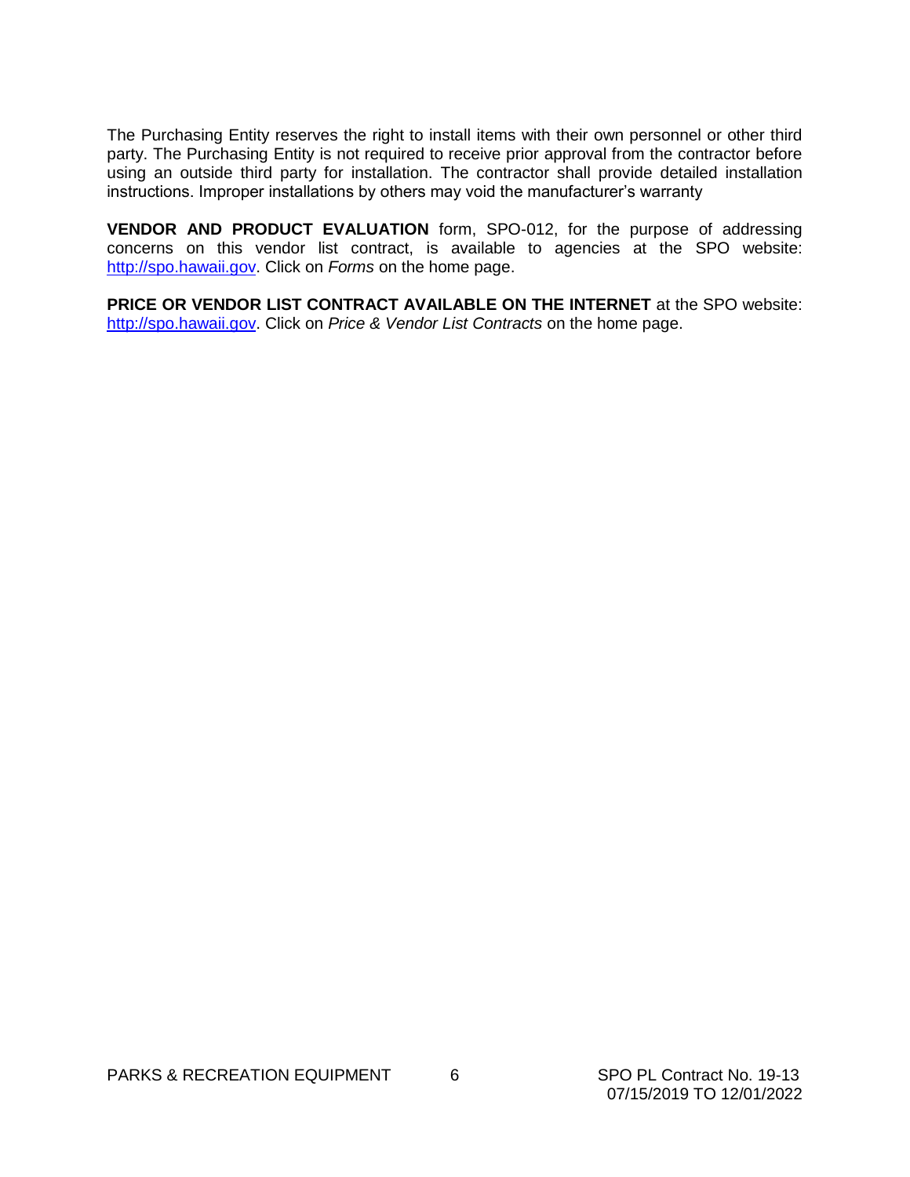The Purchasing Entity reserves the right to install items with their own personnel or other third party. The Purchasing Entity is not required to receive prior approval from the contractor before using an outside third party for installation. The contractor shall provide detailed installation instructions. Improper installations by others may void the manufacturer's warranty

**VENDOR AND PRODUCT EVALUATION** form, SPO-012, for the purpose of addressing concerns on this vendor list contract, is available to agencies at the SPO website: http://spo.hawaii.gov. Click on *Forms* on the home page.

**PRICE OR VENDOR LIST CONTRACT AVAILABLE ON THE INTERNET** at the SPO website: http://spo.hawaii.gov. Click on *Price & Vendor List Contracts* on the home page.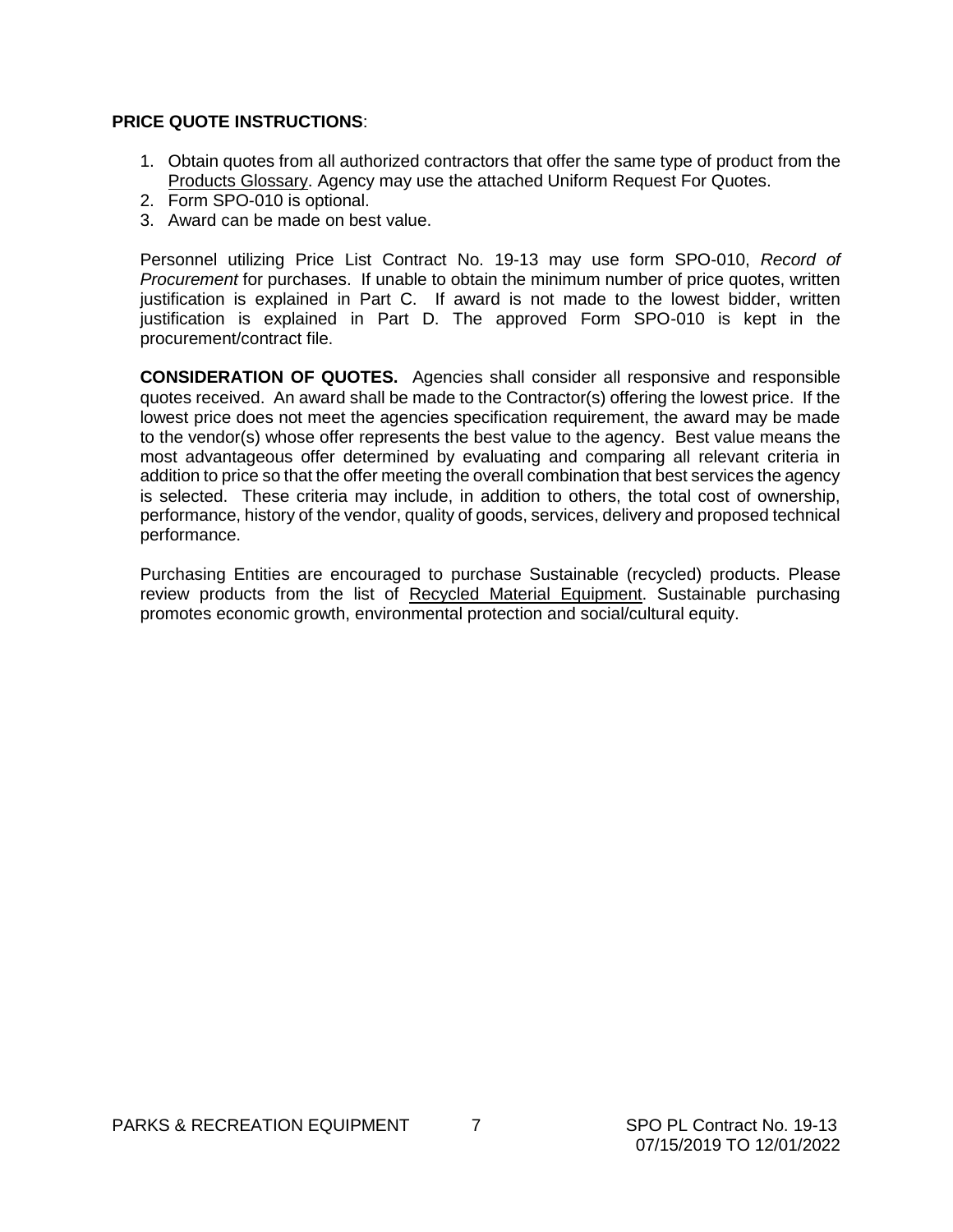**PRICE QUOTE INSTRUCTIONS**:

1. Obtain quotes from all authorized contractors that offer the same type of product from the Products Glossary. Agency may use the attached Uniform Request For Quotes.
2. Form SPO-010 is optional.
3. Award can be made on best value.

Personnel utilizing Price List Contract No. 19-13 may use form SPO-010, *Record of Procurement* for purchases. If unable to obtain the minimum number of price quotes, written justification is explained in Part C. If award is not made to the lowest bidder, written justification is explained in Part D. The approved Form SPO-010 is kept in the procurement/contract file.

**CONSIDERATION OF QUOTES.** Agencies shall consider all responsive and responsible quotes received. An award shall be made to the Contractor(s) offering the lowest price. If the lowest price does not meet the agencies specification requirement, the award may be made to the vendor(s) whose offer represents the best value to the agency. Best value means the most advantageous offer determined by evaluating and comparing all relevant criteria in addition to price so that the offer meeting the overall combination that best services the agency is selected. These criteria may include, in addition to others, the total cost of ownership, performance, history of the vendor, quality of goods, services, delivery and proposed technical performance.

Purchasing Entities are encouraged to purchase Sustainable (recycled) products. Please review products from the list of Recycled Material Equipment. Sustainable purchasing promotes economic growth, environmental protection and social/cultural equity.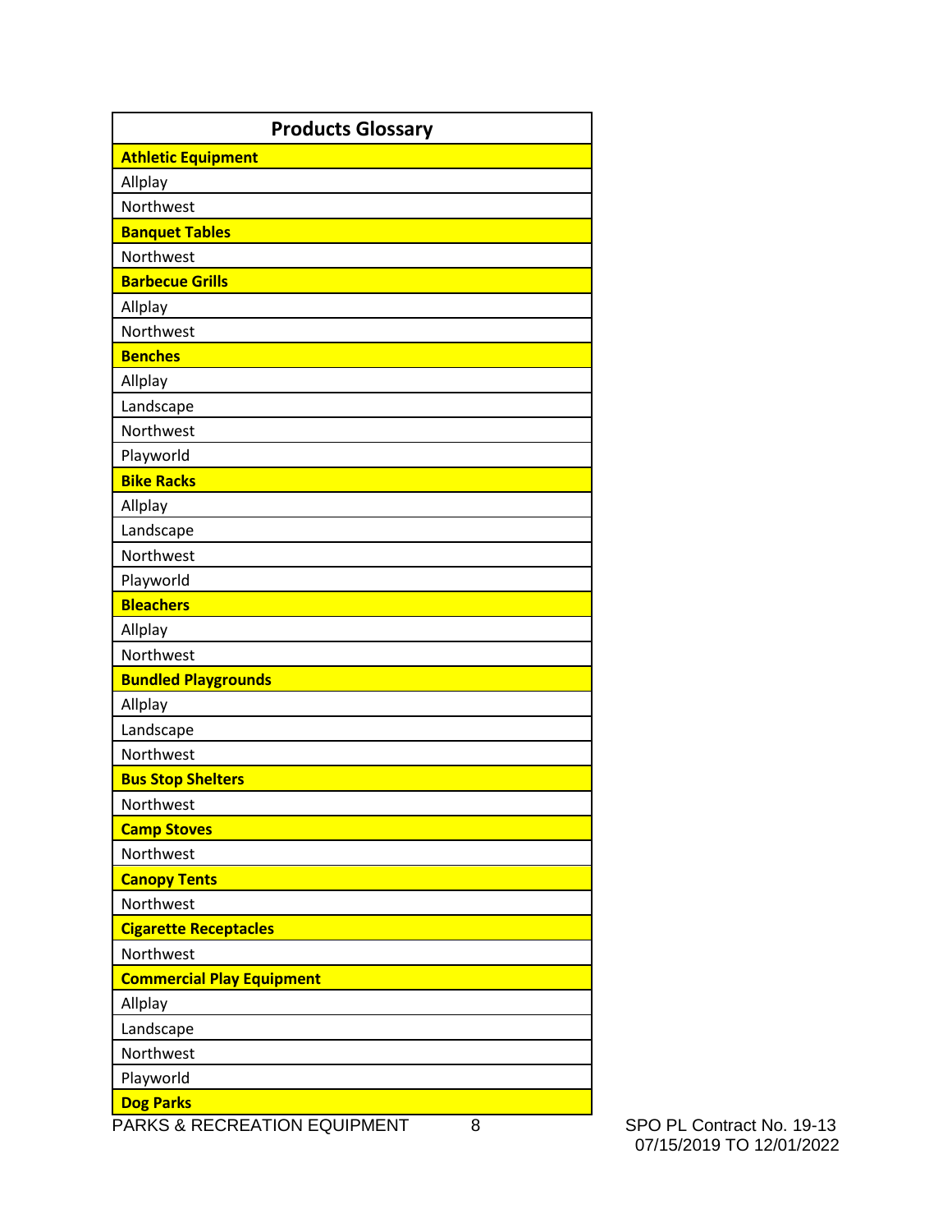| Products Glossary |
|---|
| **Athletic Equipment** |
| Allplay |
| Northwest |
| **Banquet Tables** |
| Northwest |
| **Barbecue Grills** |
| Allplay |
| Northwest |
| **Benches** |
| Allplay |
| Landscape |
| Northwest |
| Playworld |
| **Bike Racks** |
| Allplay |
| Landscape |
| Northwest |
| Playworld |
| **Bleachers** |
| Allplay |
| Northwest |
| **Bundled Playgrounds** |
| Allplay |
| Landscape |
| Northwest |
| **Bus Stop Shelters** |
| Northwest |
| **Camp Stoves** |
| Northwest |
| **Canopy Tents** |
| Northwest |
| **Cigarette Receptacles** |
| Northwest |
| **Commercial Play Equipment** |
| Allplay |
| Landscape |
| Northwest |
| Playworld |
| **Dog Parks** |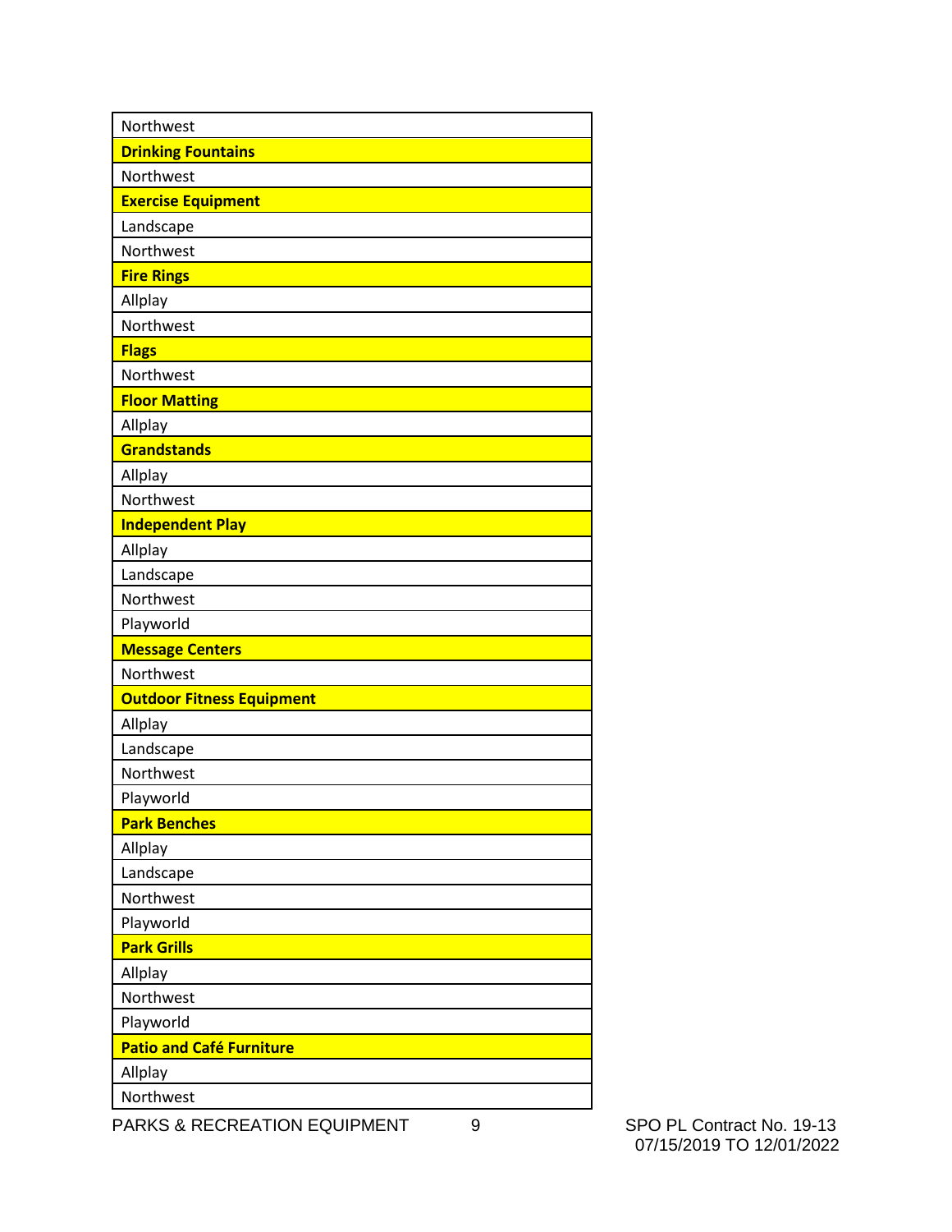| Northwest |
|---|
| **Drinking Fountains** |
| Northwest |
| **Exercise Equipment** |
| Landscape |
| Northwest |
| **Fire Rings** |
| Allplay |
| Northwest |
| **Flags** |
| Northwest |
| **Floor Matting** |
| Allplay |
| **Grandstands** |
| Allplay |
| Northwest |
| **Independent Play** |
| Allplay |
| Landscape |
| Northwest |
| Playworld |
| **Message Centers** |
| Northwest |
| **Outdoor Fitness Equipment** |
| Allplay |
| Landscape |
| Northwest |
| Playworld |
| **Park Benches** |
| Allplay |
| Landscape |
| Northwest |
| Playworld |
| **Park Grills** |
| Allplay |
| Northwest |
| Playworld |
| **Patio and Café Furniture** |
| Allplay |
| Northwest |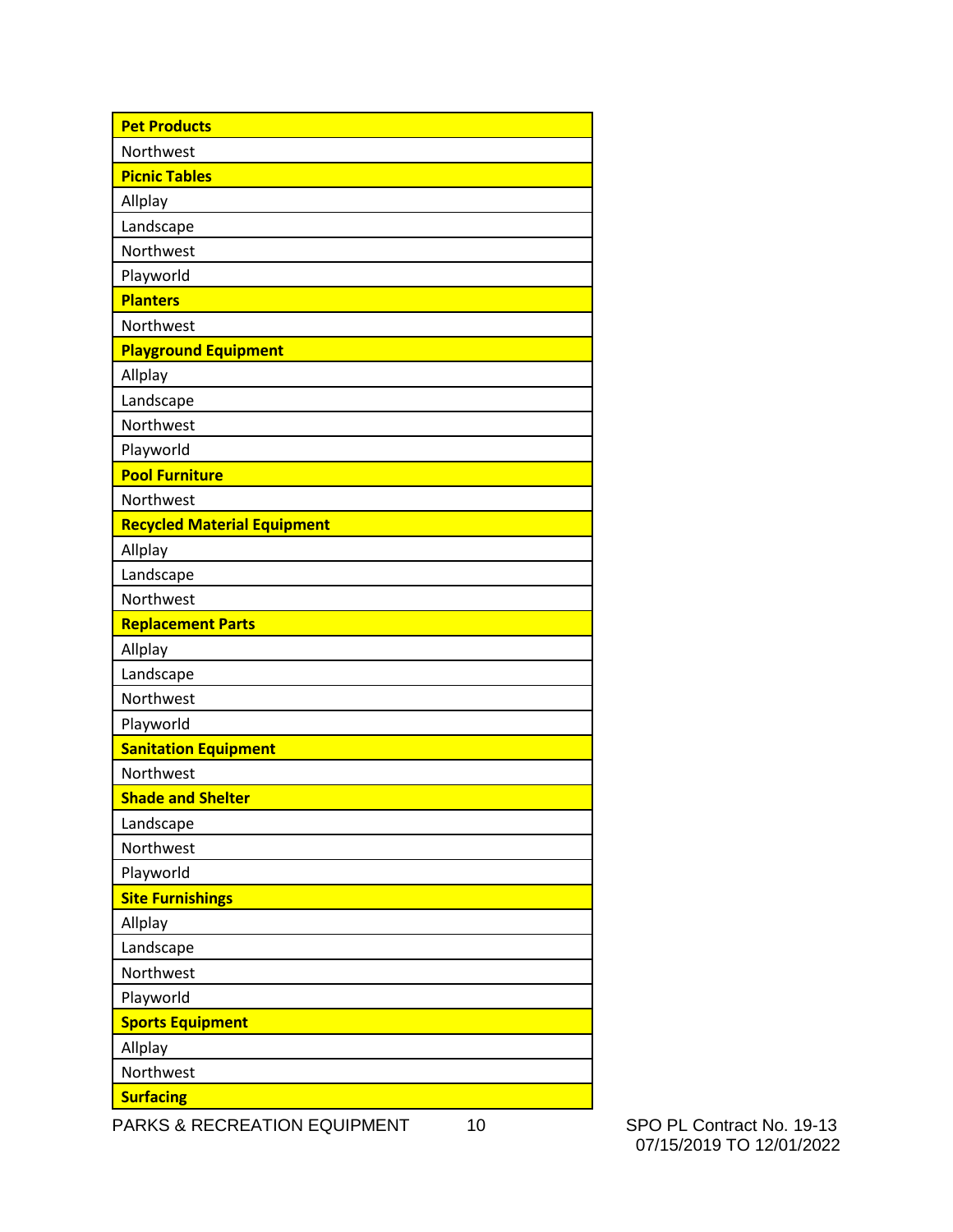| **Pet Products** |
| --- |
| Northwest |
| **Picnic Tables** |
| Allplay |
| Landscape |
| Northwest |
| Playworld |
| **Planters** |
| Northwest |
| **Playground Equipment** |
| Allplay |
| Landscape |
| Northwest |
| Playworld |
| **Pool Furniture** |
| Northwest |
| **Recycled Material Equipment** |
| Allplay |
| Landscape |
| Northwest |
| **Replacement Parts** |
| Allplay |
| Landscape |
| Northwest |
| Playworld |
| **Sanitation Equipment** |
| Northwest |
| **Shade and Shelter** |
| Landscape |
| Northwest |
| Playworld |
| **Site Furnishings** |
| Allplay |
| Landscape |
| Northwest |
| Playworld |
| **Sports Equipment** |
| Allplay |
| Northwest |
| **Surfacing** |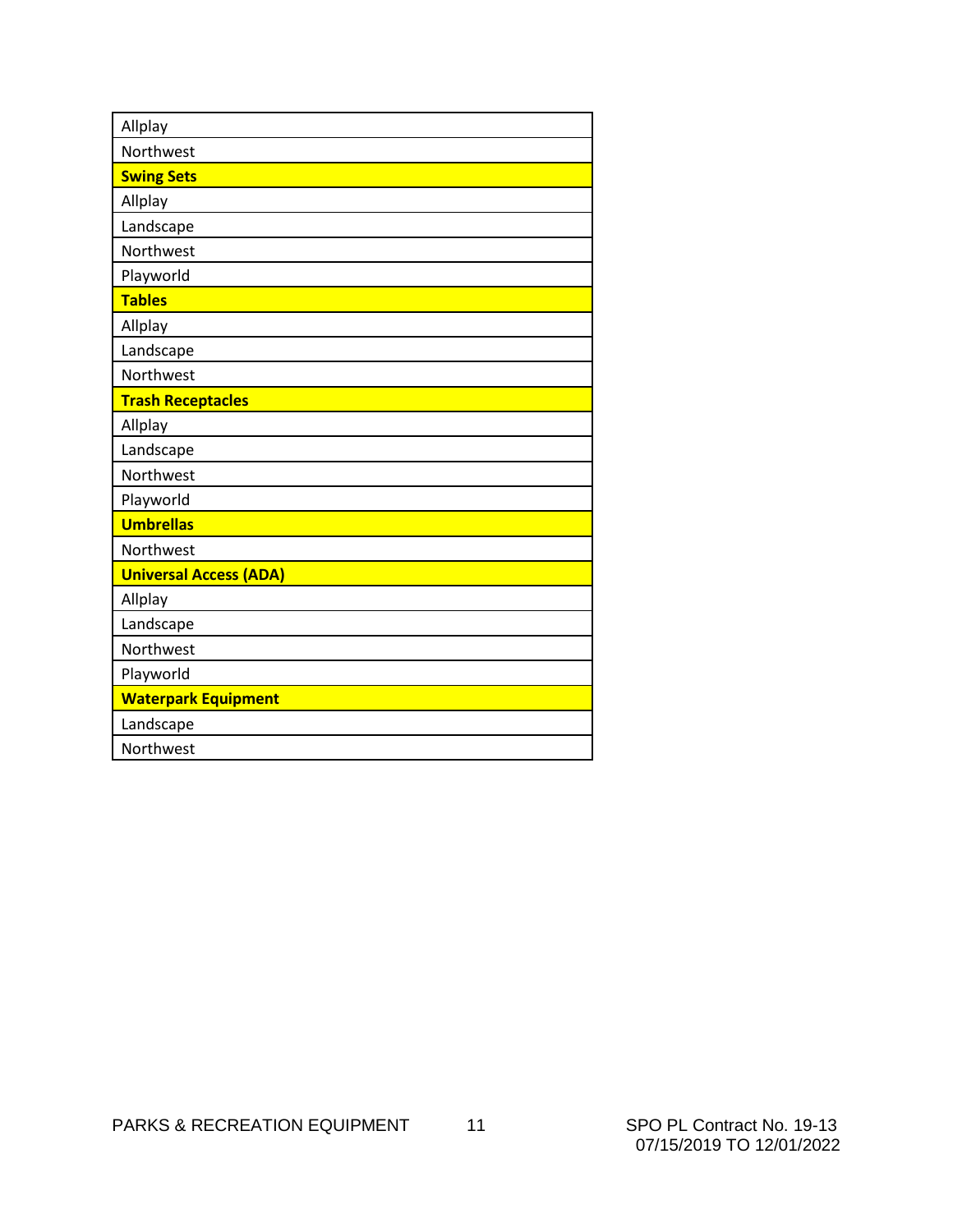| Allplay |
|---|
| Northwest |
| **Swing Sets** |
| Allplay |
| Landscape |
| Northwest |
| Playworld |
| **Tables** |
| Allplay |
| Landscape |
| Northwest |
| **Trash Receptacles** |
| Allplay |
| Landscape |
| Northwest |
| Playworld |
| **Umbrellas** |
| Northwest |
| **Universal Access (ADA)** |
| Allplay |
| Landscape |
| Northwest |
| Playworld |
| **Waterpark Equipment** |
| Landscape |
| Northwest |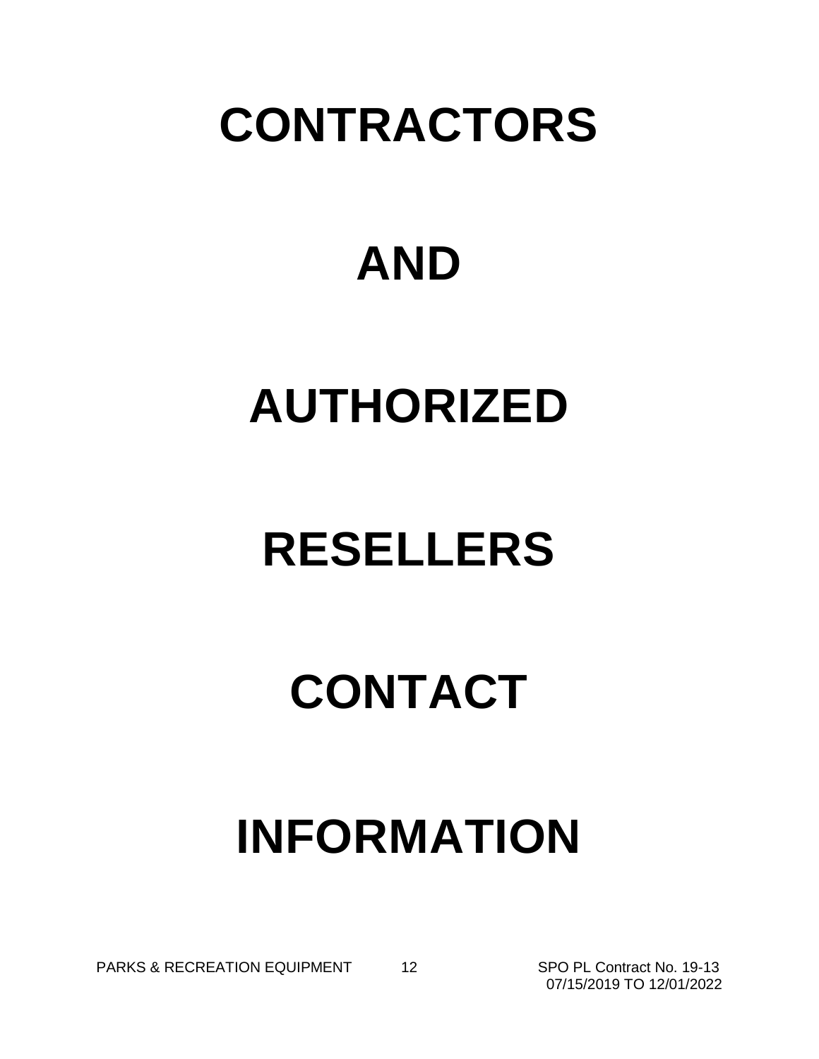# CONTRACTORS

# AND

# AUTHORIZED

# RESELLERS

# CONTACT

# INFORMATION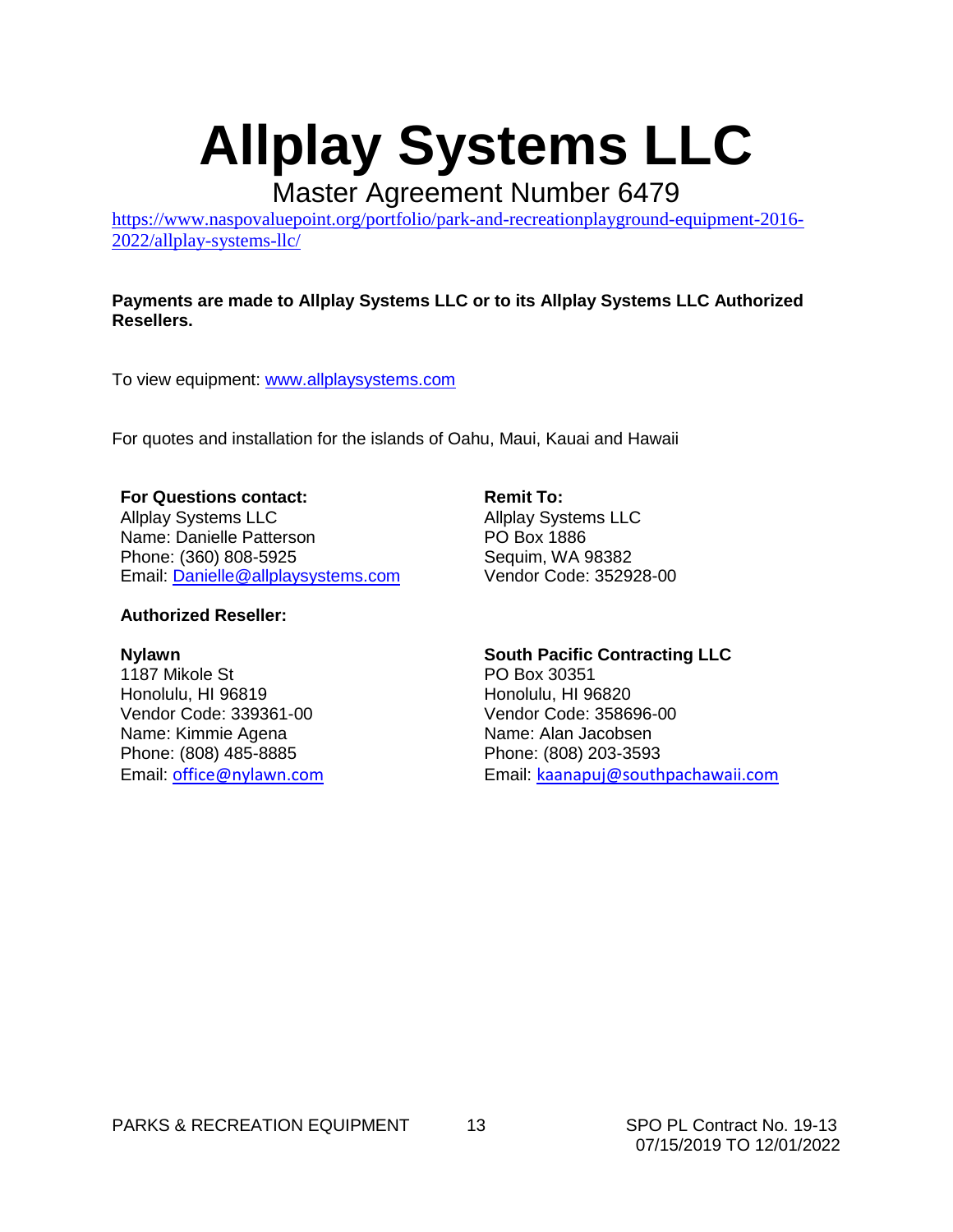# Allplay Systems LLC

Master Agreement Number 6479

https://www.naspovaluepoint.org/portfolio/park-and-recreationplayground-equipment-2016-2022/allplay-systems-llc/

**Payments are made to Allplay Systems LLC or to its Allplay Systems LLC Authorized Resellers.**

To view equipment: www.allplaysystems.com

For quotes and installation for the islands of Oahu, Maui, Kauai and Hawaii

**For Questions contact:**
Allplay Systems LLC
Name: Danielle Patterson
Phone: (360) 808-5925
Email: Danielle@allplaysystems.com

**Remit To:**
Allplay Systems LLC
PO Box 1886
Sequim, WA 98382
Vendor Code: 352928-00

**Authorized Reseller:**

**Nylawn**
1187 Mikole St
Honolulu, HI 96819
Vendor Code: 339361-00
Name: Kimmie Agena
Phone: (808) 485-8885
Email: office@nylawn.com

**South Pacific Contracting LLC**
PO Box 30351
Honolulu, HI 96820
Vendor Code: 358696-00
Name: Alan Jacobsen
Phone: (808) 203-3593
Email: kaanapuj@southpachawaii.com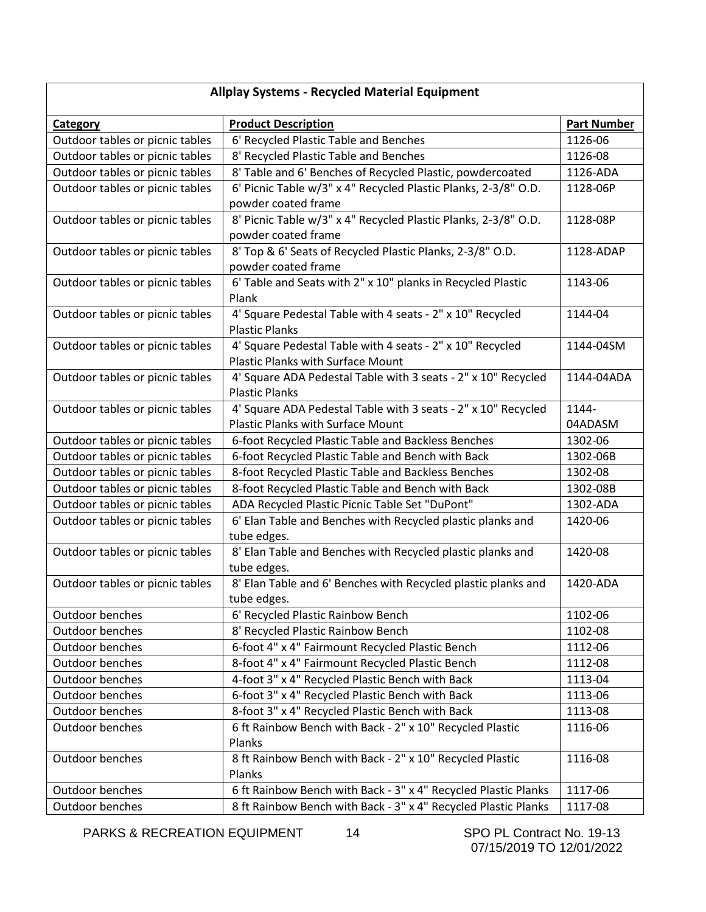| Allplay Systems - Recycled Material Equipment | | |
|---|---|---|
| **Category** | **Product Description** | **Part Number** |
| Outdoor tables or picnic tables | 6' Recycled Plastic Table and Benches | 1126-06 |
| Outdoor tables or picnic tables | 8' Recycled Plastic Table and Benches | 1126-08 |
| Outdoor tables or picnic tables | 8' Table and 6' Benches of Recycled Plastic, powdercoated | 1126-ADA |
| Outdoor tables or picnic tables | 6' Picnic Table w/3" x 4" Recycled Plastic Planks, 2-3/8" O.D. powder coated frame | 1128-06P |
| Outdoor tables or picnic tables | 8' Picnic Table w/3" x 4" Recycled Plastic Planks, 2-3/8" O.D. powder coated frame | 1128-08P |
| Outdoor tables or picnic tables | 8' Top & 6' Seats of Recycled Plastic Planks, 2-3/8" O.D. powder coated frame | 1128-ADAP |
| Outdoor tables or picnic tables | 6' Table and Seats with 2" x 10" planks in Recycled Plastic Plank | 1143-06 |
| Outdoor tables or picnic tables | 4' Square Pedestal Table with 4 seats - 2" x 10" Recycled Plastic Planks | 1144-04 |
| Outdoor tables or picnic tables | 4' Square Pedestal Table with 4 seats - 2" x 10" Recycled Plastic Planks with Surface Mount | 1144-04SM |
| Outdoor tables or picnic tables | 4' Square ADA Pedestal Table with 3 seats - 2" x 10" Recycled Plastic Planks | 1144-04ADA |
| Outdoor tables or picnic tables | 4' Square ADA Pedestal Table with 3 seats - 2" x 10" Recycled Plastic Planks with Surface Mount | 1144-04ADASM |
| Outdoor tables or picnic tables | 6-foot Recycled Plastic Table and Backless Benches | 1302-06 |
| Outdoor tables or picnic tables | 6-foot Recycled Plastic Table and Bench with Back | 1302-06B |
| Outdoor tables or picnic tables | 8-foot Recycled Plastic Table and Backless Benches | 1302-08 |
| Outdoor tables or picnic tables | 8-foot Recycled Plastic Table and Bench with Back | 1302-08B |
| Outdoor tables or picnic tables | ADA Recycled Plastic Picnic Table Set "DuPont" | 1302-ADA |
| Outdoor tables or picnic tables | 6' Elan Table and Benches with Recycled plastic planks and tube edges. | 1420-06 |
| Outdoor tables or picnic tables | 8' Elan Table and Benches with Recycled plastic planks and tube edges. | 1420-08 |
| Outdoor tables or picnic tables | 8' Elan Table and 6' Benches with Recycled plastic planks and tube edges. | 1420-ADA |
| Outdoor benches | 6' Recycled Plastic Rainbow Bench | 1102-06 |
| Outdoor benches | 8' Recycled Plastic Rainbow Bench | 1102-08 |
| Outdoor benches | 6-foot 4" x 4" Fairmount Recycled Plastic Bench | 1112-06 |
| Outdoor benches | 8-foot 4" x 4" Fairmount Recycled Plastic Bench | 1112-08 |
| Outdoor benches | 4-foot 3" x 4" Recycled Plastic Bench with Back | 1113-04 |
| Outdoor benches | 6-foot 3" x 4" Recycled Plastic Bench with Back | 1113-06 |
| Outdoor benches | 8-foot 3" x 4" Recycled Plastic Bench with Back | 1113-08 |
| Outdoor benches | 6 ft Rainbow Bench with Back - 2" x 10" Recycled Plastic Planks | 1116-06 |
| Outdoor benches | 8 ft Rainbow Bench with Back - 2" x 10" Recycled Plastic Planks | 1116-08 |
| Outdoor benches | 6 ft Rainbow Bench with Back - 3" x 4" Recycled Plastic Planks | 1117-06 |
| Outdoor benches | 8 ft Rainbow Bench with Back - 3" x 4" Recycled Plastic Planks | 1117-08 |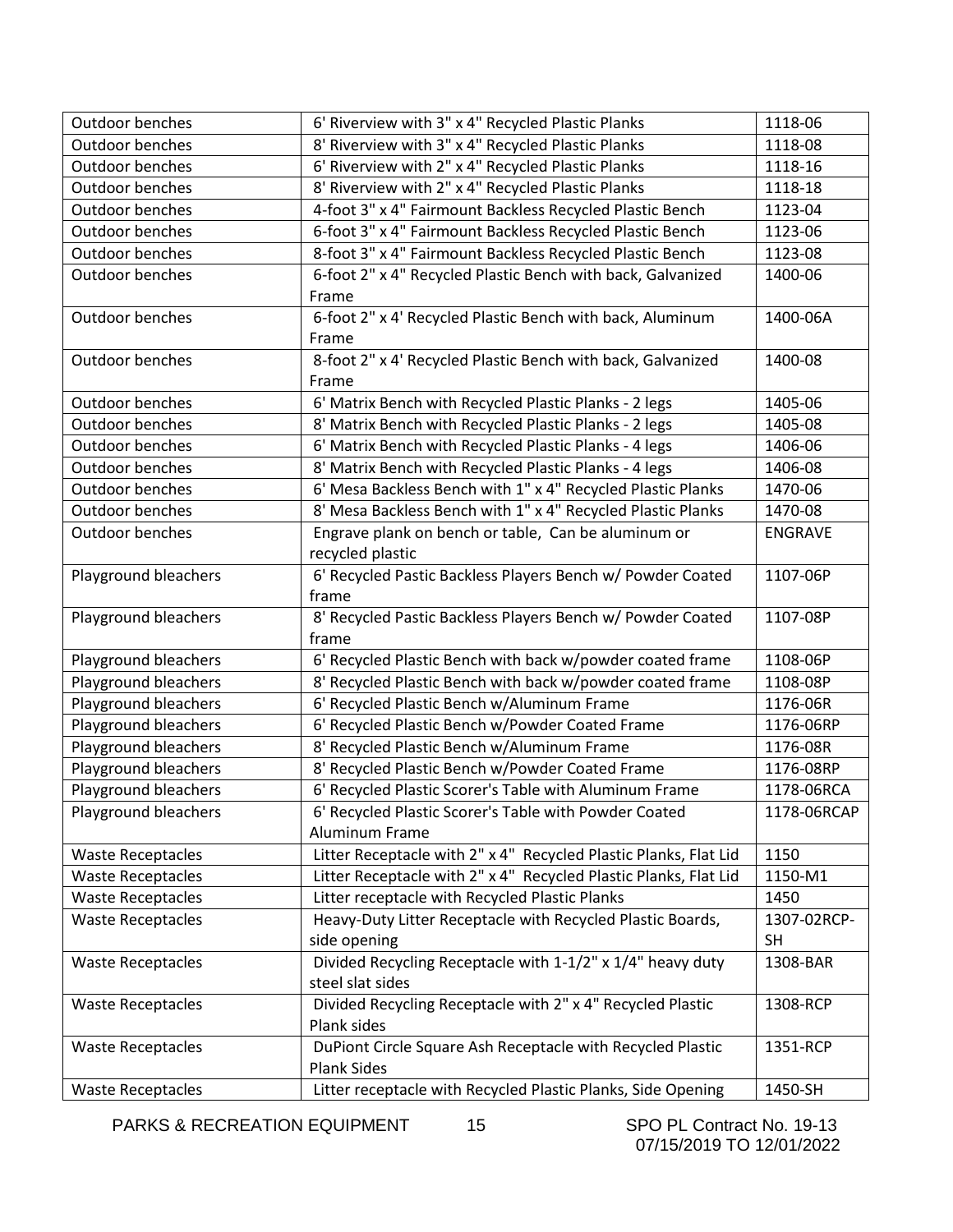| | | |
|---|---|---|
| Outdoor benches | 6' Riverview with 3" x 4" Recycled Plastic Planks | 1118-06 |
| Outdoor benches | 8' Riverview with 3" x 4" Recycled Plastic Planks | 1118-08 |
| Outdoor benches | 6' Riverview with 2" x 4" Recycled Plastic Planks | 1118-16 |
| Outdoor benches | 8' Riverview with 2" x 4" Recycled Plastic Planks | 1118-18 |
| Outdoor benches | 4-foot 3" x 4" Fairmount Backless Recycled Plastic Bench | 1123-04 |
| Outdoor benches | 6-foot 3" x 4" Fairmount Backless Recycled Plastic Bench | 1123-06 |
| Outdoor benches | 8-foot 3" x 4" Fairmount Backless Recycled Plastic Bench | 1123-08 |
| Outdoor benches | 6-foot 2" x 4" Recycled Plastic Bench with back, Galvanized Frame | 1400-06 |
| Outdoor benches | 6-foot 2" x 4' Recycled Plastic Bench with back, Aluminum Frame | 1400-06A |
| Outdoor benches | 8-foot 2" x 4' Recycled Plastic Bench with back, Galvanized Frame | 1400-08 |
| Outdoor benches | 6' Matrix Bench with Recycled Plastic Planks - 2 legs | 1405-06 |
| Outdoor benches | 8' Matrix Bench with Recycled Plastic Planks - 2 legs | 1405-08 |
| Outdoor benches | 6' Matrix Bench with Recycled Plastic Planks - 4 legs | 1406-06 |
| Outdoor benches | 8' Matrix Bench with Recycled Plastic Planks - 4 legs | 1406-08 |
| Outdoor benches | 6' Mesa Backless Bench with 1" x 4" Recycled Plastic Planks | 1470-06 |
| Outdoor benches | 8' Mesa Backless Bench with 1" x 4" Recycled Plastic Planks | 1470-08 |
| Outdoor benches | Engrave plank on bench or table, Can be aluminum or recycled plastic | ENGRAVE |
| Playground bleachers | 6' Recycled Pastic Backless Players Bench w/ Powder Coated frame | 1107-06P |
| Playground bleachers | 8' Recycled Pastic Backless Players Bench w/ Powder Coated frame | 1107-08P |
| Playground bleachers | 6' Recycled Plastic Bench with back w/powder coated frame | 1108-06P |
| Playground bleachers | 8' Recycled Plastic Bench with back w/powder coated frame | 1108-08P |
| Playground bleachers | 6' Recycled Plastic Bench w/Aluminum Frame | 1176-06R |
| Playground bleachers | 6' Recycled Plastic Bench w/Powder Coated Frame | 1176-06RP |
| Playground bleachers | 8' Recycled Plastic Bench w/Aluminum Frame | 1176-08R |
| Playground bleachers | 8' Recycled Plastic Bench w/Powder Coated Frame | 1176-08RP |
| Playground bleachers | 6' Recycled Plastic Scorer's Table with Aluminum Frame | 1178-06RCA |
| Playground bleachers | 6' Recycled Plastic Scorer's Table with Powder Coated Aluminum Frame | 1178-06RCAP |
| Waste Receptacles | Litter Receptacle with 2" x 4" Recycled Plastic Planks, Flat Lid | 1150 |
| Waste Receptacles | Litter Receptacle with 2" x 4" Recycled Plastic Planks, Flat Lid | 1150-M1 |
| Waste Receptacles | Litter receptacle with Recycled Plastic Planks | 1450 |
| Waste Receptacles | Heavy-Duty Litter Receptacle with Recycled Plastic Boards, side opening | 1307-02RCP-SH |
| Waste Receptacles | Divided Recycling Receptacle with 1-1/2" x 1/4" heavy duty steel slat sides | 1308-BAR |
| Waste Receptacles | Divided Recycling Receptacle with 2" x 4" Recycled Plastic Plank sides | 1308-RCP |
| Waste Receptacles | DuPiont Circle Square Ash Receptacle with Recycled Plastic Plank Sides | 1351-RCP |
| Waste Receptacles | Litter receptacle with Recycled Plastic Planks, Side Opening | 1450-SH |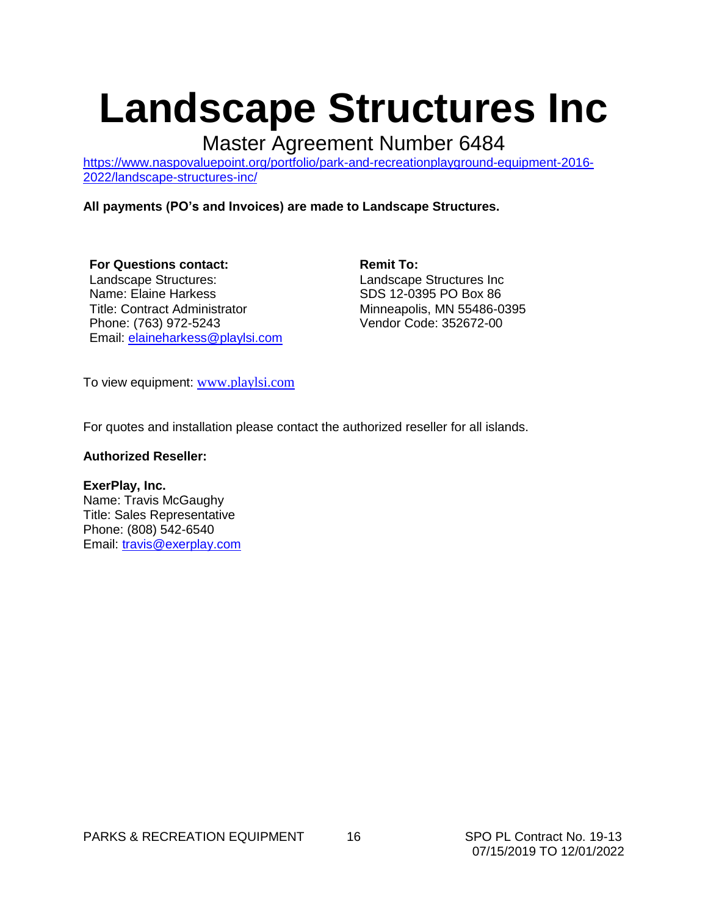# Landscape Structures Inc

## Master Agreement Number 6484

https://www.naspovaluepoint.org/portfolio/park-and-recreationplayground-equipment-2016-2022/landscape-structures-inc/

**All payments (PO's and Invoices) are made to Landscape Structures.**

**For Questions contact:**
Landscape Structures:
Name: Elaine Harkess
Title: Contract Administrator
Phone: (763) 972-5243
Email: elaineharkess@playlsi.com

**Remit To:**
Landscape Structures Inc
SDS 12-0395 PO Box 86
Minneapolis, MN 55486-0395
Vendor Code: 352672-00

To view equipment: www.playlsi.com

For quotes and installation please contact the authorized reseller for all islands.

**Authorized Reseller:**

**ExerPlay, Inc.**
Name: Travis McGaughy
Title: Sales Representative
Phone: (808) 542-6540
Email: travis@exerplay.com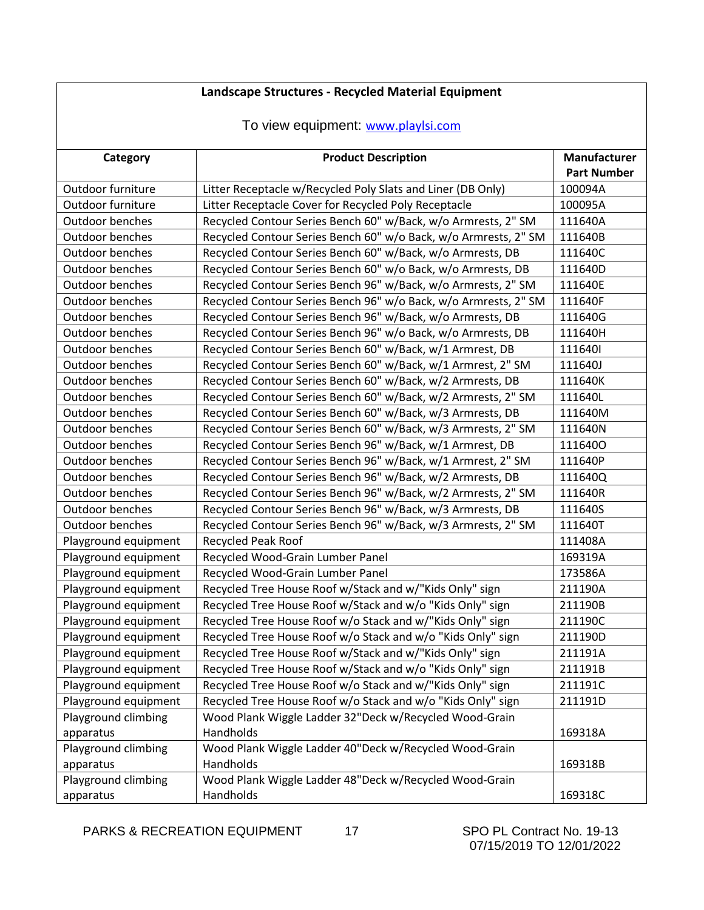**Landscape Structures - Recycled Material Equipment**

To view equipment: www.playlsi.com

| Category | Product Description | Manufacturer Part Number |
|---|---|---|
| Outdoor furniture | Litter Receptacle w/Recycled Poly Slats and Liner (DB Only) | 100094A |
| Outdoor furniture | Litter Receptacle Cover for Recycled Poly Receptacle | 100095A |
| Outdoor benches | Recycled Contour Series Bench 60" w/Back, w/o Armrests, 2" SM | 111640A |
| Outdoor benches | Recycled Contour Series Bench 60" w/o Back, w/o Armrests, 2" SM | 111640B |
| Outdoor benches | Recycled Contour Series Bench 60" w/Back, w/o Armrests, DB | 111640C |
| Outdoor benches | Recycled Contour Series Bench 60" w/o Back, w/o Armrests, DB | 111640D |
| Outdoor benches | Recycled Contour Series Bench 96" w/Back, w/o Armrests, 2" SM | 111640E |
| Outdoor benches | Recycled Contour Series Bench 96" w/o Back, w/o Armrests, 2" SM | 111640F |
| Outdoor benches | Recycled Contour Series Bench 96" w/Back, w/o Armrests, DB | 111640G |
| Outdoor benches | Recycled Contour Series Bench 96" w/o Back, w/o Armrests, DB | 111640H |
| Outdoor benches | Recycled Contour Series Bench 60" w/Back, w/1 Armrest, DB | 111640I |
| Outdoor benches | Recycled Contour Series Bench 60" w/Back, w/1 Armrest, 2" SM | 111640J |
| Outdoor benches | Recycled Contour Series Bench 60" w/Back, w/2 Armrests, DB | 111640K |
| Outdoor benches | Recycled Contour Series Bench 60" w/Back, w/2 Armrests, 2" SM | 111640L |
| Outdoor benches | Recycled Contour Series Bench 60" w/Back, w/3 Armrests, DB | 111640M |
| Outdoor benches | Recycled Contour Series Bench 60" w/Back, w/3 Armrests, 2" SM | 111640N |
| Outdoor benches | Recycled Contour Series Bench 96" w/Back, w/1 Armrest, DB | 111640O |
| Outdoor benches | Recycled Contour Series Bench 96" w/Back, w/1 Armrest, 2" SM | 111640P |
| Outdoor benches | Recycled Contour Series Bench 96" w/Back, w/2 Armrests, DB | 111640Q |
| Outdoor benches | Recycled Contour Series Bench 96" w/Back, w/2 Armrests, 2" SM | 111640R |
| Outdoor benches | Recycled Contour Series Bench 96" w/Back, w/3 Armrests, DB | 111640S |
| Outdoor benches | Recycled Contour Series Bench 96" w/Back, w/3 Armrests, 2" SM | 111640T |
| Playground equipment | Recycled Peak Roof | 111408A |
| Playground equipment | Recycled Wood-Grain Lumber Panel | 169319A |
| Playground equipment | Recycled Wood-Grain Lumber Panel | 173586A |
| Playground equipment | Recycled Tree House Roof w/Stack and w/"Kids Only" sign | 211190A |
| Playground equipment | Recycled Tree House Roof w/Stack and w/o "Kids Only" sign | 211190B |
| Playground equipment | Recycled Tree House Roof w/o Stack and w/"Kids Only" sign | 211190C |
| Playground equipment | Recycled Tree House Roof w/o Stack and w/o "Kids Only" sign | 211190D |
| Playground equipment | Recycled Tree House Roof w/Stack and w/"Kids Only" sign | 211191A |
| Playground equipment | Recycled Tree House Roof w/Stack and w/o "Kids Only" sign | 211191B |
| Playground equipment | Recycled Tree House Roof w/o Stack and w/"Kids Only" sign | 211191C |
| Playground equipment | Recycled Tree House Roof w/o Stack and w/o "Kids Only" sign | 211191D |
| Playground climbing apparatus | Wood Plank Wiggle Ladder 32"Deck w/Recycled Wood-Grain Handholds | 169318A |
| Playground climbing apparatus | Wood Plank Wiggle Ladder 40"Deck w/Recycled Wood-Grain Handholds | 169318B |
| Playground climbing apparatus | Wood Plank Wiggle Ladder 48"Deck w/Recycled Wood-Grain Handholds | 169318C |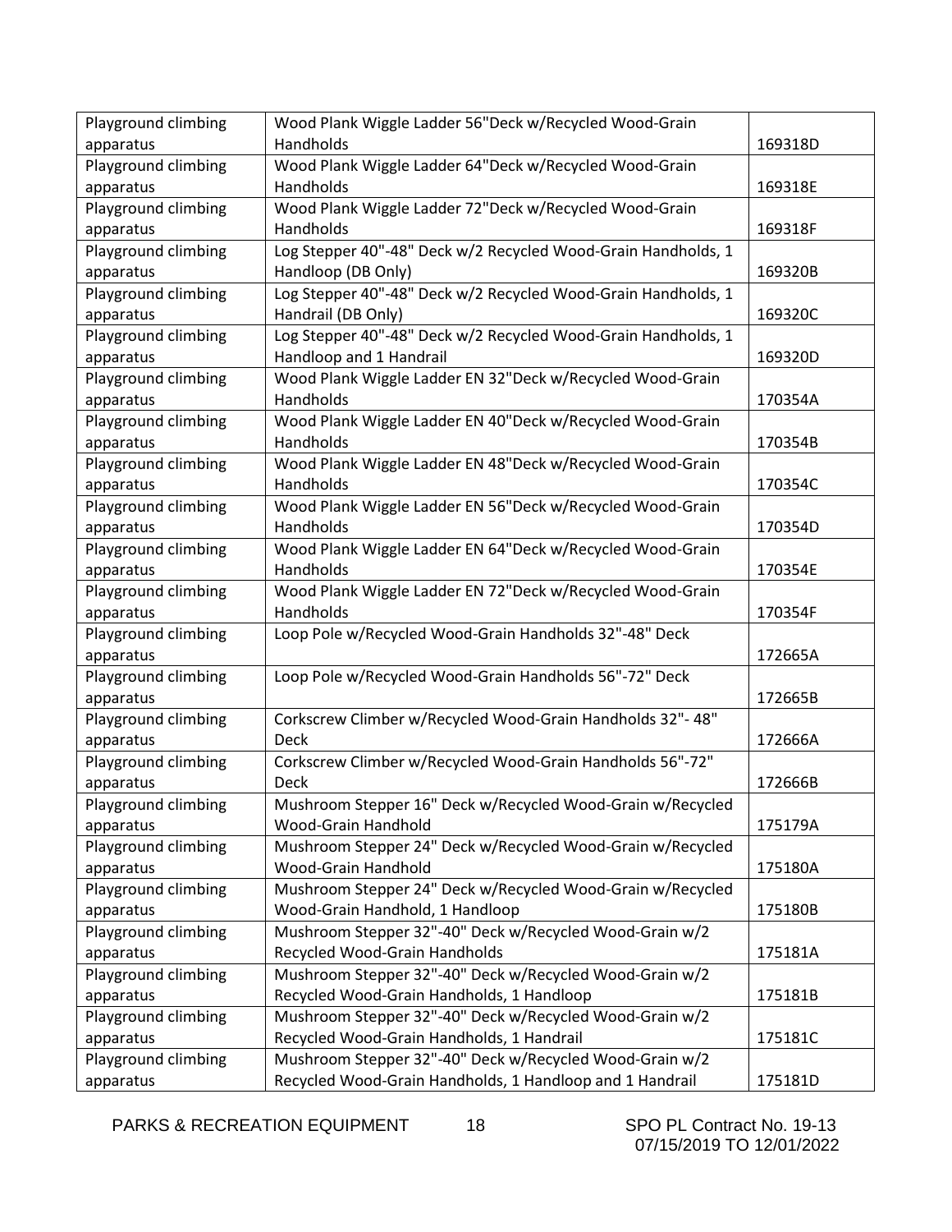| Playground climbing apparatus | Wood Plank Wiggle Ladder 56"Deck w/Recycled Wood-Grain Handholds | 169318D |
|---|---|---|
| Playground climbing apparatus | Wood Plank Wiggle Ladder 64"Deck w/Recycled Wood-Grain Handholds | 169318E |
| Playground climbing apparatus | Wood Plank Wiggle Ladder 72"Deck w/Recycled Wood-Grain Handholds | 169318F |
| Playground climbing apparatus | Log Stepper 40"-48" Deck w/2 Recycled Wood-Grain Handholds, 1 Handloop (DB Only) | 169320B |
| Playground climbing apparatus | Log Stepper 40"-48" Deck w/2 Recycled Wood-Grain Handholds, 1 Handrail (DB Only) | 169320C |
| Playground climbing apparatus | Log Stepper 40"-48" Deck w/2 Recycled Wood-Grain Handholds, 1 Handloop and 1 Handrail | 169320D |
| Playground climbing apparatus | Wood Plank Wiggle Ladder EN 32"Deck w/Recycled Wood-Grain Handholds | 170354A |
| Playground climbing apparatus | Wood Plank Wiggle Ladder EN 40"Deck w/Recycled Wood-Grain Handholds | 170354B |
| Playground climbing apparatus | Wood Plank Wiggle Ladder EN 48"Deck w/Recycled Wood-Grain Handholds | 170354C |
| Playground climbing apparatus | Wood Plank Wiggle Ladder EN 56"Deck w/Recycled Wood-Grain Handholds | 170354D |
| Playground climbing apparatus | Wood Plank Wiggle Ladder EN 64"Deck w/Recycled Wood-Grain Handholds | 170354E |
| Playground climbing apparatus | Wood Plank Wiggle Ladder EN 72"Deck w/Recycled Wood-Grain Handholds | 170354F |
| Playground climbing apparatus | Loop Pole w/Recycled Wood-Grain Handholds 32"-48" Deck | 172665A |
| Playground climbing apparatus | Loop Pole w/Recycled Wood-Grain Handholds 56"-72" Deck | 172665B |
| Playground climbing apparatus | Corkscrew Climber w/Recycled Wood-Grain Handholds 32"- 48" Deck | 172666A |
| Playground climbing apparatus | Corkscrew Climber w/Recycled Wood-Grain Handholds 56"-72" Deck | 172666B |
| Playground climbing apparatus | Mushroom Stepper 16" Deck w/Recycled Wood-Grain w/Recycled Wood-Grain Handhold | 175179A |
| Playground climbing apparatus | Mushroom Stepper 24" Deck w/Recycled Wood-Grain w/Recycled Wood-Grain Handhold | 175180A |
| Playground climbing apparatus | Mushroom Stepper 24" Deck w/Recycled Wood-Grain w/Recycled Wood-Grain Handhold, 1 Handloop | 175180B |
| Playground climbing apparatus | Mushroom Stepper 32"-40" Deck w/Recycled Wood-Grain w/2 Recycled Wood-Grain Handholds | 175181A |
| Playground climbing apparatus | Mushroom Stepper 32"-40" Deck w/Recycled Wood-Grain w/2 Recycled Wood-Grain Handholds, 1 Handloop | 175181B |
| Playground climbing apparatus | Mushroom Stepper 32"-40" Deck w/Recycled Wood-Grain w/2 Recycled Wood-Grain Handholds, 1 Handrail | 175181C |
| Playground climbing apparatus | Mushroom Stepper 32"-40" Deck w/Recycled Wood-Grain w/2 Recycled Wood-Grain Handholds, 1 Handloop and 1 Handrail | 175181D |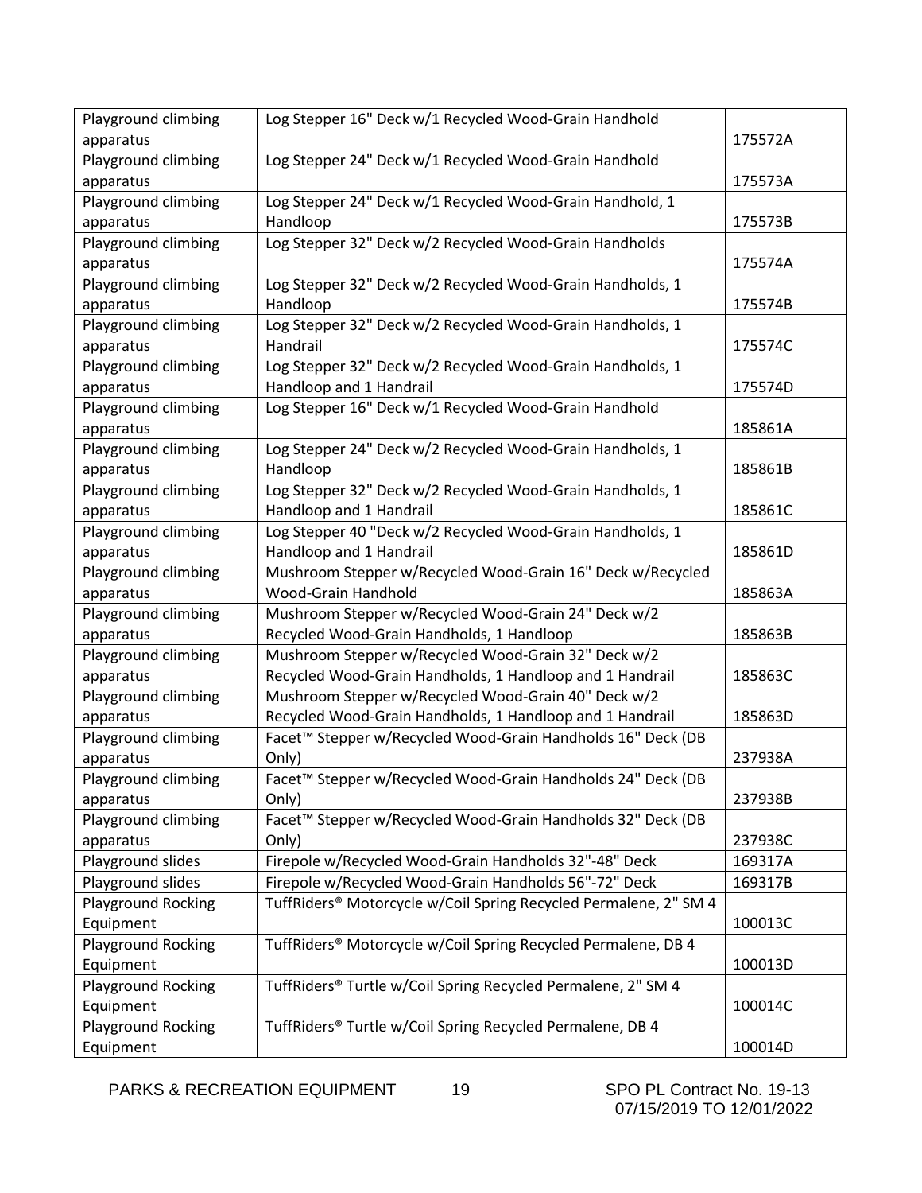| Playground climbing apparatus | Log Stepper 16" Deck w/1 Recycled Wood-Grain Handhold | 175572A |
|---|---|---|
| Playground climbing apparatus | Log Stepper 24" Deck w/1 Recycled Wood-Grain Handhold | 175573A |
| Playground climbing apparatus | Log Stepper 24" Deck w/1 Recycled Wood-Grain Handhold, 1 Handloop | 175573B |
| Playground climbing apparatus | Log Stepper 32" Deck w/2 Recycled Wood-Grain Handholds | 175574A |
| Playground climbing apparatus | Log Stepper 32" Deck w/2 Recycled Wood-Grain Handholds, 1 Handloop | 175574B |
| Playground climbing apparatus | Log Stepper 32" Deck w/2 Recycled Wood-Grain Handholds, 1 Handrail | 175574C |
| Playground climbing apparatus | Log Stepper 32" Deck w/2 Recycled Wood-Grain Handholds, 1 Handloop and 1 Handrail | 175574D |
| Playground climbing apparatus | Log Stepper 16" Deck w/1 Recycled Wood-Grain Handhold | 185861A |
| Playground climbing apparatus | Log Stepper 24" Deck w/2 Recycled Wood-Grain Handholds, 1 Handloop | 185861B |
| Playground climbing apparatus | Log Stepper 32" Deck w/2 Recycled Wood-Grain Handholds, 1 Handloop and 1 Handrail | 185861C |
| Playground climbing apparatus | Log Stepper 40 "Deck w/2 Recycled Wood-Grain Handholds, 1 Handloop and 1 Handrail | 185861D |
| Playground climbing apparatus | Mushroom Stepper w/Recycled Wood-Grain 16" Deck w/Recycled Wood-Grain Handhold | 185863A |
| Playground climbing apparatus | Mushroom Stepper w/Recycled Wood-Grain 24" Deck w/2 Recycled Wood-Grain Handholds, 1 Handloop | 185863B |
| Playground climbing apparatus | Mushroom Stepper w/Recycled Wood-Grain 32" Deck w/2 Recycled Wood-Grain Handholds, 1 Handloop and 1 Handrail | 185863C |
| Playground climbing apparatus | Mushroom Stepper w/Recycled Wood-Grain 40" Deck w/2 Recycled Wood-Grain Handholds, 1 Handloop and 1 Handrail | 185863D |
| Playground climbing apparatus | Facet™ Stepper w/Recycled Wood-Grain Handholds 16" Deck (DB Only) | 237938A |
| Playground climbing apparatus | Facet™ Stepper w/Recycled Wood-Grain Handholds 24" Deck (DB Only) | 237938B |
| Playground climbing apparatus | Facet™ Stepper w/Recycled Wood-Grain Handholds 32" Deck (DB Only) | 237938C |
| Playground slides | Firepole w/Recycled Wood-Grain Handholds 32"-48" Deck | 169317A |
| Playground slides | Firepole w/Recycled Wood-Grain Handholds 56"-72" Deck | 169317B |
| Playground Rocking Equipment | TuffRiders® Motorcycle w/Coil Spring Recycled Permalene, 2" SM 4 | 100013C |
| Playground Rocking Equipment | TuffRiders® Motorcycle w/Coil Spring Recycled Permalene, DB 4 | 100013D |
| Playground Rocking Equipment | TuffRiders® Turtle w/Coil Spring Recycled Permalene, 2" SM 4 | 100014C |
| Playground Rocking Equipment | TuffRiders® Turtle w/Coil Spring Recycled Permalene, DB 4 | 100014D |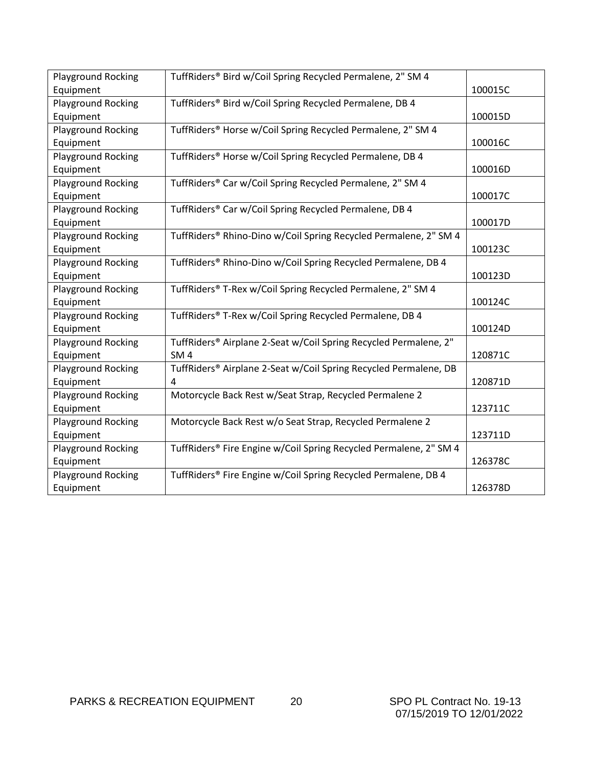| Playground Rocking Equipment | TuffRiders® Bird w/Coil Spring Recycled Permalene, 2" SM 4 | 100015C |
|---|---|---|
| Playground Rocking Equipment | TuffRiders® Bird w/Coil Spring Recycled Permalene, DB 4 | 100015D |
| Playground Rocking Equipment | TuffRiders® Horse w/Coil Spring Recycled Permalene, 2" SM 4 | 100016C |
| Playground Rocking Equipment | TuffRiders® Horse w/Coil Spring Recycled Permalene, DB 4 | 100016D |
| Playground Rocking Equipment | TuffRiders® Car w/Coil Spring Recycled Permalene, 2" SM 4 | 100017C |
| Playground Rocking Equipment | TuffRiders® Car w/Coil Spring Recycled Permalene, DB 4 | 100017D |
| Playground Rocking Equipment | TuffRiders® Rhino-Dino w/Coil Spring Recycled Permalene, 2" SM 4 | 100123C |
| Playground Rocking Equipment | TuffRiders® Rhino-Dino w/Coil Spring Recycled Permalene, DB 4 | 100123D |
| Playground Rocking Equipment | TuffRiders® T-Rex w/Coil Spring Recycled Permalene, 2" SM 4 | 100124C |
| Playground Rocking Equipment | TuffRiders® T-Rex w/Coil Spring Recycled Permalene, DB 4 | 100124D |
| Playground Rocking Equipment | TuffRiders® Airplane 2-Seat w/Coil Spring Recycled Permalene, 2" SM 4 | 120871C |
| Playground Rocking Equipment | TuffRiders® Airplane 2-Seat w/Coil Spring Recycled Permalene, DB 4 | 120871D |
| Playground Rocking Equipment | Motorcycle Back Rest w/Seat Strap, Recycled Permalene 2 | 123711C |
| Playground Rocking Equipment | Motorcycle Back Rest w/o Seat Strap, Recycled Permalene 2 | 123711D |
| Playground Rocking Equipment | TuffRiders® Fire Engine w/Coil Spring Recycled Permalene, 2" SM 4 | 126378C |
| Playground Rocking Equipment | TuffRiders® Fire Engine w/Coil Spring Recycled Permalene, DB 4 | 126378D |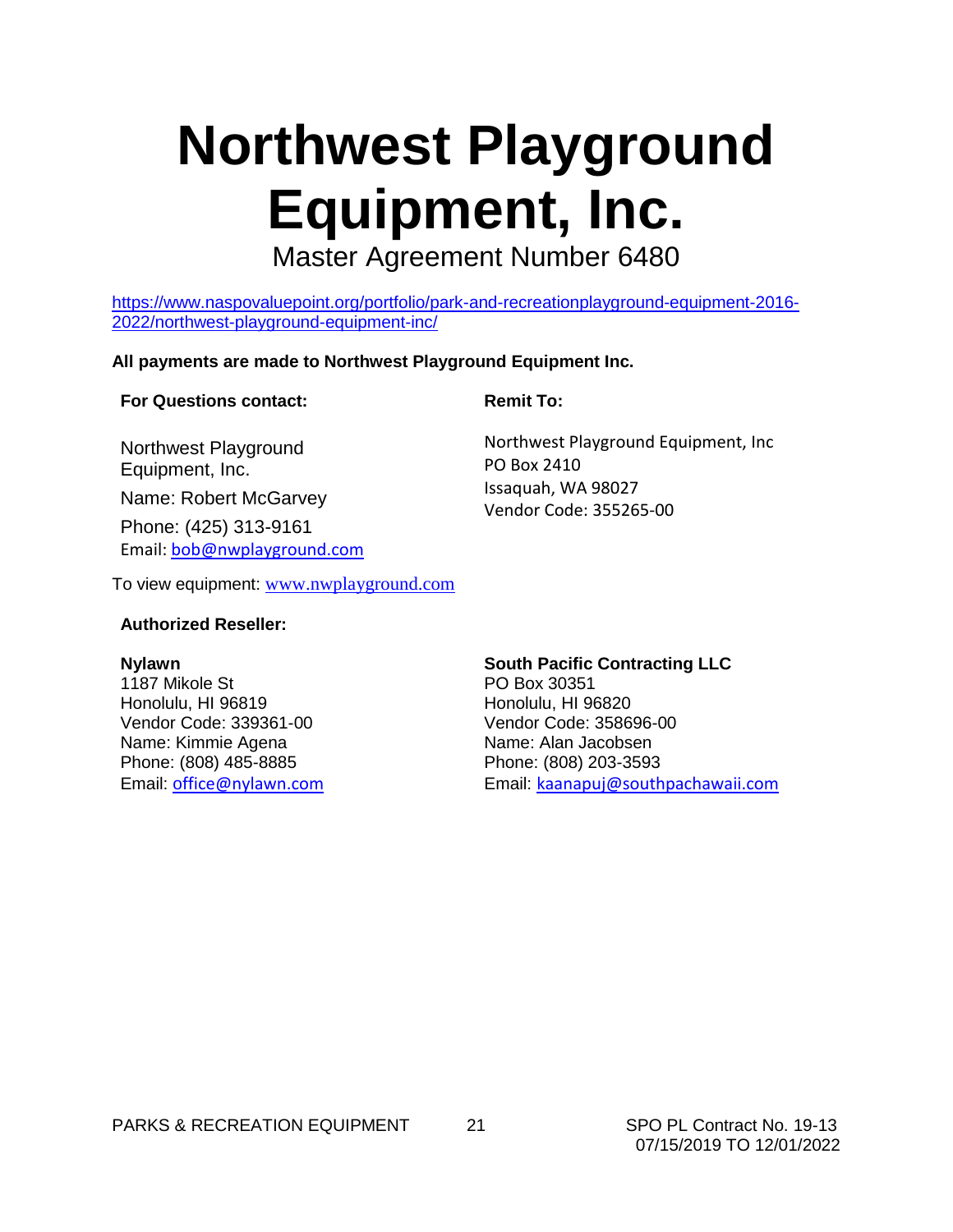# Northwest Playground Equipment, Inc.

Master Agreement Number 6480

https://www.naspovaluepoint.org/portfolio/park-and-recreationplayground-equipment-2016-2022/northwest-playground-equipment-inc/

**All payments are made to Northwest Playground Equipment Inc.**

**For Questions contact:**

Northwest Playground Equipment, Inc.
Name: Robert McGarvey
Phone: (425) 313-9161
Email: bob@nwplayground.com

**Remit To:**

Northwest Playground Equipment, Inc
PO Box 2410
Issaquah, WA 98027
Vendor Code: 355265-00

To view equipment: www.nwplayground.com

**Authorized Reseller:**

**Nylawn**
1187 Mikole St
Honolulu, HI 96819
Vendor Code: 339361-00
Name: Kimmie Agena
Phone: (808) 485-8885
Email: office@nylawn.com

**South Pacific Contracting LLC**
PO Box 30351
Honolulu, HI 96820
Vendor Code: 358696-00
Name: Alan Jacobsen
Phone: (808) 203-3593
Email: kaanapuj@southpachawaii.com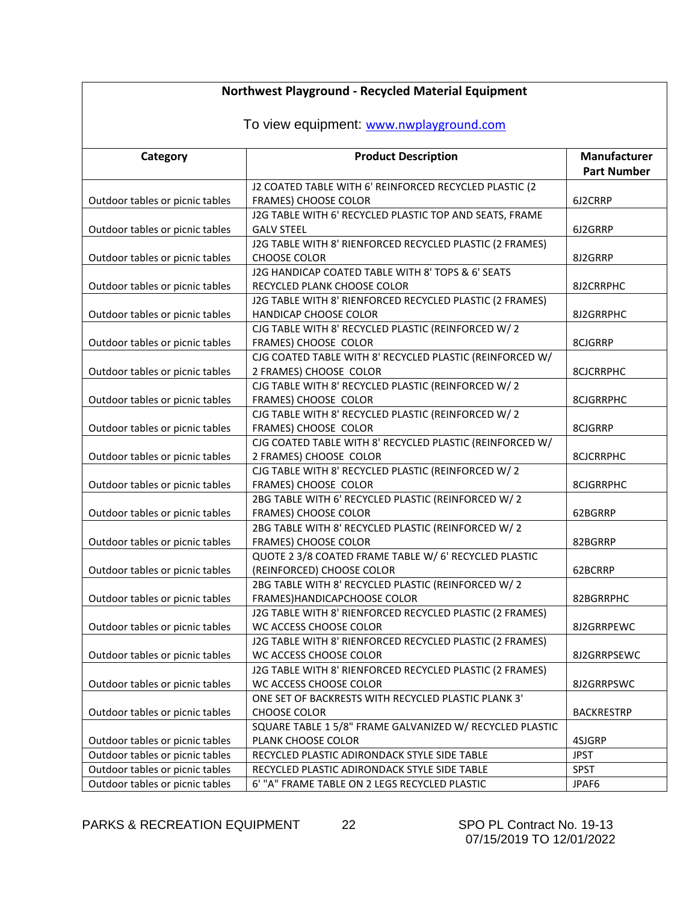**Northwest Playground - Recycled Material Equipment**

To view equipment: [www.nwplayground.com](www.nwplayground.com)

| Category | Product Description | Manufacturer Part Number |
|---|---|---|
| Outdoor tables or picnic tables | J2 COATED TABLE WITH 6' REINFORCED RECYCLED PLASTIC (2 FRAMES) CHOOSE COLOR | 6J2CRRP |
| Outdoor tables or picnic tables | J2G TABLE WITH 6' RECYCLED PLASTIC TOP AND SEATS, FRAME GALV STEEL | 6J2GRRP |
| Outdoor tables or picnic tables | J2G TABLE WITH 8' RIENFORCED RECYCLED PLASTIC (2 FRAMES) CHOOSE COLOR | 8J2GRRP |
| Outdoor tables or picnic tables | J2G HANDICAP COATED TABLE WITH 8' TOPS & 6' SEATS RECYCLED PLANK CHOOSE COLOR | 8J2CRRPHC |
| Outdoor tables or picnic tables | J2G TABLE WITH 8' RIENFORCED RECYCLED PLASTIC (2 FRAMES) HANDICAP CHOOSE COLOR | 8J2GRRPHC |
| Outdoor tables or picnic tables | CJG TABLE WITH 8' RECYCLED PLASTIC (REINFORCED W/ 2 FRAMES) CHOOSE COLOR | 8CJGRRP |
| Outdoor tables or picnic tables | CJG COATED TABLE WITH 8' RECYCLED PLASTIC (REINFORCED W/ 2 FRAMES) CHOOSE COLOR | 8CJCRRPHC |
| Outdoor tables or picnic tables | CJG TABLE WITH 8' RECYCLED PLASTIC (REINFORCED W/ 2 FRAMES) CHOOSE COLOR | 8CJGRRPHC |
| Outdoor tables or picnic tables | CJG TABLE WITH 8' RECYCLED PLASTIC (REINFORCED W/ 2 FRAMES) CHOOSE COLOR | 8CJGRRP |
| Outdoor tables or picnic tables | CJG COATED TABLE WITH 8' RECYCLED PLASTIC (REINFORCED W/ 2 FRAMES) CHOOSE COLOR | 8CJCRRPHC |
| Outdoor tables or picnic tables | CJG TABLE WITH 8' RECYCLED PLASTIC (REINFORCED W/ 2 FRAMES) CHOOSE COLOR | 8CJGRRPHC |
| Outdoor tables or picnic tables | 2BG TABLE WITH 6' RECYCLED PLASTIC (REINFORCED W/ 2 FRAMES) CHOOSE COLOR | 62BGRRP |
| Outdoor tables or picnic tables | 2BG TABLE WITH 8' RECYCLED PLASTIC (REINFORCED W/ 2 FRAMES) CHOOSE COLOR | 82BGRRP |
| Outdoor tables or picnic tables | QUOTE 2 3/8 COATED FRAME TABLE W/ 6' RECYCLED PLASTIC (REINFORCED) CHOOSE COLOR | 62BCRRP |
| Outdoor tables or picnic tables | 2BG TABLE WITH 8' RECYCLED PLASTIC (REINFORCED W/ 2 FRAMES)HANDICAPCHOOSE COLOR | 82BGRRPHC |
| Outdoor tables or picnic tables | J2G TABLE WITH 8' RIENFORCED RECYCLED PLASTIC (2 FRAMES) WC ACCESS CHOOSE COLOR | 8J2GRRPEWC |
| Outdoor tables or picnic tables | J2G TABLE WITH 8' RIENFORCED RECYCLED PLASTIC (2 FRAMES) WC ACCESS CHOOSE COLOR | 8J2GRRPSEWC |
| Outdoor tables or picnic tables | J2G TABLE WITH 8' RIENFORCED RECYCLED PLASTIC (2 FRAMES) WC ACCESS CHOOSE COLOR | 8J2GRRPSWC |
| Outdoor tables or picnic tables | ONE SET OF BACKRESTS WITH RECYCLED PLASTIC PLANK 3' CHOOSE COLOR | BACKRESTRP |
| Outdoor tables or picnic tables | SQUARE TABLE 1 5/8" FRAME GALVANIZED W/ RECYCLED PLASTIC PLANK CHOOSE COLOR | 4SJGRP |
| Outdoor tables or picnic tables | RECYCLED PLASTIC ADIRONDACK STYLE SIDE TABLE | JPST |
| Outdoor tables or picnic tables | RECYCLED PLASTIC ADIRONDACK STYLE SIDE TABLE | SPST |
| Outdoor tables or picnic tables | 6' "A" FRAME TABLE ON 2 LEGS RECYCLED PLASTIC | JPAF6 |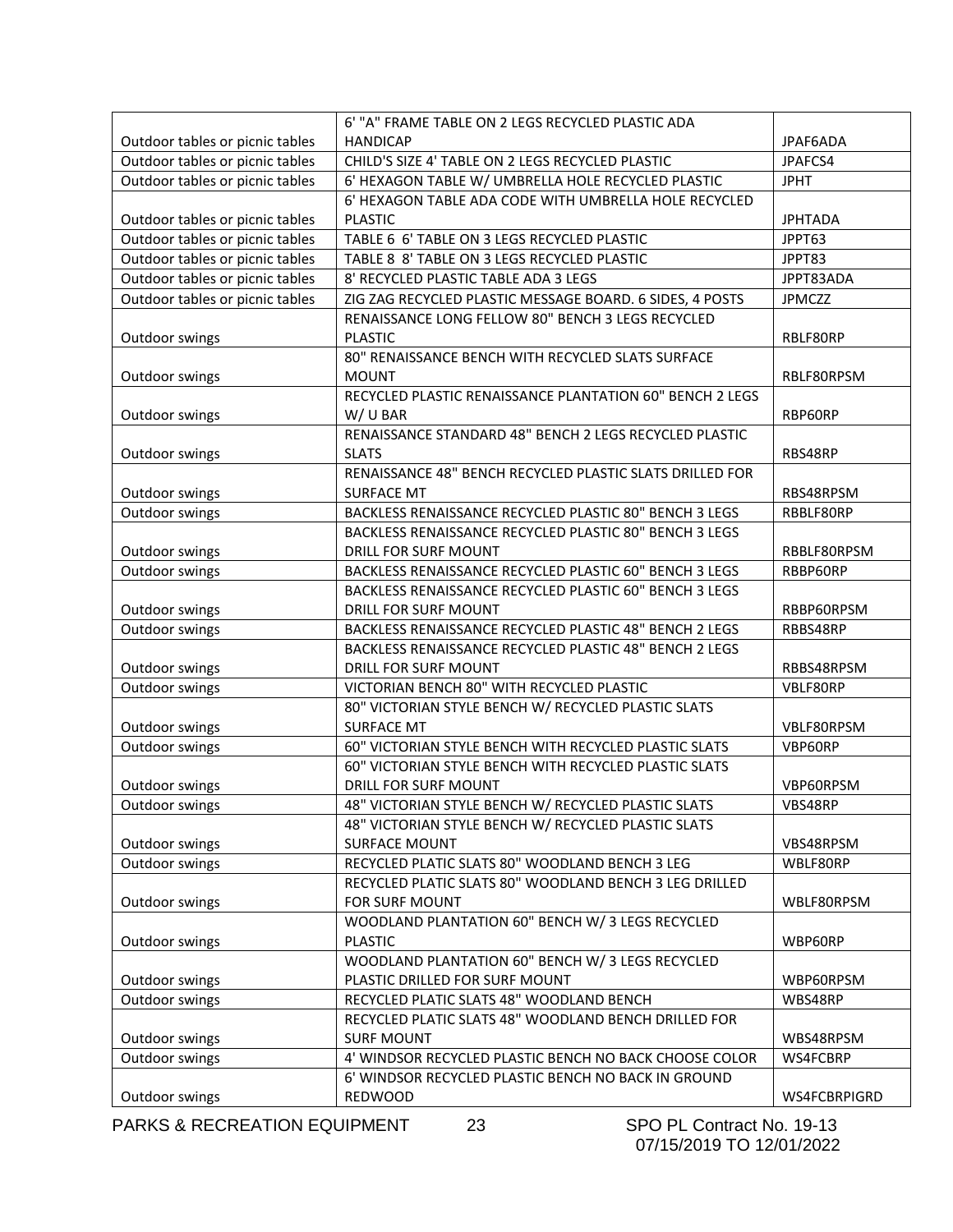| | | |
|---|---|---|
| Outdoor tables or picnic tables | 6' "A" FRAME TABLE ON 2 LEGS RECYCLED PLASTIC ADA HANDICAP | JPAF6ADA |
| Outdoor tables or picnic tables | CHILD'S SIZE 4' TABLE ON 2 LEGS RECYCLED PLASTIC | JPAFCS4 |
| Outdoor tables or picnic tables | 6' HEXAGON TABLE W/ UMBRELLA HOLE RECYCLED PLASTIC | JPHT |
| Outdoor tables or picnic tables | 6' HEXAGON TABLE ADA CODE WITH UMBRELLA HOLE RECYCLED PLASTIC | JPHTADA |
| Outdoor tables or picnic tables | TABLE 6 6' TABLE ON 3 LEGS RECYCLED PLASTIC | JPPT63 |
| Outdoor tables or picnic tables | TABLE 8 8' TABLE ON 3 LEGS RECYCLED PLASTIC | JPPT83 |
| Outdoor tables or picnic tables | 8' RECYCLED PLASTIC TABLE ADA 3 LEGS | JPPT83ADA |
| Outdoor tables or picnic tables | ZIG ZAG RECYCLED PLASTIC MESSAGE BOARD. 6 SIDES, 4 POSTS | JPMCZZ |
| Outdoor swings | RENAISSANCE LONG FELLOW 80" BENCH 3 LEGS RECYCLED PLASTIC | RBLF80RP |
| Outdoor swings | 80" RENAISSANCE BENCH WITH RECYCLED SLATS SURFACE MOUNT | RBLF80RPSM |
| Outdoor swings | RECYCLED PLASTIC RENAISSANCE PLANTATION 60" BENCH 2 LEGS W/ U BAR | RBP60RP |
| Outdoor swings | RENAISSANCE STANDARD 48" BENCH 2 LEGS RECYCLED PLASTIC SLATS | RBS48RP |
| Outdoor swings | RENAISSANCE 48" BENCH RECYCLED PLASTIC SLATS DRILLED FOR SURFACE MT | RBS48RPSM |
| Outdoor swings | BACKLESS RENAISSANCE RECYCLED PLASTIC 80" BENCH 3 LEGS | RBBLF80RP |
| Outdoor swings | BACKLESS RENAISSANCE RECYCLED PLASTIC 80" BENCH 3 LEGS DRILL FOR SURF MOUNT | RBBLF80RPSM |
| Outdoor swings | BACKLESS RENAISSANCE RECYCLED PLASTIC 60" BENCH 3 LEGS | RBBP60RP |
| Outdoor swings | BACKLESS RENAISSANCE RECYCLED PLASTIC 60" BENCH 3 LEGS DRILL FOR SURF MOUNT | RBBP60RPSM |
| Outdoor swings | BACKLESS RENAISSANCE RECYCLED PLASTIC 48" BENCH 2 LEGS | RBBS48RP |
| Outdoor swings | BACKLESS RENAISSANCE RECYCLED PLASTIC 48" BENCH 2 LEGS DRILL FOR SURF MOUNT | RBBS48RPSM |
| Outdoor swings | VICTORIAN BENCH 80" WITH RECYCLED PLASTIC | VBLF80RP |
| Outdoor swings | 80" VICTORIAN STYLE BENCH W/ RECYCLED PLASTIC SLATS SURFACE MT | VBLF80RPSM |
| Outdoor swings | 60" VICTORIAN STYLE BENCH WITH RECYCLED PLASTIC SLATS | VBP60RP |
| Outdoor swings | 60" VICTORIAN STYLE BENCH WITH RECYCLED PLASTIC SLATS DRILL FOR SURF MOUNT | VBP60RPSM |
| Outdoor swings | 48" VICTORIAN STYLE BENCH W/ RECYCLED PLASTIC SLATS | VBS48RP |
| Outdoor swings | 48" VICTORIAN STYLE BENCH W/ RECYCLED PLASTIC SLATS SURFACE MOUNT | VBS48RPSM |
| Outdoor swings | RECYCLED PLATIC SLATS 80" WOODLAND BENCH 3 LEG | WBLF80RP |
| Outdoor swings | RECYCLED PLATIC SLATS 80" WOODLAND BENCH 3 LEG DRILLED FOR SURF MOUNT | WBLF80RPSM |
| Outdoor swings | WOODLAND PLANTATION 60" BENCH W/ 3 LEGS RECYCLED PLASTIC | WBP60RP |
| Outdoor swings | WOODLAND PLANTATION 60" BENCH W/ 3 LEGS RECYCLED PLASTIC DRILLED FOR SURF MOUNT | WBP60RPSM |
| Outdoor swings | RECYCLED PLATIC SLATS 48" WOODLAND BENCH | WBS48RP |
| Outdoor swings | RECYCLED PLATIC SLATS 48" WOODLAND BENCH DRILLED FOR SURF MOUNT | WBS48RPSM |
| Outdoor swings | 4' WINDSOR RECYCLED PLASTIC BENCH NO BACK CHOOSE COLOR | WS4FCBRP |
| Outdoor swings | 6' WINDSOR RECYCLED PLASTIC BENCH NO BACK IN GROUND REDWOOD | WS4FCBRPIGRD |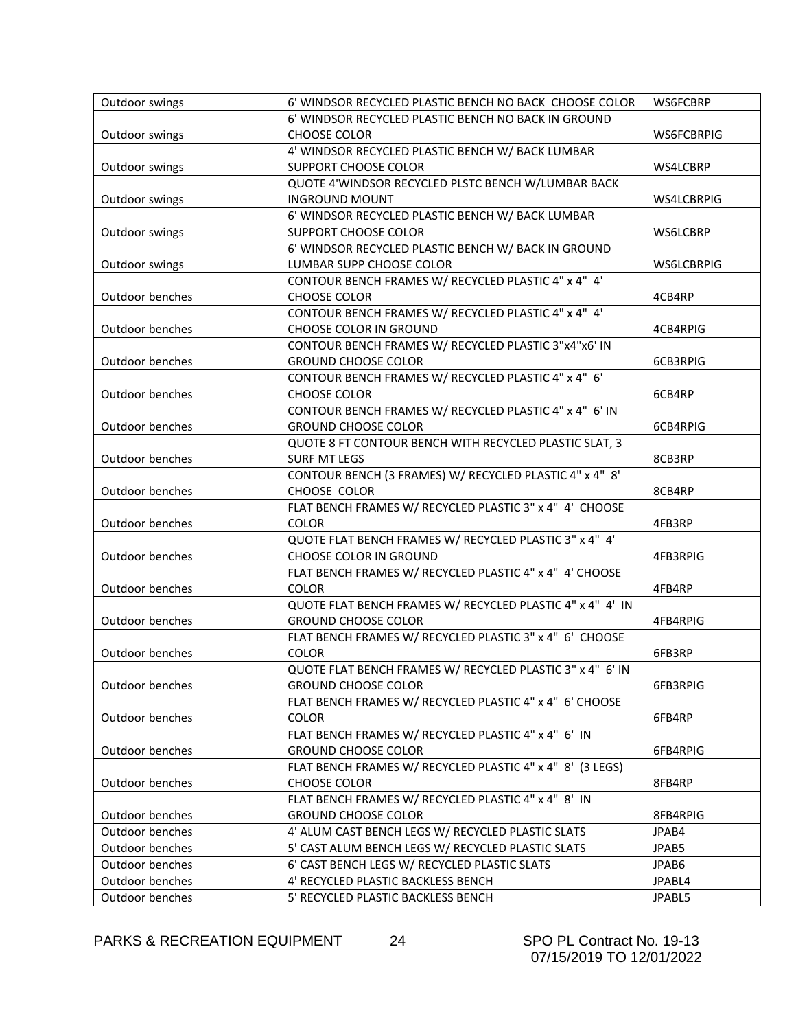| Outdoor swings | 6' WINDSOR RECYCLED PLASTIC BENCH NO BACK CHOOSE COLOR | WS6FCBRP |
|---|---|---|
| Outdoor swings | 6' WINDSOR RECYCLED PLASTIC BENCH NO BACK IN GROUND CHOOSE COLOR | WS6FCBRPIG |
| Outdoor swings | 4' WINDSOR RECYCLED PLASTIC BENCH W/ BACK LUMBAR SUPPORT CHOOSE COLOR | WS4LCBRP |
| Outdoor swings | QUOTE 4'WINDSOR RECYCLED PLSTC BENCH W/LUMBAR BACK INGROUND MOUNT | WS4LCBRPIG |
| Outdoor swings | 6' WINDSOR RECYCLED PLASTIC BENCH W/ BACK LUMBAR SUPPORT CHOOSE COLOR | WS6LCBRP |
| Outdoor swings | 6' WINDSOR RECYCLED PLASTIC BENCH W/ BACK IN GROUND LUMBAR SUPP CHOOSE COLOR | WS6LCBRPIG |
| Outdoor benches | CONTOUR BENCH FRAMES W/ RECYCLED PLASTIC 4" x 4" 4' CHOOSE COLOR | 4CB4RP |
| Outdoor benches | CONTOUR BENCH FRAMES W/ RECYCLED PLASTIC 4" x 4" 4' CHOOSE COLOR IN GROUND | 4CB4RPIG |
| Outdoor benches | CONTOUR BENCH FRAMES W/ RECYCLED PLASTIC 3"x4"x6' IN GROUND CHOOSE COLOR | 6CB3RPIG |
| Outdoor benches | CONTOUR BENCH FRAMES W/ RECYCLED PLASTIC 4" x 4" 6' CHOOSE COLOR | 6CB4RP |
| Outdoor benches | CONTOUR BENCH FRAMES W/ RECYCLED PLASTIC 4" x 4" 6' IN GROUND CHOOSE COLOR | 6CB4RPIG |
| Outdoor benches | QUOTE 8 FT CONTOUR BENCH WITH RECYCLED PLASTIC SLAT, 3 SURF MT LEGS | 8CB3RP |
| Outdoor benches | CONTOUR BENCH (3 FRAMES) W/ RECYCLED PLASTIC 4" x 4" 8' CHOOSE COLOR | 8CB4RP |
| Outdoor benches | FLAT BENCH FRAMES W/ RECYCLED PLASTIC 3" x 4" 4' CHOOSE COLOR | 4FB3RP |
| Outdoor benches | QUOTE FLAT BENCH FRAMES W/ RECYCLED PLASTIC 3" x 4" 4' CHOOSE COLOR IN GROUND | 4FB3RPIG |
| Outdoor benches | FLAT BENCH FRAMES W/ RECYCLED PLASTIC 4" x 4" 4' CHOOSE COLOR | 4FB4RP |
| Outdoor benches | QUOTE FLAT BENCH FRAMES W/ RECYCLED PLASTIC 4" x 4" 4' IN GROUND CHOOSE COLOR | 4FB4RPIG |
| Outdoor benches | FLAT BENCH FRAMES W/ RECYCLED PLASTIC 3" x 4" 6' CHOOSE COLOR | 6FB3RP |
| Outdoor benches | QUOTE FLAT BENCH FRAMES W/ RECYCLED PLASTIC 3" x 4" 6' IN GROUND CHOOSE COLOR | 6FB3RPIG |
| Outdoor benches | FLAT BENCH FRAMES W/ RECYCLED PLASTIC 4" x 4" 6' CHOOSE COLOR | 6FB4RP |
| Outdoor benches | FLAT BENCH FRAMES W/ RECYCLED PLASTIC 4" x 4" 6' IN GROUND CHOOSE COLOR | 6FB4RPIG |
| Outdoor benches | FLAT BENCH FRAMES W/ RECYCLED PLASTIC 4" x 4" 8' (3 LEGS) CHOOSE COLOR | 8FB4RP |
| Outdoor benches | FLAT BENCH FRAMES W/ RECYCLED PLASTIC 4" x 4" 8' IN GROUND CHOOSE COLOR | 8FB4RPIG |
| Outdoor benches | 4' ALUM CAST BENCH LEGS W/ RECYCLED PLASTIC SLATS | JPAB4 |
| Outdoor benches | 5' CAST ALUM BENCH LEGS W/ RECYCLED PLASTIC SLATS | JPAB5 |
| Outdoor benches | 6' CAST BENCH LEGS W/ RECYCLED PLASTIC SLATS | JPAB6 |
| Outdoor benches | 4' RECYCLED PLASTIC BACKLESS BENCH | JPABL4 |
| Outdoor benches | 5' RECYCLED PLASTIC BACKLESS BENCH | JPABL5 |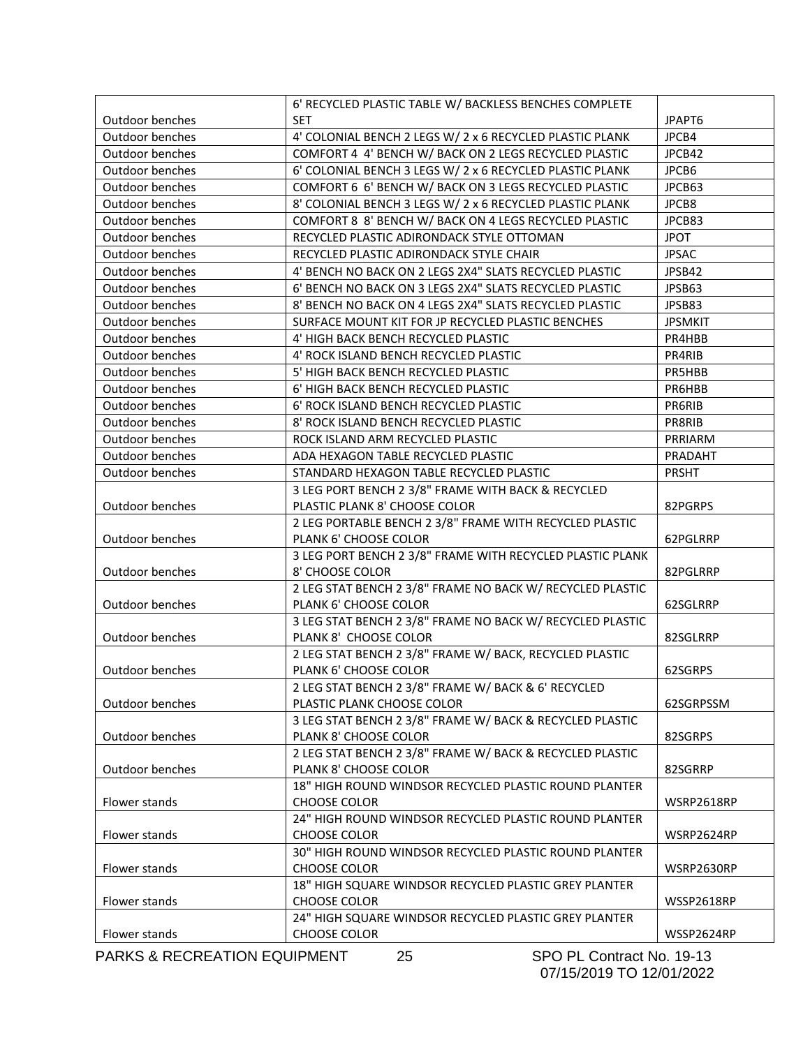| Outdoor benches | 6' RECYCLED PLASTIC TABLE W/ BACKLESS BENCHES COMPLETE SET | JPAPT6 |
|---|---|---|
| Outdoor benches | 4' COLONIAL BENCH 2 LEGS W/ 2 x 6 RECYCLED PLASTIC PLANK | JPCB4 |
| Outdoor benches | COMFORT 4 4' BENCH W/ BACK ON 2 LEGS RECYCLED PLASTIC | JPCB42 |
| Outdoor benches | 6' COLONIAL BENCH 3 LEGS W/ 2 x 6 RECYCLED PLASTIC PLANK | JPCB6 |
| Outdoor benches | COMFORT 6 6' BENCH W/ BACK ON 3 LEGS RECYCLED PLASTIC | JPCB63 |
| Outdoor benches | 8' COLONIAL BENCH 3 LEGS W/ 2 x 6 RECYCLED PLASTIC PLANK | JPCB8 |
| Outdoor benches | COMFORT 8 8' BENCH W/ BACK ON 4 LEGS RECYCLED PLASTIC | JPCB83 |
| Outdoor benches | RECYCLED PLASTIC ADIRONDACK STYLE OTTOMAN | JPOT |
| Outdoor benches | RECYCLED PLASTIC ADIRONDACK STYLE CHAIR | JPSAC |
| Outdoor benches | 4' BENCH NO BACK ON 2 LEGS 2X4" SLATS RECYCLED PLASTIC | JPSB42 |
| Outdoor benches | 6' BENCH NO BACK ON 3 LEGS 2X4" SLATS RECYCLED PLASTIC | JPSB63 |
| Outdoor benches | 8' BENCH NO BACK ON 4 LEGS 2X4" SLATS RECYCLED PLASTIC | JPSB83 |
| Outdoor benches | SURFACE MOUNT KIT FOR JP RECYCLED PLASTIC BENCHES | JPSMKIT |
| Outdoor benches | 4' HIGH BACK BENCH RECYCLED PLASTIC | PR4HBB |
| Outdoor benches | 4' ROCK ISLAND BENCH RECYCLED PLASTIC | PR4RIB |
| Outdoor benches | 5' HIGH BACK BENCH RECYCLED PLASTIC | PR5HBB |
| Outdoor benches | 6' HIGH BACK BENCH RECYCLED PLASTIC | PR6HBB |
| Outdoor benches | 6' ROCK ISLAND BENCH RECYCLED PLASTIC | PR6RIB |
| Outdoor benches | 8' ROCK ISLAND BENCH RECYCLED PLASTIC | PR8RIB |
| Outdoor benches | ROCK ISLAND ARM RECYCLED PLASTIC | PRRIARM |
| Outdoor benches | ADA HEXAGON TABLE RECYCLED PLASTIC | PRADAHT |
| Outdoor benches | STANDARD HEXAGON TABLE RECYCLED PLASTIC | PRSHT |
| Outdoor benches | 3 LEG PORT BENCH 2 3/8" FRAME WITH BACK & RECYCLED PLASTIC PLANK 8' CHOOSE COLOR | 82PGRPS |
| Outdoor benches | 2 LEG PORTABLE BENCH 2 3/8" FRAME WITH RECYCLED PLASTIC PLANK 6' CHOOSE COLOR | 62PGLRRP |
| Outdoor benches | 3 LEG PORT BENCH 2 3/8" FRAME WITH RECYCLED PLASTIC PLANK 8' CHOOSE COLOR | 82PGLRRP |
| Outdoor benches | 2 LEG STAT BENCH 2 3/8" FRAME NO BACK W/ RECYCLED PLASTIC PLANK 6' CHOOSE COLOR | 62SGLRRP |
| Outdoor benches | 3 LEG STAT BENCH 2 3/8" FRAME NO BACK W/ RECYCLED PLASTIC PLANK 8' CHOOSE COLOR | 82SGLRRP |
| Outdoor benches | 2 LEG STAT BENCH 2 3/8" FRAME W/ BACK, RECYCLED PLASTIC PLANK 6' CHOOSE COLOR | 62SGRPS |
| Outdoor benches | 2 LEG STAT BENCH 2 3/8" FRAME W/ BACK & 6' RECYCLED PLASTIC PLANK CHOOSE COLOR | 62SGRPSSM |
| Outdoor benches | 3 LEG STAT BENCH 2 3/8" FRAME W/ BACK & RECYCLED PLASTIC PLANK 8' CHOOSE COLOR | 82SGRPS |
| Outdoor benches | 2 LEG STAT BENCH 2 3/8" FRAME W/ BACK & RECYCLED PLASTIC PLANK 8' CHOOSE COLOR | 82SGRRP |
| Flower stands | 18" HIGH ROUND WINDSOR RECYCLED PLASTIC ROUND PLANTER CHOOSE COLOR | WSRP2618RP |
| Flower stands | 24" HIGH ROUND WINDSOR RECYCLED PLASTIC ROUND PLANTER CHOOSE COLOR | WSRP2624RP |
| Flower stands | 30" HIGH ROUND WINDSOR RECYCLED PLASTIC ROUND PLANTER CHOOSE COLOR | WSRP2630RP |
| Flower stands | 18" HIGH SQUARE WINDSOR RECYCLED PLASTIC GREY PLANTER CHOOSE COLOR | WSSP2618RP |
| Flower stands | 24" HIGH SQUARE WINDSOR RECYCLED PLASTIC GREY PLANTER CHOOSE COLOR | WSSP2624RP |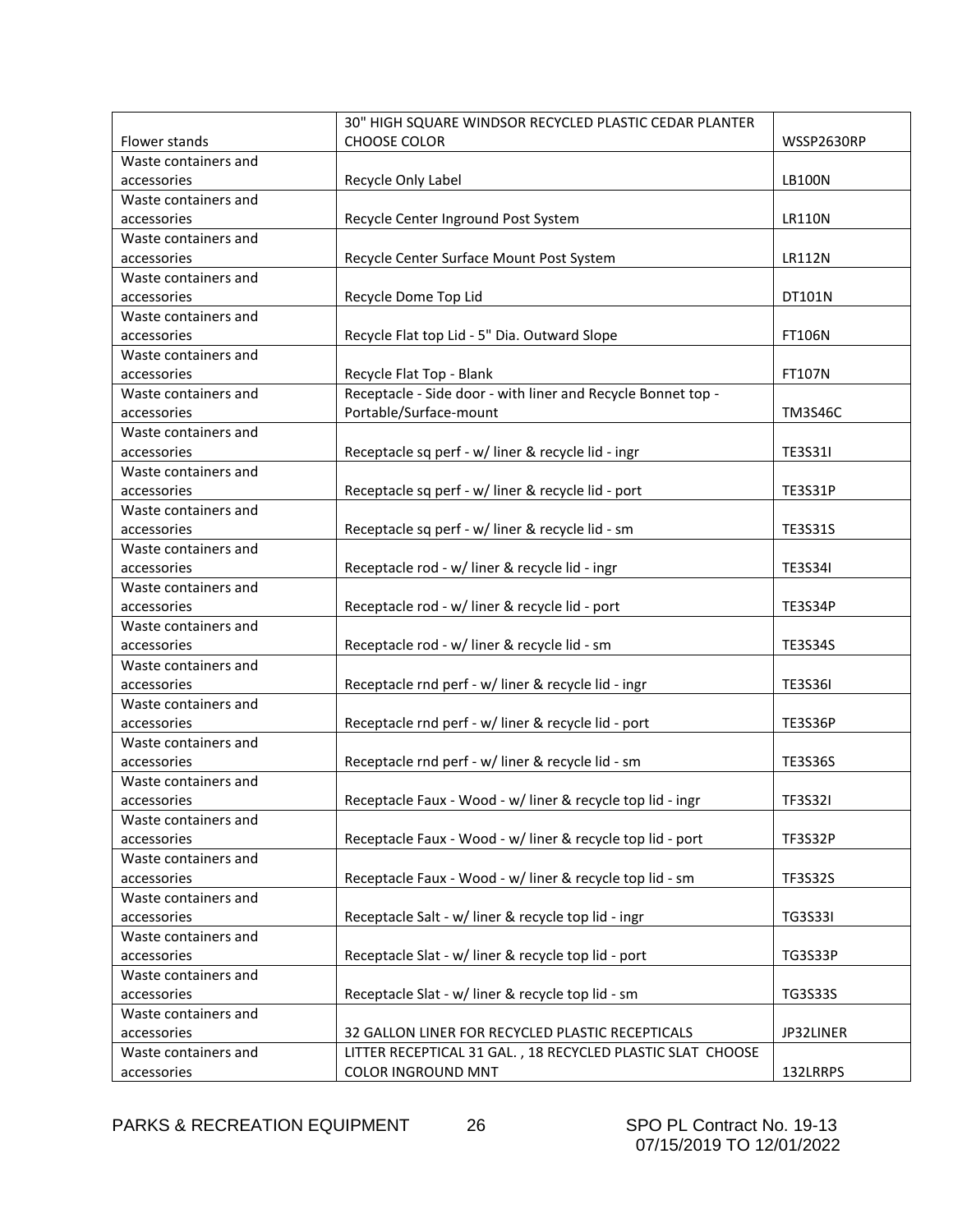| Flower stands | 30" HIGH SQUARE WINDSOR RECYCLED PLASTIC CEDAR PLANTER CHOOSE COLOR | WSSP2630RP |
|---|---|---|
| Waste containers and accessories | Recycle Only Label | LB100N |
| Waste containers and accessories | Recycle Center Inground Post System | LR110N |
| Waste containers and accessories | Recycle Center Surface Mount Post System | LR112N |
| Waste containers and accessories | Recycle Dome Top Lid | DT101N |
| Waste containers and accessories | Recycle Flat top Lid - 5" Dia. Outward Slope | FT106N |
| Waste containers and accessories | Recycle Flat Top - Blank | FT107N |
| Waste containers and accessories | Receptacle - Side door - with liner and Recycle Bonnet top - Portable/Surface-mount | TM3S46C |
| Waste containers and accessories | Receptacle sq perf - w/ liner & recycle lid - ingr | TE3S31I |
| Waste containers and accessories | Receptacle sq perf - w/ liner & recycle lid - port | TE3S31P |
| Waste containers and accessories | Receptacle sq perf - w/ liner & recycle lid - sm | TE3S31S |
| Waste containers and accessories | Receptacle rod - w/ liner & recycle lid - ingr | TE3S34I |
| Waste containers and accessories | Receptacle rod - w/ liner & recycle lid - port | TE3S34P |
| Waste containers and accessories | Receptacle rod - w/ liner & recycle lid - sm | TE3S34S |
| Waste containers and accessories | Receptacle rnd perf - w/ liner & recycle lid - ingr | TE3S36I |
| Waste containers and accessories | Receptacle rnd perf - w/ liner & recycle lid - port | TE3S36P |
| Waste containers and accessories | Receptacle rnd perf - w/ liner & recycle lid - sm | TE3S36S |
| Waste containers and accessories | Receptacle Faux - Wood - w/ liner & recycle top lid - ingr | TF3S32I |
| Waste containers and accessories | Receptacle Faux - Wood - w/ liner & recycle top lid - port | TF3S32P |
| Waste containers and accessories | Receptacle Faux - Wood - w/ liner & recycle top lid - sm | TF3S32S |
| Waste containers and accessories | Receptacle Salt - w/ liner & recycle top lid - ingr | TG3S33I |
| Waste containers and accessories | Receptacle Slat - w/ liner & recycle top lid - port | TG3S33P |
| Waste containers and accessories | Receptacle Slat - w/ liner & recycle top lid - sm | TG3S33S |
| Waste containers and accessories | 32 GALLON LINER FOR RECYCLED PLASTIC RECEPTICALS | JP32LINER |
| Waste containers and accessories | LITTER RECEPTICAL 31 GAL. , 18 RECYCLED PLASTIC SLAT CHOOSE COLOR INGROUND MNT | 132LRRPS |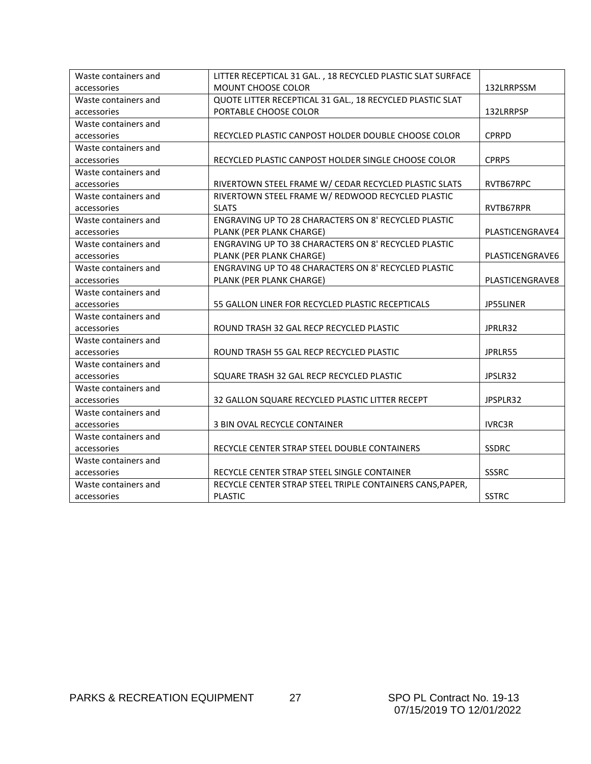| Waste containers and accessories | LITTER RECEPTICAL 31 GAL. , 18 RECYCLED PLASTIC SLAT SURFACE MOUNT CHOOSE COLOR | 132LRRPSSM |
|---|---|---|
| Waste containers and accessories | QUOTE LITTER RECEPTICAL 31 GAL., 18 RECYCLED PLASTIC SLAT PORTABLE CHOOSE COLOR | 132LRRPSP |
| Waste containers and accessories | RECYCLED PLASTIC CANPOST HOLDER DOUBLE CHOOSE COLOR | CPRPD |
| Waste containers and accessories | RECYCLED PLASTIC CANPOST HOLDER SINGLE CHOOSE COLOR | CPRPS |
| Waste containers and accessories | RIVERTOWN STEEL FRAME W/ CEDAR RECYCLED PLASTIC SLATS | RVTB67RPC |
| Waste containers and accessories | RIVERTOWN STEEL FRAME W/ REDWOOD RECYCLED PLASTIC SLATS | RVTB67RPR |
| Waste containers and accessories | ENGRAVING UP TO 28 CHARACTERS ON 8' RECYCLED PLASTIC PLANK (PER PLANK CHARGE) | PLASTICENGRAVE4 |
| Waste containers and accessories | ENGRAVING UP TO 38 CHARACTERS ON 8' RECYCLED PLASTIC PLANK (PER PLANK CHARGE) | PLASTICENGRAVE6 |
| Waste containers and accessories | ENGRAVING UP TO 48 CHARACTERS ON 8' RECYCLED PLASTIC PLANK (PER PLANK CHARGE) | PLASTICENGRAVE8 |
| Waste containers and accessories | 55 GALLON LINER FOR RECYCLED PLASTIC RECEPTICALS | JP55LINER |
| Waste containers and accessories | ROUND TRASH 32 GAL RECP RECYCLED PLASTIC | JPRLR32 |
| Waste containers and accessories | ROUND TRASH 55 GAL RECP RECYCLED PLASTIC | JPRLR55 |
| Waste containers and accessories | SQUARE TRASH 32 GAL RECP RECYCLED PLASTIC | JPSLR32 |
| Waste containers and accessories | 32 GALLON SQUARE RECYCLED PLASTIC LITTER RECEPT | JPSPLR32 |
| Waste containers and accessories | 3 BIN OVAL RECYCLE CONTAINER | IVRC3R |
| Waste containers and accessories | RECYCLE CENTER STRAP STEEL DOUBLE CONTAINERS | SSDRC |
| Waste containers and accessories | RECYCLE CENTER STRAP STEEL SINGLE CONTAINER | SSSRC |
| Waste containers and accessories | RECYCLE CENTER STRAP STEEL TRIPLE CONTAINERS CANS,PAPER, PLASTIC | SSTRC |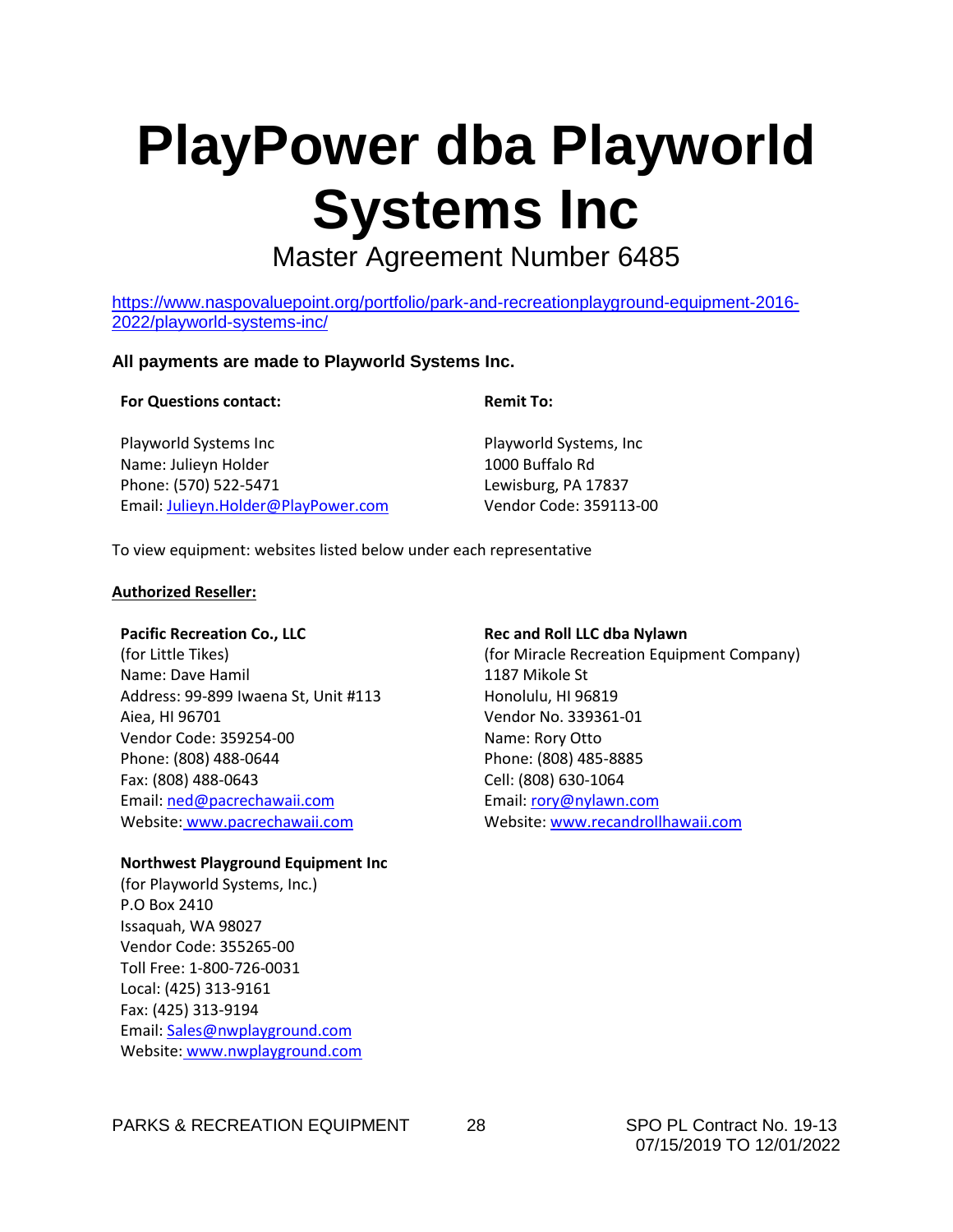# PlayPower dba Playworld Systems Inc

Master Agreement Number 6485

https://www.naspovaluepoint.org/portfolio/park-and-recreationplayground-equipment-2016-2022/playworld-systems-inc/

**All payments are made to Playworld Systems Inc.**

**For Questions contact:**

Playworld Systems Inc
Name: Julieyn Holder
Phone: (570) 522-5471
Email: Julieyn.Holder@PlayPower.com

**Remit To:**

Playworld Systems, Inc
1000 Buffalo Rd
Lewisburg, PA 17837
Vendor Code: 359113-00

To view equipment: websites listed below under each representative

**Authorized Reseller:**

**Pacific Recreation Co., LLC**
(for Little Tikes)
Name: Dave Hamil
Address: 99-899 Iwaena St, Unit #113
Aiea, HI 96701
Vendor Code: 359254-00
Phone: (808) 488-0644
Fax: (808) 488-0643
Email: ned@pacrechawaii.com
Website: www.pacrechawaii.com

**Northwest Playground Equipment Inc**
(for Playworld Systems, Inc.)
P.O Box 2410
Issaquah, WA 98027
Vendor Code: 355265-00
Toll Free: 1-800-726-0031
Local: (425) 313-9161
Fax: (425) 313-9194
Email: Sales@nwplayground.com
Website: www.nwplayground.com

**Rec and Roll LLC dba Nylawn**
(for Miracle Recreation Equipment Company)
1187 Mikole St
Honolulu, HI 96819
Vendor No. 339361-01
Name: Rory Otto
Phone: (808) 485-8885
Cell: (808) 630-1064
Email: rory@nylawn.com
Website: www.recandrollhawaii.com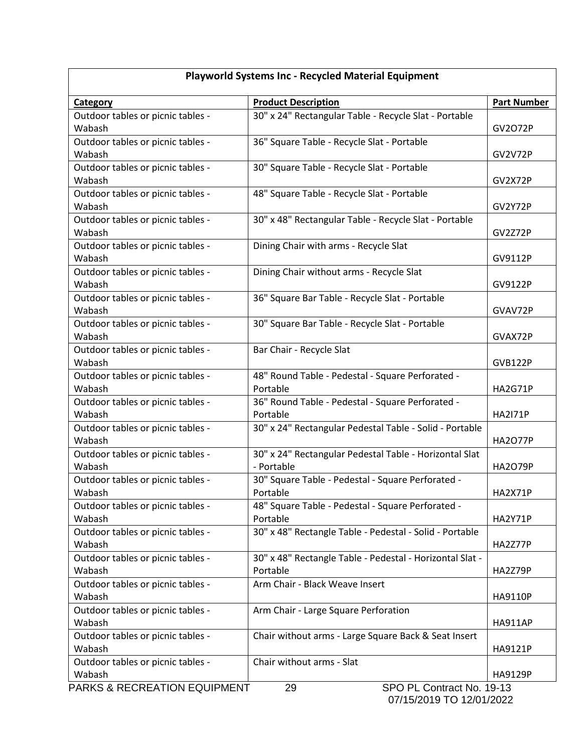| Playworld Systems Inc - Recycled Material Equipment | | |
|---|---|---|
| **Category** | **Product Description** | **Part Number** |
| Outdoor tables or picnic tables - Wabash | 30" x 24" Rectangular Table - Recycle Slat - Portable | GV2O72P |
| Outdoor tables or picnic tables - Wabash | 36" Square Table - Recycle Slat - Portable | GV2V72P |
| Outdoor tables or picnic tables - Wabash | 30" Square Table - Recycle Slat - Portable | GV2X72P |
| Outdoor tables or picnic tables - Wabash | 48" Square Table - Recycle Slat - Portable | GV2Y72P |
| Outdoor tables or picnic tables - Wabash | 30" x 48" Rectangular Table - Recycle Slat - Portable | GV2Z72P |
| Outdoor tables or picnic tables - Wabash | Dining Chair with arms - Recycle Slat | GV9112P |
| Outdoor tables or picnic tables - Wabash | Dining Chair without arms - Recycle Slat | GV9122P |
| Outdoor tables or picnic tables - Wabash | 36" Square Bar Table - Recycle Slat - Portable | GVAV72P |
| Outdoor tables or picnic tables - Wabash | 30" Square Bar Table - Recycle Slat - Portable | GVAX72P |
| Outdoor tables or picnic tables - Wabash | Bar Chair - Recycle Slat | GVB122P |
| Outdoor tables or picnic tables - Wabash | 48" Round Table - Pedestal - Square Perforated - Portable | HA2G71P |
| Outdoor tables or picnic tables - Wabash | 36" Round Table - Pedestal - Square Perforated - Portable | HA2I71P |
| Outdoor tables or picnic tables - Wabash | 30" x 24" Rectangular Pedestal Table - Solid - Portable | HA2O77P |
| Outdoor tables or picnic tables - Wabash | 30" x 24" Rectangular Pedestal Table - Horizontal Slat - Portable | HA2O79P |
| Outdoor tables or picnic tables - Wabash | 30" Square Table - Pedestal - Square Perforated - Portable | HA2X71P |
| Outdoor tables or picnic tables - Wabash | 48" Square Table - Pedestal - Square Perforated - Portable | HA2Y71P |
| Outdoor tables or picnic tables - Wabash | 30" x 48" Rectangle Table - Pedestal - Solid - Portable | HA2Z77P |
| Outdoor tables or picnic tables - Wabash | 30" x 48" Rectangle Table - Pedestal - Horizontal Slat - Portable | HA2Z79P |
| Outdoor tables or picnic tables - Wabash | Arm Chair - Black Weave Insert | HA9110P |
| Outdoor tables or picnic tables - Wabash | Arm Chair - Large Square Perforation | HA911AP |
| Outdoor tables or picnic tables - Wabash | Chair without arms - Large Square Back & Seat Insert | HA9121P |
| Outdoor tables or picnic tables - Wabash | Chair without arms - Slat | HA9129P |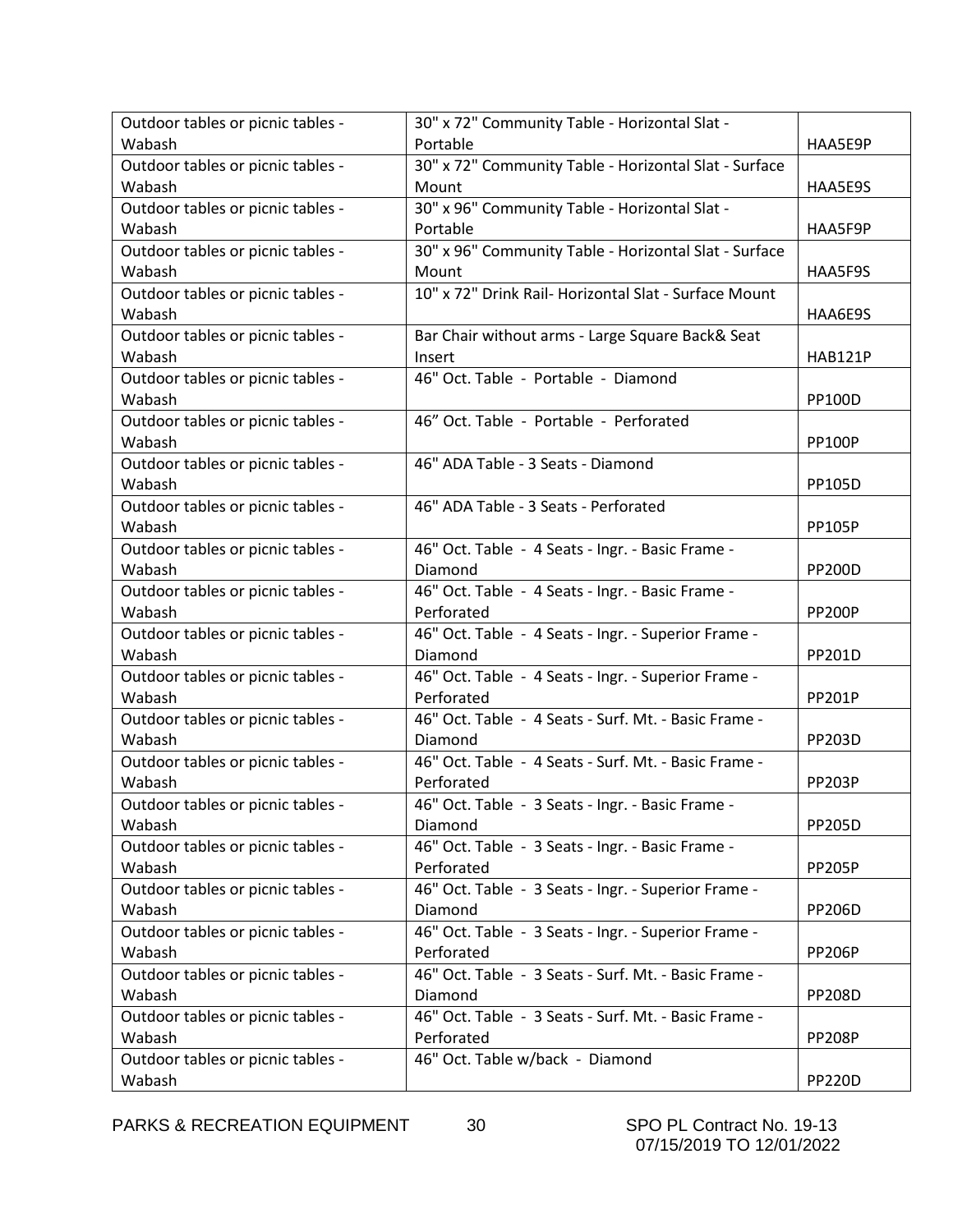| | | |
|---|---|---|
| Outdoor tables or picnic tables - Wabash | 30" x 72" Community Table - Horizontal Slat - Portable | HAA5E9P |
| Outdoor tables or picnic tables - Wabash | 30" x 72" Community Table - Horizontal Slat - Surface Mount | HAA5E9S |
| Outdoor tables or picnic tables - Wabash | 30" x 96" Community Table - Horizontal Slat - Portable | HAA5F9P |
| Outdoor tables or picnic tables - Wabash | 30" x 96" Community Table - Horizontal Slat - Surface Mount | HAA5F9S |
| Outdoor tables or picnic tables - Wabash | 10" x 72" Drink Rail- Horizontal Slat - Surface Mount | HAA6E9S |
| Outdoor tables or picnic tables - Wabash | Bar Chair without arms - Large Square Back& Seat Insert | HAB121P |
| Outdoor tables or picnic tables - Wabash | 46" Oct. Table - Portable - Diamond | PP100D |
| Outdoor tables or picnic tables - Wabash | 46" Oct. Table - Portable - Perforated | PP100P |
| Outdoor tables or picnic tables - Wabash | 46" ADA Table - 3 Seats - Diamond | PP105D |
| Outdoor tables or picnic tables - Wabash | 46" ADA Table - 3 Seats - Perforated | PP105P |
| Outdoor tables or picnic tables - Wabash | 46" Oct. Table - 4 Seats - Ingr. - Basic Frame - Diamond | PP200D |
| Outdoor tables or picnic tables - Wabash | 46" Oct. Table - 4 Seats - Ingr. - Basic Frame - Perforated | PP200P |
| Outdoor tables or picnic tables - Wabash | 46" Oct. Table - 4 Seats - Ingr. - Superior Frame - Diamond | PP201D |
| Outdoor tables or picnic tables - Wabash | 46" Oct. Table - 4 Seats - Ingr. - Superior Frame - Perforated | PP201P |
| Outdoor tables or picnic tables - Wabash | 46" Oct. Table - 4 Seats - Surf. Mt. - Basic Frame - Diamond | PP203D |
| Outdoor tables or picnic tables - Wabash | 46" Oct. Table - 4 Seats - Surf. Mt. - Basic Frame - Perforated | PP203P |
| Outdoor tables or picnic tables - Wabash | 46" Oct. Table - 3 Seats - Ingr. - Basic Frame - Diamond | PP205D |
| Outdoor tables or picnic tables - Wabash | 46" Oct. Table - 3 Seats - Ingr. - Basic Frame - Perforated | PP205P |
| Outdoor tables or picnic tables - Wabash | 46" Oct. Table - 3 Seats - Ingr. - Superior Frame - Diamond | PP206D |
| Outdoor tables or picnic tables - Wabash | 46" Oct. Table - 3 Seats - Ingr. - Superior Frame - Perforated | PP206P |
| Outdoor tables or picnic tables - Wabash | 46" Oct. Table - 3 Seats - Surf. Mt. - Basic Frame - Diamond | PP208D |
| Outdoor tables or picnic tables - Wabash | 46" Oct. Table - 3 Seats - Surf. Mt. - Basic Frame - Perforated | PP208P |
| Outdoor tables or picnic tables - Wabash | 46" Oct. Table w/back - Diamond | PP220D |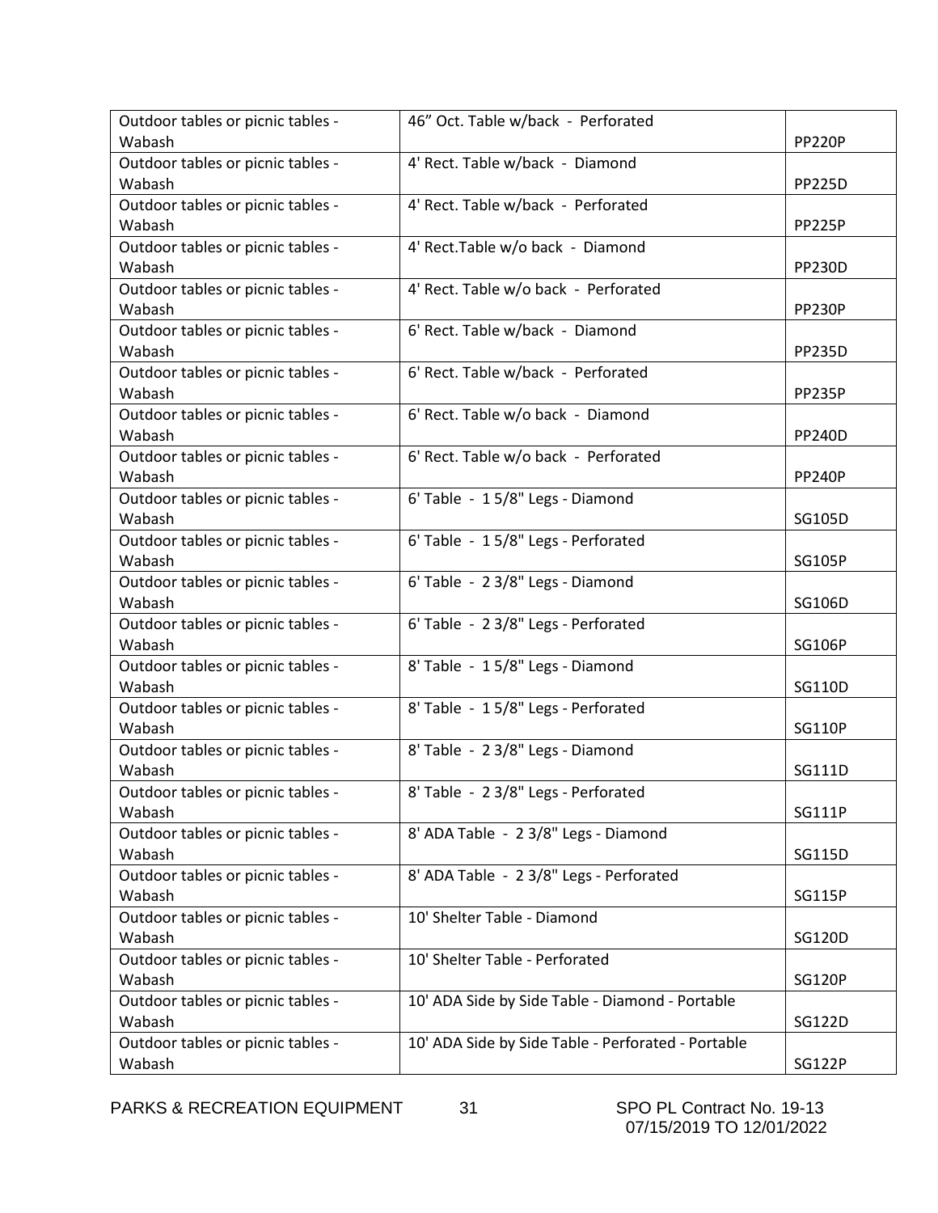| Outdoor tables or picnic tables - Wabash | 46” Oct. Table w/back - Perforated | PP220P |
|---|---|---|
| Outdoor tables or picnic tables - Wabash | 4' Rect. Table w/back - Diamond | PP225D |
| Outdoor tables or picnic tables - Wabash | 4' Rect. Table w/back - Perforated | PP225P |
| Outdoor tables or picnic tables - Wabash | 4' Rect.Table w/o back - Diamond | PP230D |
| Outdoor tables or picnic tables - Wabash | 4' Rect. Table w/o back - Perforated | PP230P |
| Outdoor tables or picnic tables - Wabash | 6' Rect. Table w/back - Diamond | PP235D |
| Outdoor tables or picnic tables - Wabash | 6' Rect. Table w/back - Perforated | PP235P |
| Outdoor tables or picnic tables - Wabash | 6' Rect. Table w/o back - Diamond | PP240D |
| Outdoor tables or picnic tables - Wabash | 6' Rect. Table w/o back - Perforated | PP240P |
| Outdoor tables or picnic tables - Wabash | 6' Table - 1 5/8" Legs - Diamond | SG105D |
| Outdoor tables or picnic tables - Wabash | 6' Table - 1 5/8" Legs - Perforated | SG105P |
| Outdoor tables or picnic tables - Wabash | 6' Table - 2 3/8" Legs - Diamond | SG106D |
| Outdoor tables or picnic tables - Wabash | 6' Table - 2 3/8" Legs - Perforated | SG106P |
| Outdoor tables or picnic tables - Wabash | 8' Table - 1 5/8" Legs - Diamond | SG110D |
| Outdoor tables or picnic tables - Wabash | 8' Table - 1 5/8" Legs - Perforated | SG110P |
| Outdoor tables or picnic tables - Wabash | 8' Table - 2 3/8" Legs - Diamond | SG111D |
| Outdoor tables or picnic tables - Wabash | 8' Table - 2 3/8" Legs - Perforated | SG111P |
| Outdoor tables or picnic tables - Wabash | 8' ADA Table - 2 3/8" Legs - Diamond | SG115D |
| Outdoor tables or picnic tables - Wabash | 8' ADA Table - 2 3/8" Legs - Perforated | SG115P |
| Outdoor tables or picnic tables - Wabash | 10' Shelter Table - Diamond | SG120D |
| Outdoor tables or picnic tables - Wabash | 10' Shelter Table - Perforated | SG120P |
| Outdoor tables or picnic tables - Wabash | 10' ADA Side by Side Table - Diamond - Portable | SG122D |
| Outdoor tables or picnic tables - Wabash | 10' ADA Side by Side Table - Perforated - Portable | SG122P |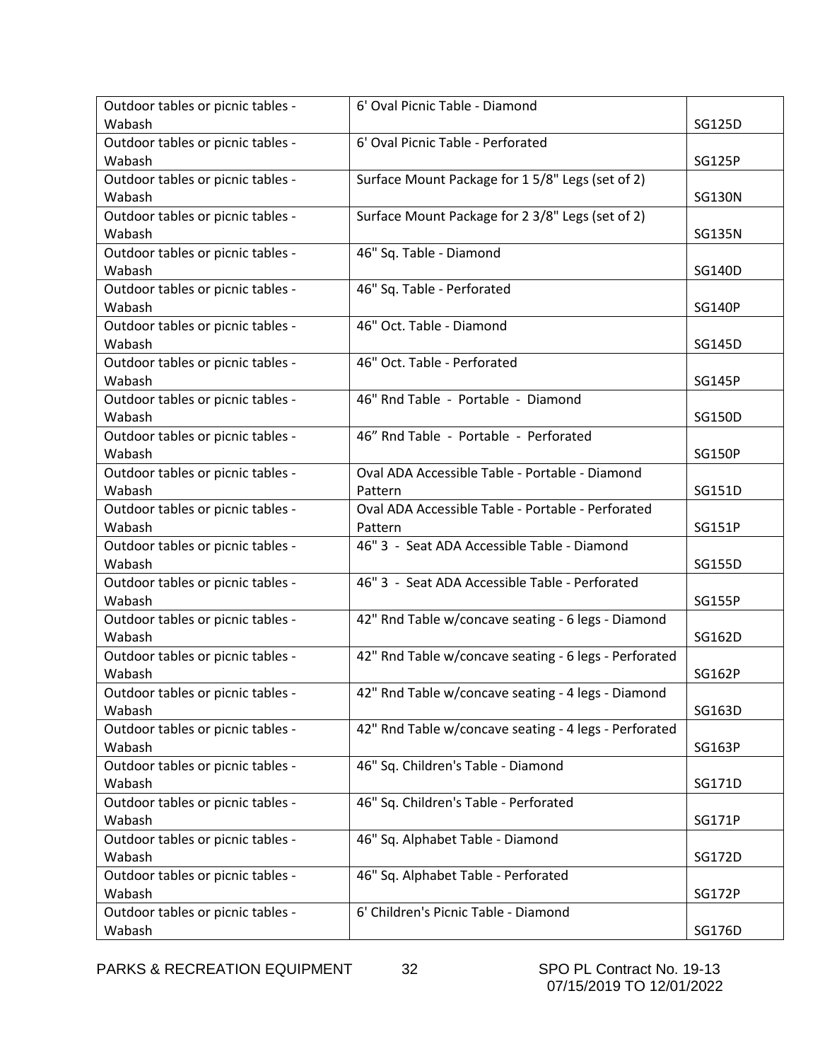| Outdoor tables or picnic tables - Wabash | 6' Oval Picnic Table - Diamond | SG125D |
|---|---|---|
| Outdoor tables or picnic tables - Wabash | 6' Oval Picnic Table - Perforated | SG125P |
| Outdoor tables or picnic tables - Wabash | Surface Mount Package for 1 5/8" Legs (set of 2) | SG130N |
| Outdoor tables or picnic tables - Wabash | Surface Mount Package for 2 3/8" Legs (set of 2) | SG135N |
| Outdoor tables or picnic tables - Wabash | 46" Sq. Table - Diamond | SG140D |
| Outdoor tables or picnic tables - Wabash | 46" Sq. Table - Perforated | SG140P |
| Outdoor tables or picnic tables - Wabash | 46" Oct. Table - Diamond | SG145D |
| Outdoor tables or picnic tables - Wabash | 46" Oct. Table - Perforated | SG145P |
| Outdoor tables or picnic tables - Wabash | 46" Rnd Table - Portable - Diamond | SG150D |
| Outdoor tables or picnic tables - Wabash | 46" Rnd Table - Portable - Perforated | SG150P |
| Outdoor tables or picnic tables - Wabash | Oval ADA Accessible Table - Portable - Diamond Pattern | SG151D |
| Outdoor tables or picnic tables - Wabash | Oval ADA Accessible Table - Portable - Perforated Pattern | SG151P |
| Outdoor tables or picnic tables - Wabash | 46" 3 - Seat ADA Accessible Table - Diamond | SG155D |
| Outdoor tables or picnic tables - Wabash | 46" 3 - Seat ADA Accessible Table - Perforated | SG155P |
| Outdoor tables or picnic tables - Wabash | 42" Rnd Table w/concave seating - 6 legs - Diamond | SG162D |
| Outdoor tables or picnic tables - Wabash | 42" Rnd Table w/concave seating - 6 legs - Perforated | SG162P |
| Outdoor tables or picnic tables - Wabash | 42" Rnd Table w/concave seating - 4 legs - Diamond | SG163D |
| Outdoor tables or picnic tables - Wabash | 42" Rnd Table w/concave seating - 4 legs - Perforated | SG163P |
| Outdoor tables or picnic tables - Wabash | 46" Sq. Children's Table - Diamond | SG171D |
| Outdoor tables or picnic tables - Wabash | 46" Sq. Children's Table - Perforated | SG171P |
| Outdoor tables or picnic tables - Wabash | 46" Sq. Alphabet Table - Diamond | SG172D |
| Outdoor tables or picnic tables - Wabash | 46" Sq. Alphabet Table - Perforated | SG172P |
| Outdoor tables or picnic tables - Wabash | 6' Children's Picnic Table - Diamond | SG176D |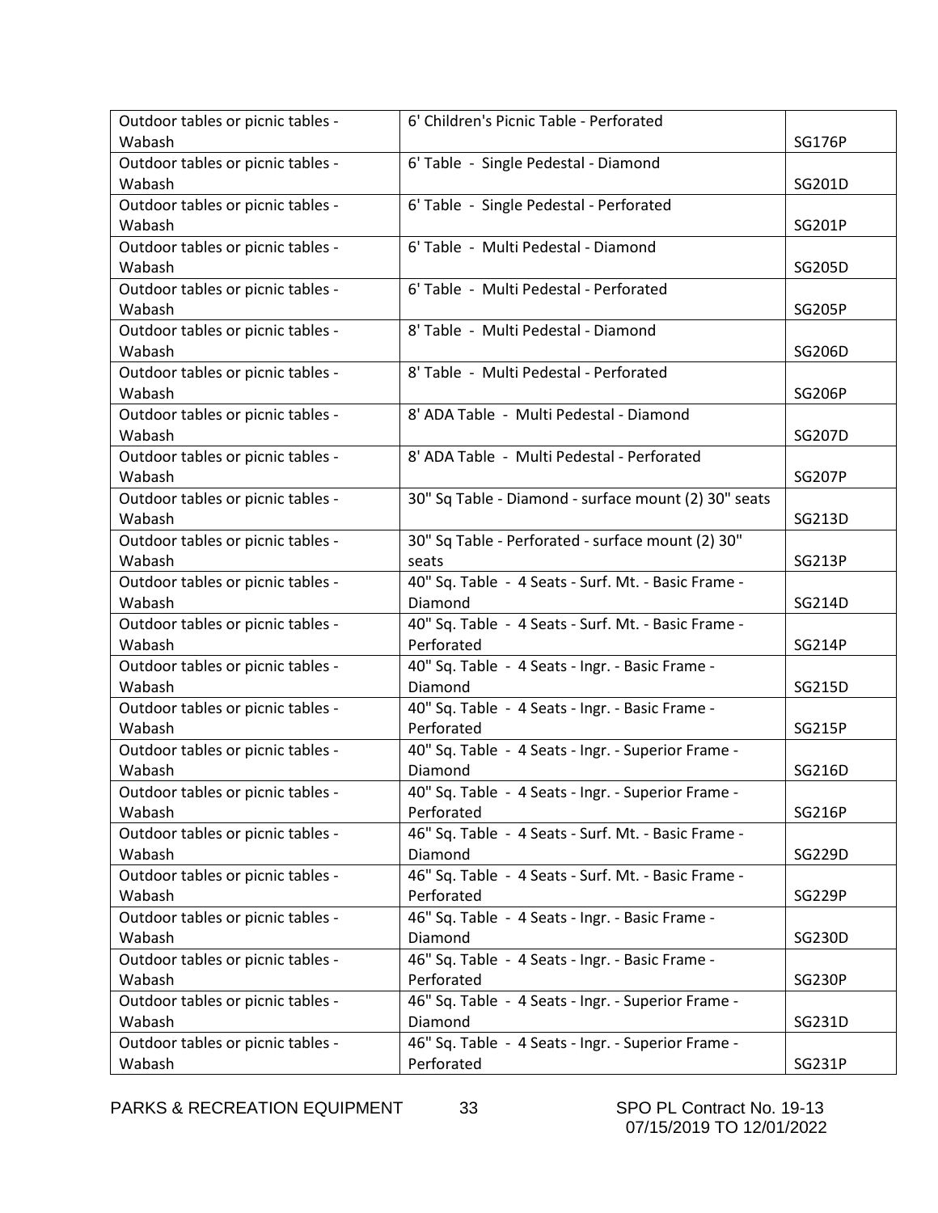| Outdoor tables or picnic tables - Wabash | 6' Children's Picnic Table - Perforated | SG176P |
|---|---|---|
| Outdoor tables or picnic tables - Wabash | 6' Table - Single Pedestal - Diamond | SG201D |
| Outdoor tables or picnic tables - Wabash | 6' Table - Single Pedestal - Perforated | SG201P |
| Outdoor tables or picnic tables - Wabash | 6' Table - Multi Pedestal - Diamond | SG205D |
| Outdoor tables or picnic tables - Wabash | 6' Table - Multi Pedestal - Perforated | SG205P |
| Outdoor tables or picnic tables - Wabash | 8' Table - Multi Pedestal - Diamond | SG206D |
| Outdoor tables or picnic tables - Wabash | 8' Table - Multi Pedestal - Perforated | SG206P |
| Outdoor tables or picnic tables - Wabash | 8' ADA Table - Multi Pedestal - Diamond | SG207D |
| Outdoor tables or picnic tables - Wabash | 8' ADA Table - Multi Pedestal - Perforated | SG207P |
| Outdoor tables or picnic tables - Wabash | 30" Sq Table - Diamond - surface mount (2) 30" seats | SG213D |
| Outdoor tables or picnic tables - Wabash | 30" Sq Table - Perforated - surface mount (2) 30" seats | SG213P |
| Outdoor tables or picnic tables - Wabash | 40" Sq. Table - 4 Seats - Surf. Mt. - Basic Frame - Diamond | SG214D |
| Outdoor tables or picnic tables - Wabash | 40" Sq. Table - 4 Seats - Surf. Mt. - Basic Frame - Perforated | SG214P |
| Outdoor tables or picnic tables - Wabash | 40" Sq. Table - 4 Seats - Ingr. - Basic Frame - Diamond | SG215D |
| Outdoor tables or picnic tables - Wabash | 40" Sq. Table - 4 Seats - Ingr. - Basic Frame - Perforated | SG215P |
| Outdoor tables or picnic tables - Wabash | 40" Sq. Table - 4 Seats - Ingr. - Superior Frame - Diamond | SG216D |
| Outdoor tables or picnic tables - Wabash | 40" Sq. Table - 4 Seats - Ingr. - Superior Frame - Perforated | SG216P |
| Outdoor tables or picnic tables - Wabash | 46" Sq. Table - 4 Seats - Surf. Mt. - Basic Frame - Diamond | SG229D |
| Outdoor tables or picnic tables - Wabash | 46" Sq. Table - 4 Seats - Surf. Mt. - Basic Frame - Perforated | SG229P |
| Outdoor tables or picnic tables - Wabash | 46" Sq. Table - 4 Seats - Ingr. - Basic Frame - Diamond | SG230D |
| Outdoor tables or picnic tables - Wabash | 46" Sq. Table - 4 Seats - Ingr. - Basic Frame - Perforated | SG230P |
| Outdoor tables or picnic tables - Wabash | 46" Sq. Table - 4 Seats - Ingr. - Superior Frame - Diamond | SG231D |
| Outdoor tables or picnic tables - Wabash | 46" Sq. Table - 4 Seats - Ingr. - Superior Frame - Perforated | SG231P |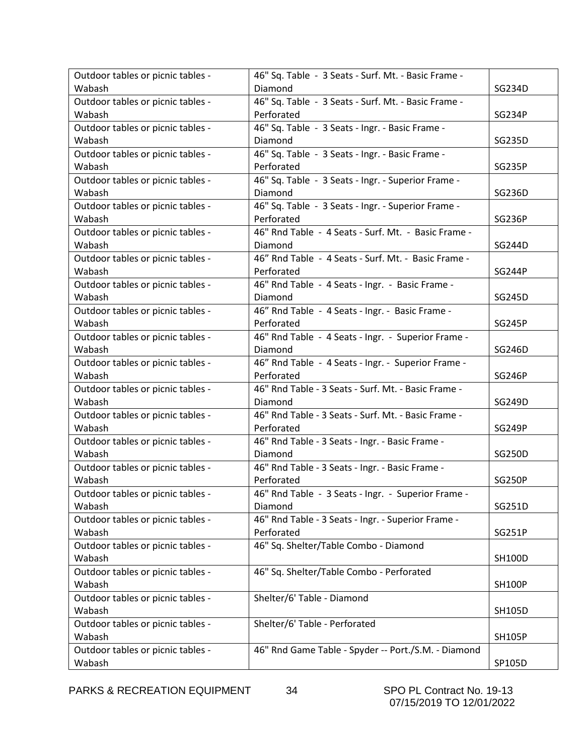| Outdoor tables or picnic tables - Wabash | 46" Sq. Table - 3 Seats - Surf. Mt. - Basic Frame - Diamond | SG234D |
|---|---|---|
| Outdoor tables or picnic tables - Wabash | 46" Sq. Table - 3 Seats - Surf. Mt. - Basic Frame - Perforated | SG234P |
| Outdoor tables or picnic tables - Wabash | 46" Sq. Table - 3 Seats - Ingr. - Basic Frame - Diamond | SG235D |
| Outdoor tables or picnic tables - Wabash | 46" Sq. Table - 3 Seats - Ingr. - Basic Frame - Perforated | SG235P |
| Outdoor tables or picnic tables - Wabash | 46" Sq. Table - 3 Seats - Ingr. - Superior Frame - Diamond | SG236D |
| Outdoor tables or picnic tables - Wabash | 46" Sq. Table - 3 Seats - Ingr. - Superior Frame - Perforated | SG236P |
| Outdoor tables or picnic tables - Wabash | 46" Rnd Table - 4 Seats - Surf. Mt. - Basic Frame - Diamond | SG244D |
| Outdoor tables or picnic tables - Wabash | 46" Rnd Table - 4 Seats - Surf. Mt. - Basic Frame - Perforated | SG244P |
| Outdoor tables or picnic tables - Wabash | 46" Rnd Table - 4 Seats - Ingr. - Basic Frame - Diamond | SG245D |
| Outdoor tables or picnic tables - Wabash | 46" Rnd Table - 4 Seats - Ingr. - Basic Frame - Perforated | SG245P |
| Outdoor tables or picnic tables - Wabash | 46" Rnd Table - 4 Seats - Ingr. - Superior Frame - Diamond | SG246D |
| Outdoor tables or picnic tables - Wabash | 46" Rnd Table - 4 Seats - Ingr. - Superior Frame - Perforated | SG246P |
| Outdoor tables or picnic tables - Wabash | 46" Rnd Table - 3 Seats - Surf. Mt. - Basic Frame - Diamond | SG249D |
| Outdoor tables or picnic tables - Wabash | 46" Rnd Table - 3 Seats - Surf. Mt. - Basic Frame - Perforated | SG249P |
| Outdoor tables or picnic tables - Wabash | 46" Rnd Table - 3 Seats - Ingr. - Basic Frame - Diamond | SG250D |
| Outdoor tables or picnic tables - Wabash | 46" Rnd Table - 3 Seats - Ingr. - Basic Frame - Perforated | SG250P |
| Outdoor tables or picnic tables - Wabash | 46" Rnd Table - 3 Seats - Ingr. - Superior Frame - Diamond | SG251D |
| Outdoor tables or picnic tables - Wabash | 46" Rnd Table - 3 Seats - Ingr. - Superior Frame - Perforated | SG251P |
| Outdoor tables or picnic tables - Wabash | 46" Sq. Shelter/Table Combo - Diamond | SH100D |
| Outdoor tables or picnic tables - Wabash | 46" Sq. Shelter/Table Combo - Perforated | SH100P |
| Outdoor tables or picnic tables - Wabash | Shelter/6' Table - Diamond | SH105D |
| Outdoor tables or picnic tables - Wabash | Shelter/6' Table - Perforated | SH105P |
| Outdoor tables or picnic tables - Wabash | 46" Rnd Game Table - Spyder -- Port./S.M. - Diamond | SP105D |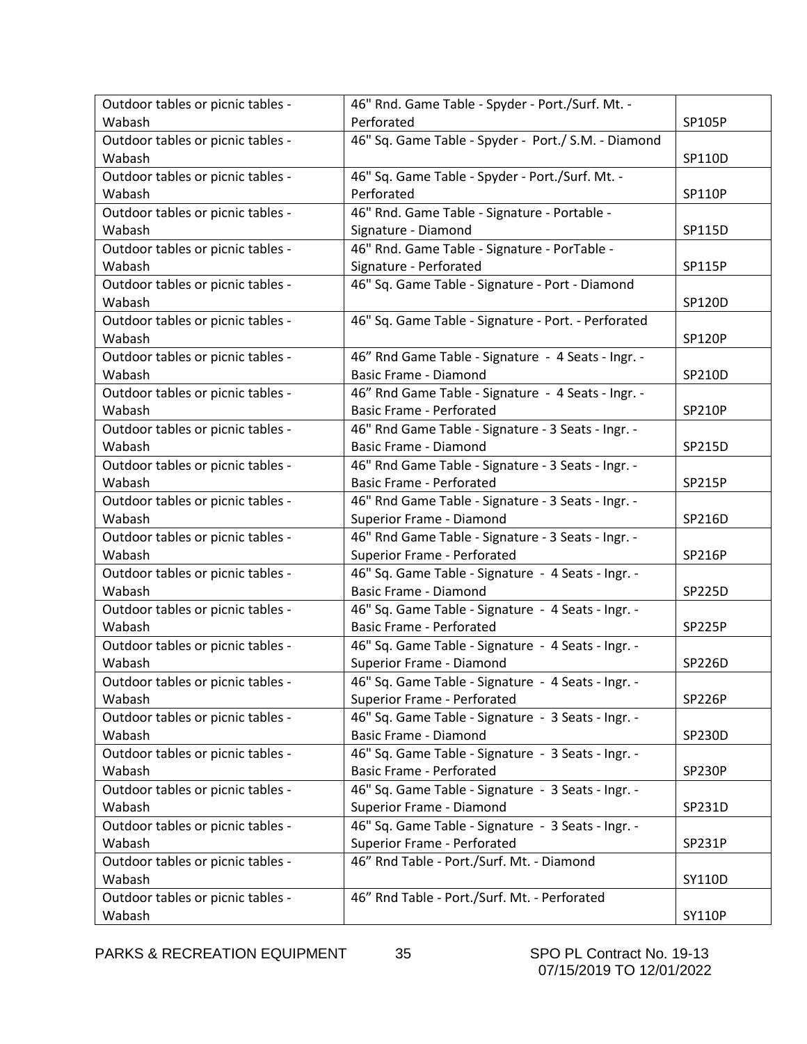| Outdoor tables or picnic tables - Wabash | 46" Rnd. Game Table - Spyder - Port./Surf. Mt. - Perforated | SP105P |
|---|---|---|
| Outdoor tables or picnic tables - Wabash | 46" Sq. Game Table - Spyder - Port./ S.M. - Diamond | SP110D |
| Outdoor tables or picnic tables - Wabash | 46" Sq. Game Table - Spyder - Port./Surf. Mt. - Perforated | SP110P |
| Outdoor tables or picnic tables - Wabash | 46" Rnd. Game Table - Signature - Portable - Signature - Diamond | SP115D |
| Outdoor tables or picnic tables - Wabash | 46" Rnd. Game Table - Signature - PorTable - Signature - Perforated | SP115P |
| Outdoor tables or picnic tables - Wabash | 46" Sq. Game Table - Signature - Port - Diamond | SP120D |
| Outdoor tables or picnic tables - Wabash | 46" Sq. Game Table - Signature - Port. - Perforated | SP120P |
| Outdoor tables or picnic tables - Wabash | 46" Rnd Game Table - Signature - 4 Seats - Ingr. - Basic Frame - Diamond | SP210D |
| Outdoor tables or picnic tables - Wabash | 46" Rnd Game Table - Signature - 4 Seats - Ingr. - Basic Frame - Perforated | SP210P |
| Outdoor tables or picnic tables - Wabash | 46" Rnd Game Table - Signature - 3 Seats - Ingr. - Basic Frame - Diamond | SP215D |
| Outdoor tables or picnic tables - Wabash | 46" Rnd Game Table - Signature - 3 Seats - Ingr. - Basic Frame - Perforated | SP215P |
| Outdoor tables or picnic tables - Wabash | 46" Rnd Game Table - Signature - 3 Seats - Ingr. - Superior Frame - Diamond | SP216D |
| Outdoor tables or picnic tables - Wabash | 46" Rnd Game Table - Signature - 3 Seats - Ingr. - Superior Frame - Perforated | SP216P |
| Outdoor tables or picnic tables - Wabash | 46" Sq. Game Table - Signature - 4 Seats - Ingr. - Basic Frame - Diamond | SP225D |
| Outdoor tables or picnic tables - Wabash | 46" Sq. Game Table - Signature - 4 Seats - Ingr. - Basic Frame - Perforated | SP225P |
| Outdoor tables or picnic tables - Wabash | 46" Sq. Game Table - Signature - 4 Seats - Ingr. - Superior Frame - Diamond | SP226D |
| Outdoor tables or picnic tables - Wabash | 46" Sq. Game Table - Signature - 4 Seats - Ingr. - Superior Frame - Perforated | SP226P |
| Outdoor tables or picnic tables - Wabash | 46" Sq. Game Table - Signature - 3 Seats - Ingr. - Basic Frame - Diamond | SP230D |
| Outdoor tables or picnic tables - Wabash | 46" Sq. Game Table - Signature - 3 Seats - Ingr. - Basic Frame - Perforated | SP230P |
| Outdoor tables or picnic tables - Wabash | 46" Sq. Game Table - Signature - 3 Seats - Ingr. - Superior Frame - Diamond | SP231D |
| Outdoor tables or picnic tables - Wabash | 46" Sq. Game Table - Signature - 3 Seats - Ingr. - Superior Frame - Perforated | SP231P |
| Outdoor tables or picnic tables - Wabash | 46" Rnd Table - Port./Surf. Mt. - Diamond | SY110D |
| Outdoor tables or picnic tables - Wabash | 46" Rnd Table - Port./Surf. Mt. - Perforated | SY110P |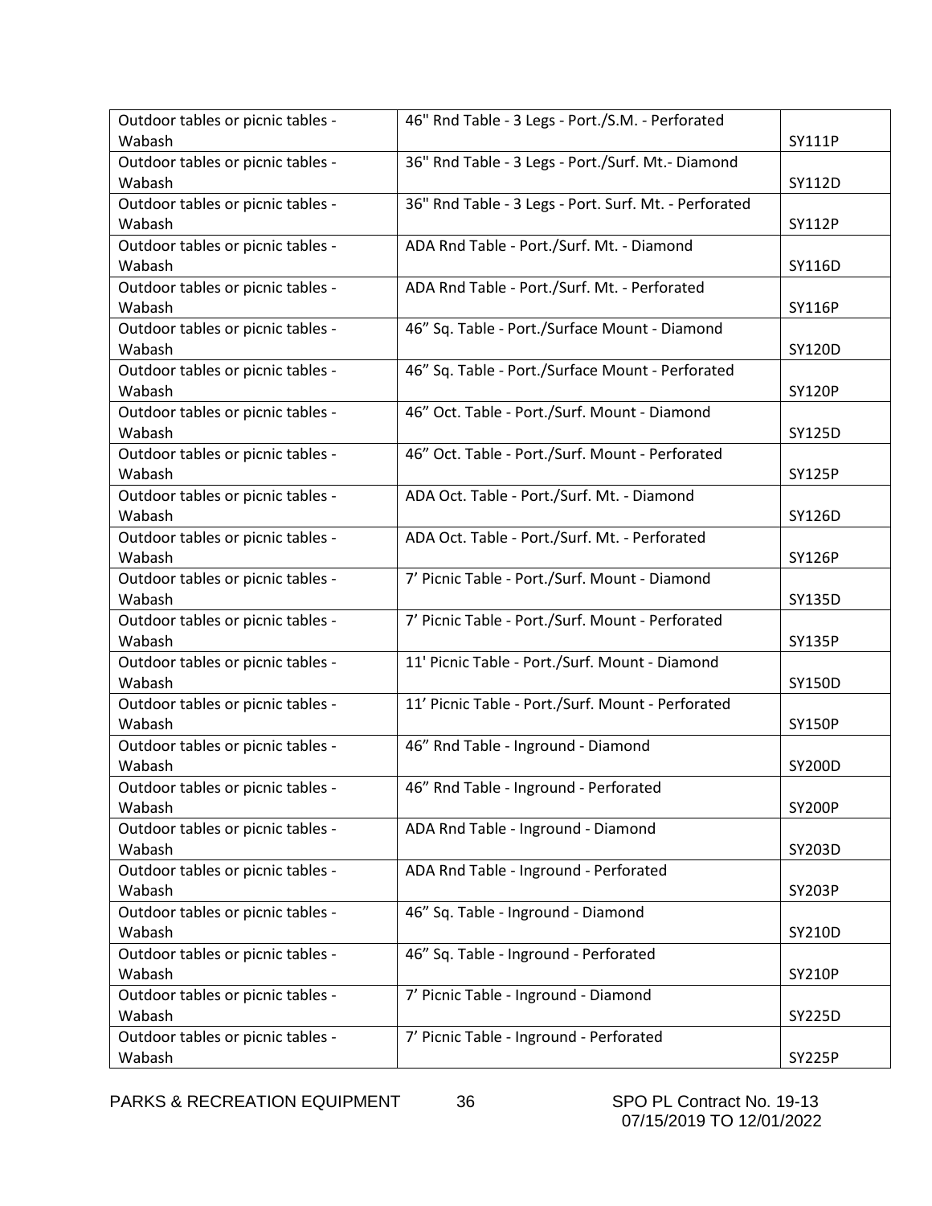| Outdoor tables or picnic tables - Wabash | 46" Rnd Table - 3 Legs - Port./S.M. - Perforated | SY111P |
|---|---|---|
| Outdoor tables or picnic tables - Wabash | 36" Rnd Table - 3 Legs - Port./Surf. Mt.- Diamond | SY112D |
| Outdoor tables or picnic tables - Wabash | 36" Rnd Table - 3 Legs - Port. Surf. Mt. - Perforated | SY112P |
| Outdoor tables or picnic tables - Wabash | ADA Rnd Table - Port./Surf. Mt. - Diamond | SY116D |
| Outdoor tables or picnic tables - Wabash | ADA Rnd Table - Port./Surf. Mt. - Perforated | SY116P |
| Outdoor tables or picnic tables - Wabash | 46" Sq. Table - Port./Surface Mount - Diamond | SY120D |
| Outdoor tables or picnic tables - Wabash | 46" Sq. Table - Port./Surface Mount - Perforated | SY120P |
| Outdoor tables or picnic tables - Wabash | 46" Oct. Table - Port./Surf. Mount - Diamond | SY125D |
| Outdoor tables or picnic tables - Wabash | 46" Oct. Table - Port./Surf. Mount - Perforated | SY125P |
| Outdoor tables or picnic tables - Wabash | ADA Oct. Table - Port./Surf. Mt. - Diamond | SY126D |
| Outdoor tables or picnic tables - Wabash | ADA Oct. Table - Port./Surf. Mt. - Perforated | SY126P |
| Outdoor tables or picnic tables - Wabash | 7' Picnic Table - Port./Surf. Mount - Diamond | SY135D |
| Outdoor tables or picnic tables - Wabash | 7' Picnic Table - Port./Surf. Mount - Perforated | SY135P |
| Outdoor tables or picnic tables - Wabash | 11' Picnic Table - Port./Surf. Mount - Diamond | SY150D |
| Outdoor tables or picnic tables - Wabash | 11' Picnic Table - Port./Surf. Mount - Perforated | SY150P |
| Outdoor tables or picnic tables - Wabash | 46" Rnd Table - Inground - Diamond | SY200D |
| Outdoor tables or picnic tables - Wabash | 46" Rnd Table - Inground - Perforated | SY200P |
| Outdoor tables or picnic tables - Wabash | ADA Rnd Table - Inground - Diamond | SY203D |
| Outdoor tables or picnic tables - Wabash | ADA Rnd Table - Inground - Perforated | SY203P |
| Outdoor tables or picnic tables - Wabash | 46" Sq. Table - Inground - Diamond | SY210D |
| Outdoor tables or picnic tables - Wabash | 46" Sq. Table - Inground - Perforated | SY210P |
| Outdoor tables or picnic tables - Wabash | 7' Picnic Table - Inground - Diamond | SY225D |
| Outdoor tables or picnic tables - Wabash | 7' Picnic Table - Inground - Perforated | SY225P |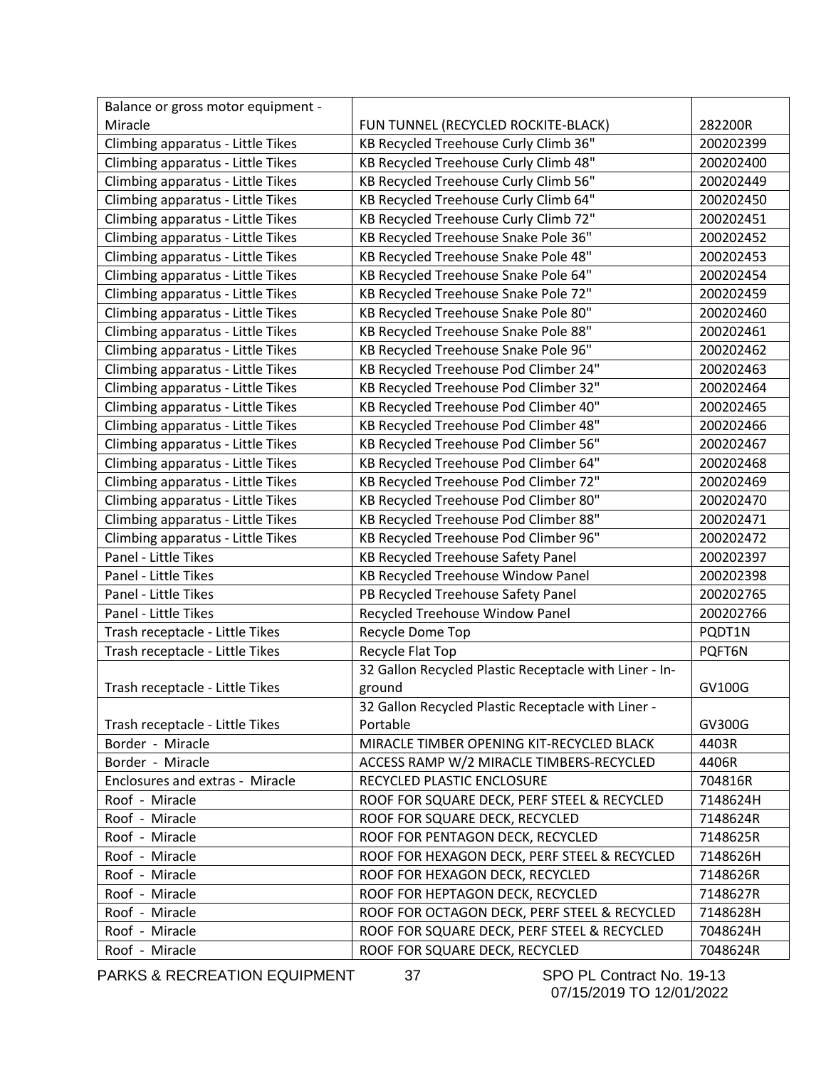| Balance or gross motor equipment - Miracle | FUN TUNNEL (RECYCLED ROCKITE-BLACK) | 282200R |
|---|---|---|
| Climbing apparatus - Little Tikes | KB Recycled Treehouse Curly Climb 36" | 200202399 |
| Climbing apparatus - Little Tikes | KB Recycled Treehouse Curly Climb 48" | 200202400 |
| Climbing apparatus - Little Tikes | KB Recycled Treehouse Curly Climb 56" | 200202449 |
| Climbing apparatus - Little Tikes | KB Recycled Treehouse Curly Climb 64" | 200202450 |
| Climbing apparatus - Little Tikes | KB Recycled Treehouse Curly Climb 72" | 200202451 |
| Climbing apparatus - Little Tikes | KB Recycled Treehouse Snake Pole 36" | 200202452 |
| Climbing apparatus - Little Tikes | KB Recycled Treehouse Snake Pole 48" | 200202453 |
| Climbing apparatus - Little Tikes | KB Recycled Treehouse Snake Pole 64" | 200202454 |
| Climbing apparatus - Little Tikes | KB Recycled Treehouse Snake Pole 72" | 200202459 |
| Climbing apparatus - Little Tikes | KB Recycled Treehouse Snake Pole 80" | 200202460 |
| Climbing apparatus - Little Tikes | KB Recycled Treehouse Snake Pole 88" | 200202461 |
| Climbing apparatus - Little Tikes | KB Recycled Treehouse Snake Pole 96" | 200202462 |
| Climbing apparatus - Little Tikes | KB Recycled Treehouse Pod Climber 24" | 200202463 |
| Climbing apparatus - Little Tikes | KB Recycled Treehouse Pod Climber 32" | 200202464 |
| Climbing apparatus - Little Tikes | KB Recycled Treehouse Pod Climber 40" | 200202465 |
| Climbing apparatus - Little Tikes | KB Recycled Treehouse Pod Climber 48" | 200202466 |
| Climbing apparatus - Little Tikes | KB Recycled Treehouse Pod Climber 56" | 200202467 |
| Climbing apparatus - Little Tikes | KB Recycled Treehouse Pod Climber 64" | 200202468 |
| Climbing apparatus - Little Tikes | KB Recycled Treehouse Pod Climber 72" | 200202469 |
| Climbing apparatus - Little Tikes | KB Recycled Treehouse Pod Climber 80" | 200202470 |
| Climbing apparatus - Little Tikes | KB Recycled Treehouse Pod Climber 88" | 200202471 |
| Climbing apparatus - Little Tikes | KB Recycled Treehouse Pod Climber 96" | 200202472 |
| Panel - Little Tikes | KB Recycled Treehouse Safety Panel | 200202397 |
| Panel - Little Tikes | KB Recycled Treehouse Window Panel | 200202398 |
| Panel - Little Tikes | PB Recycled Treehouse Safety Panel | 200202765 |
| Panel - Little Tikes | Recycled Treehouse Window Panel | 200202766 |
| Trash receptacle - Little Tikes | Recycle Dome Top | PQDT1N |
| Trash receptacle - Little Tikes | Recycle Flat Top | PQFT6N |
| Trash receptacle - Little Tikes | 32 Gallon Recycled Plastic Receptacle with Liner - In-ground | GV100G |
| Trash receptacle - Little Tikes | 32 Gallon Recycled Plastic Receptacle with Liner - Portable | GV300G |
| Border - Miracle | MIRACLE TIMBER OPENING KIT-RECYCLED BLACK | 4403R |
| Border - Miracle | ACCESS RAMP W/2 MIRACLE TIMBERS-RECYCLED | 4406R |
| Enclosures and extras - Miracle | RECYCLED PLASTIC ENCLOSURE | 704816R |
| Roof - Miracle | ROOF FOR SQUARE DECK, PERF STEEL & RECYCLED | 7148624H |
| Roof - Miracle | ROOF FOR SQUARE DECK, RECYCLED | 7148624R |
| Roof - Miracle | ROOF FOR PENTAGON DECK, RECYCLED | 7148625R |
| Roof - Miracle | ROOF FOR HEXAGON DECK, PERF STEEL & RECYCLED | 7148626H |
| Roof - Miracle | ROOF FOR HEXAGON DECK, RECYCLED | 7148626R |
| Roof - Miracle | ROOF FOR HEPTAGON DECK, RECYCLED | 7148627R |
| Roof - Miracle | ROOF FOR OCTAGON DECK, PERF STEEL & RECYCLED | 7148628H |
| Roof - Miracle | ROOF FOR SQUARE DECK, PERF STEEL & RECYCLED | 7048624H |
| Roof - Miracle | ROOF FOR SQUARE DECK, RECYCLED | 7048624R |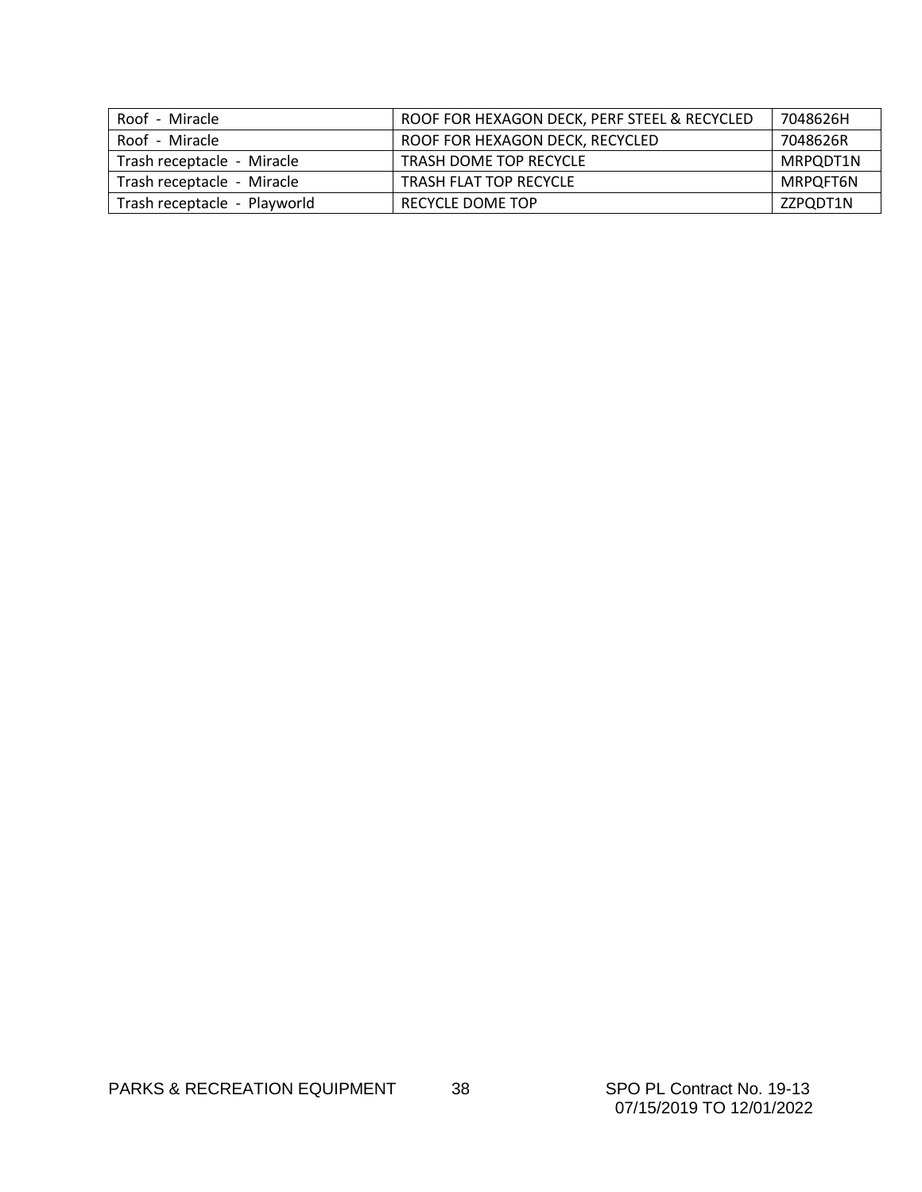| Roof - Miracle | ROOF FOR HEXAGON DECK, PERF STEEL & RECYCLED | 7048626H |
|---|---|---|
| Roof - Miracle | ROOF FOR HEXAGON DECK, RECYCLED | 7048626R |
| Trash receptacle - Miracle | TRASH DOME TOP RECYCLE | MRPQDT1N |
| Trash receptacle - Miracle | TRASH FLAT TOP RECYCLE | MRPQFT6N |
| Trash receptacle - Playworld | RECYCLE DOME TOP | ZZPQDT1N |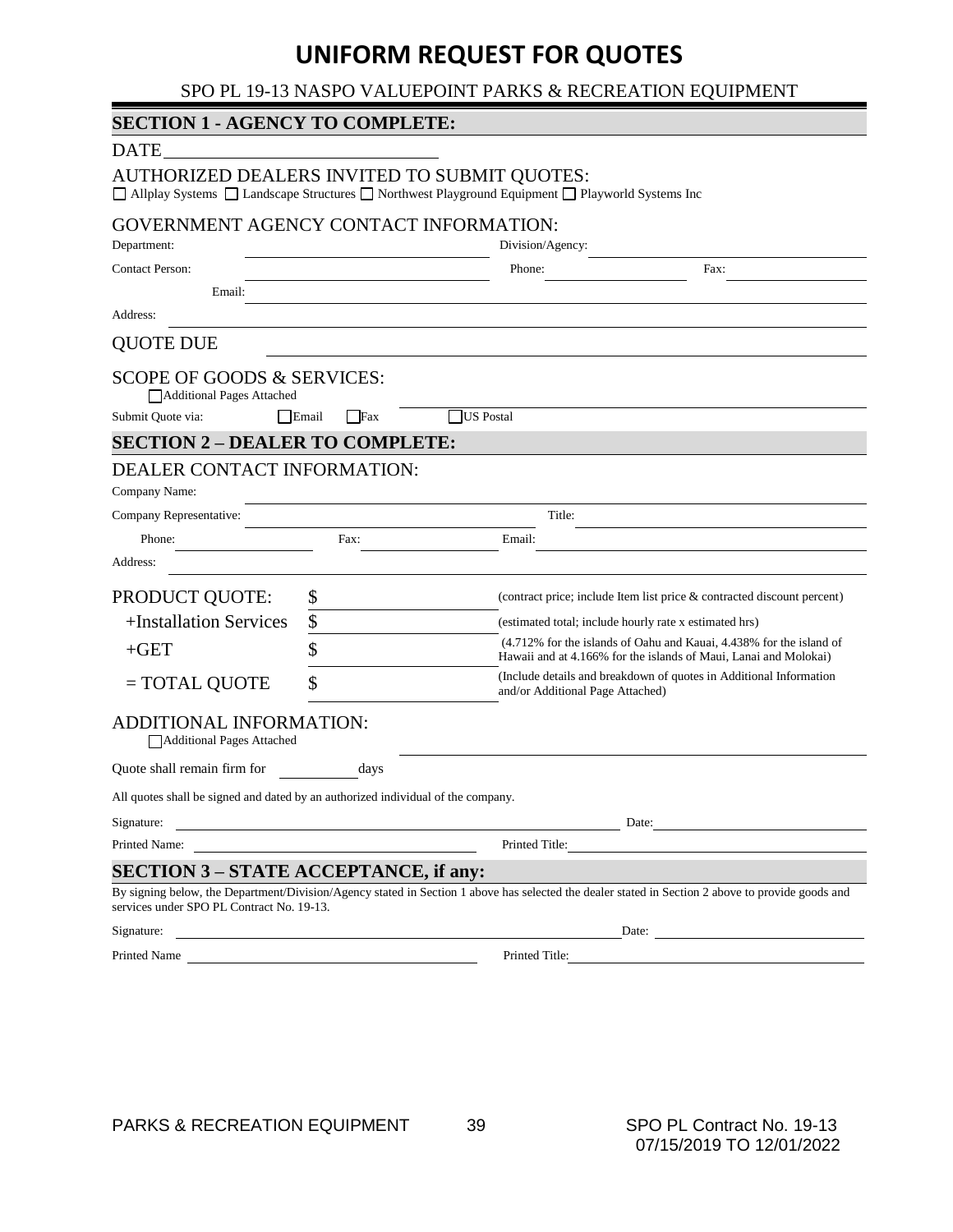# UNIFORM REQUEST FOR QUOTES

SPO PL 19-13 NASPO VALUEPOINT PARKS & RECREATION EQUIPMENT

## SECTION 1 - AGENCY TO COMPLETE:

DATE ______________________________

AUTHORIZED DEALERS INVITED TO SUBMIT QUOTES:

☐ Allplay Systems ☐ Landscape Structures ☐ Northwest Playground Equipment ☐ Playworld Systems Inc

GOVERNMENT AGENCY CONTACT INFORMATION:

Department: ______________________ Division/Agency: ______________________

Contact Person: ______________________ Phone: ______________ Fax: ______________

Email: ______________________________________________

Address: ______________________________________________

QUOTE DUE ______________________________________________

SCOPE OF GOODS & SERVICES:

☐ Additional Pages Attached

Submit Quote via: ☐ Email ☐ Fax ☐ US Postal

## SECTION 2 – DEALER TO COMPLETE:

DEALER CONTACT INFORMATION:

Company Name: ______________________________________________

Company Representative: ______________________ Title: ______________________

Phone: ______________ Fax: ______________ Email: ______________________

Address: ______________________________________________

| | | |
|---|---|---|
| PRODUCT QUOTE: | $ | (contract price; include Item list price & contracted discount percent) |
| +Installation Services | $ | (estimated total; include hourly rate x estimated hrs) |
| +GET | $ | (4.712% for the islands of Oahu and Kauai, 4.438% for the island of Hawaii and at 4.166% for the islands of Maui, Lanai and Molokai) |
| = TOTAL QUOTE | $ | (Include details and breakdown of quotes in Additional Information and/or Additional Page Attached) |

ADDITIONAL INFORMATION:

☐ Additional Pages Attached

Quote shall remain firm for __________ days

All quotes shall be signed and dated by an authorized individual of the company.

Signature: ______________________________ Date: ______________

Printed Name: ______________________________ Printed Title: ______________

## SECTION 3 – STATE ACCEPTANCE, if any:

By signing below, the Department/Division/Agency stated in Section 1 above has selected the dealer stated in Section 2 above to provide goods and services under SPO PL Contract No. 19-13.

Signature: ______________________________ Date: ______________

Printed Name ______________________________ Printed Title: ______________